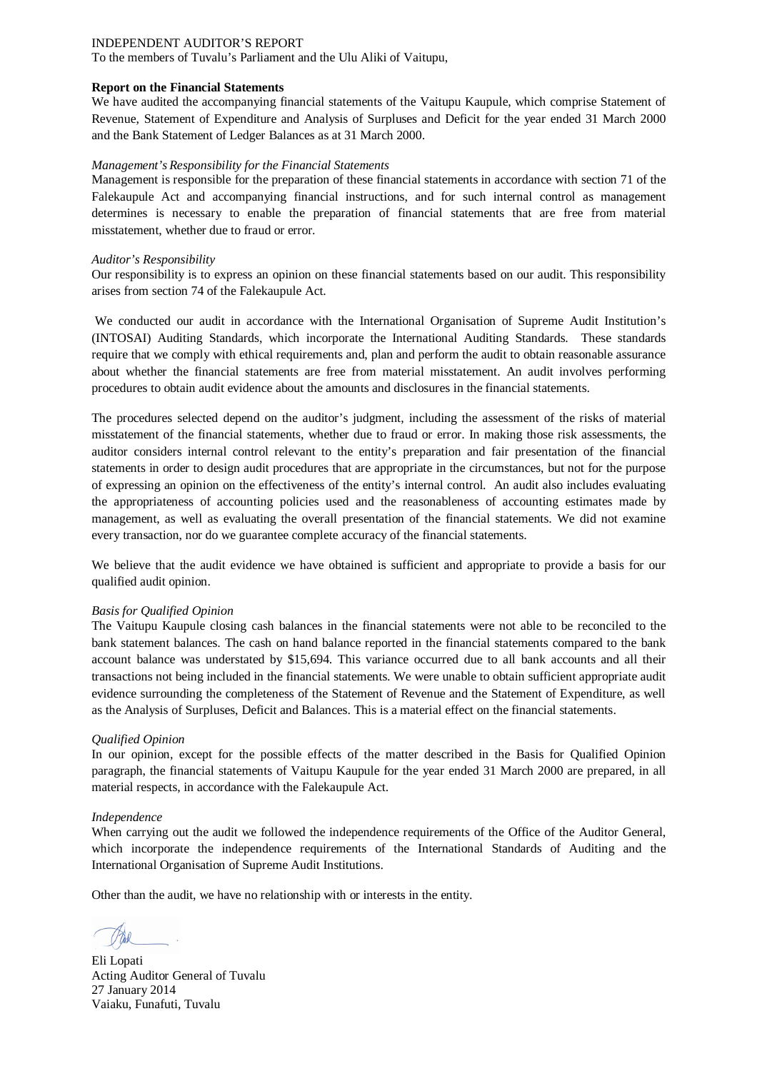INDEPENDENT AUDITOR'S REPORT

To the members of Tuvalu's Parliament and the Ulu Aliki of Vaitupu,

**Report on the Financial Statements**

We have audited the accompanying financial statements of the Vaitupu Kaupule, which comprise Statement of Revenue, Statement of Expenditure and Analysis of Surpluses and Deficit for the year ended 31 March 2000 and the Bank Statement of Ledger Balances as at 31 March 2000.

*Management's Responsibility for the Financial Statements*

Management is responsible for the preparation of these financial statements in accordance with section 71 of the Falekaupule Act and accompanying financial instructions, and for such internal control as management determines is necessary to enable the preparation of financial statements that are free from material misstatement, whether due to fraud or error.

*Auditor's Responsibility*

Our responsibility is to express an opinion on these financial statements based on our audit. This responsibility arises from section 74 of the Falekaupule Act.

We conducted our audit in accordance with the International Organisation of Supreme Audit Institution's (INTOSAI) Auditing Standards, which incorporate the International Auditing Standards. These standards require that we comply with ethical requirements and, plan and perform the audit to obtain reasonable assurance about whether the financial statements are free from material misstatement. An audit involves performing procedures to obtain audit evidence about the amounts and disclosures in the financial statements.

The procedures selected depend on the auditor's judgment, including the assessment of the risks of material misstatement of the financial statements, whether due to fraud or error. In making those risk assessments, the auditor considers internal control relevant to the entity's preparation and fair presentation of the financial statements in order to design audit procedures that are appropriate in the circumstances, but not for the purpose of expressing an opinion on the effectiveness of the entity's internal control. An audit also includes evaluating the appropriateness of accounting policies used and the reasonableness of accounting estimates made by management, as well as evaluating the overall presentation of the financial statements. We did not examine every transaction, nor do we guarantee complete accuracy of the financial statements.

We believe that the audit evidence we have obtained is sufficient and appropriate to provide a basis for our qualified audit opinion.

*Basis for Qualified Opinion*

The Vaitupu Kaupule closing cash balances in the financial statements were not able to be reconciled to the bank statement balances. The cash on hand balance reported in the financial statements compared to the bank account balance was understated by $15,694. This variance occurred due to all bank accounts and all their transactions not being included in the financial statements. We were unable to obtain sufficient appropriate audit evidence surrounding the completeness of the Statement of Revenue and the Statement of Expenditure, as well as the Analysis of Surpluses, Deficit and Balances. This is a material effect on the financial statements.

*Qualified Opinion*

In our opinion, except for the possible effects of the matter described in the Basis for Qualified Opinion paragraph, the financial statements of Vaitupu Kaupule for the year ended 31 March 2000 are prepared, in all material respects, in accordance with the Falekaupule Act.

*Independence*

When carrying out the audit we followed the independence requirements of the Office of the Auditor General, which incorporate the independence requirements of the International Standards of Auditing and the International Organisation of Supreme Audit Institutions.

Other than the audit, we have no relationship with or interests in the entity.

Eli Lopati  
Acting Auditor General of Tuvalu  
27 January 2014  
Vaiaku, Funafuti, Tuvalu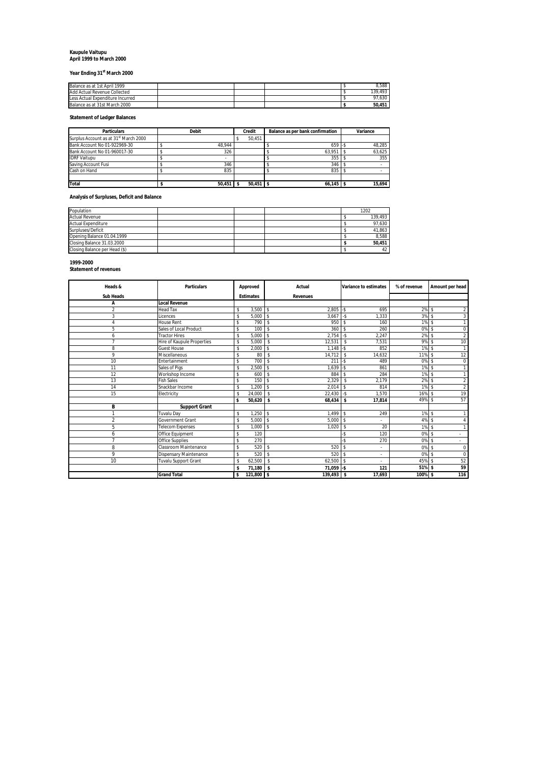**Kaupule Vaitupu**
**April 1999 to March 2000**

**Year Ending 31st March 2000**

| | |
|---|---|
| Balance as at 1st April 1999 | $ 8,588 |
| Add Actual Revenue Collected | $ 139,493 |
| Less Actual Expenditure Incurred | $ 97,630 |
| Balance as at 31st March 2000 | **$ 50,451** |

**Statement of Ledger Balances**

| Particulars | Debit | Credit | Balance as per bank confirmation | Variance |
|---|---|---|---|---|
| Surplus Account as at 31st March 2000 | | $ 50,451 | | |
| Bank Account No 01-922969-30 | $ 48,944 | | $ 659 | -$ 48,285 |
| Bank Account No 01-960017-30 | $ 326 | | $ 63,951 | $ 63,625 |
| IDRF Vaitupu | $ - | | $ 355 | $ 355 |
| Saving Account Fusi | $ 346 | | $ 346 | $ - |
| Cash on Hand | $ 835 | | $ 835 | $ - |
| | | | | |
| **Total** | **$ 50,451** | **$ 50,451** | **$ 66,145** | **$ 15,694** |

**Analysis of Surpluses, Deficit and Balance**

| | |
|---|---|
| Population | 1202 |
| Actual Revenue | $ 139,493 |
| Actual Expenditure | $ 97,630 |
| Surpluses/Deficit | $ 41,863 |
| Opening Balance 01.04.1999 | $ 8,588 |
| Closing Balance 31.03.2000 | **$ 50,451** |
| Closing Balance per Head ($) | $ 42 |

**1999-2000**
**Statement of revenues**

| Heads & Sub Heads | Particulars | Approved Estimates | Actual Revenues | Variance to estimates | % of revenue | Amount per head |
|---|---|---|---|---|---|---|
| **A** | **Local Revenue** | | | | | |
| 2 | Head Tax | $ 3,500 | $ 2,805 | -$ 695 | 2% | $ 2 |
| 3 | Licences | $ 5,000 | $ 3,667 | -$ 1,333 | 3% | $ 3 |
| 4 | House Rent | $ 790 | $ 950 | $ 160 | 1% | $ 1 |
| 5 | Sales of Local Product | $ 100 | $ 360 | $ 260 | 0% | $ 0 |
| 6 | Tractor Hires | $ 5,000 | $ 2,754 | -$ 2,247 | 2% | $ 2 |
| 7 | Hire of Kaupule Properties | $ 5,000 | $ 12,531 | $ 7,531 | 9% | $ 10 |
| 8 | Guest House | $ 2,000 | $ 1,148 | -$ 852 | 1% | $ 1 |
| 9 | Miscellaneous | $ 80 | $ 14,712 | $ 14,632 | 11% | $ 12 |
| 10 | Entertainment | $ 700 | $ 211 | -$ 489 | 0% | $ 0 |
| 11 | Sales of Pigs | $ 2,500 | $ 1,639 | -$ 861 | 1% | $ 1 |
| 12 | Workshop Income | $ 600 | $ 884 | $ 284 | 1% | $ 1 |
| 13 | Fish Sales | $ 150 | $ 2,329 | $ 2,179 | 2% | $ 2 |
| 14 | Snackbar Income | $ 1,200 | $ 2,014 | $ 814 | 1% | $ 2 |
| 15 | Electricity | $ 24,000 | $ 22,430 | -$ 1,570 | 16% | $ 19 |
| | | **$ 50,620** | **$ 68,434** | **$ 17,814** | **49%** | **$ 57** |
| **B** | **Support Grant** | | | | | |
| 1 | Tuvalu Day | $ 1,250 | $ 1,499 | $ 249 | 1% | $ 1 |
| 2 | Government Grant | $ 5,000 | $ 5,000 | $ - | 4% | $ 4 |
| 5 | Telecom Expenses | $ 1,000 | $ 1,020 | $ 20 | 1% | $ 1 |
| 6 | Office Equipment | $ 120 | | -$ 120 | 0% | $ - |
| 7 | Office Supplies | $ 270 | | -$ 270 | 0% | $ - |
| 8 | Classroom Maintenance | $ 520 | $ 520 | $ - | 0% | $ 0 |
| 9 | Dispensary Maintenance | $ 520 | $ 520 | $ - | 0% | $ 0 |
| 10 | Tuvalu Support Grant | $ 62,500 | $ 62,500 | $ - | 45% | $ 52 |
| | | **$ 71,180** | **$ 71,059** | **-$ 121** | **51%** | **$ 59** |
| | **Grand Total** | **$ 121,800** | **$ 139,493** | **$ 17,693** | **100%** | **$ 116** |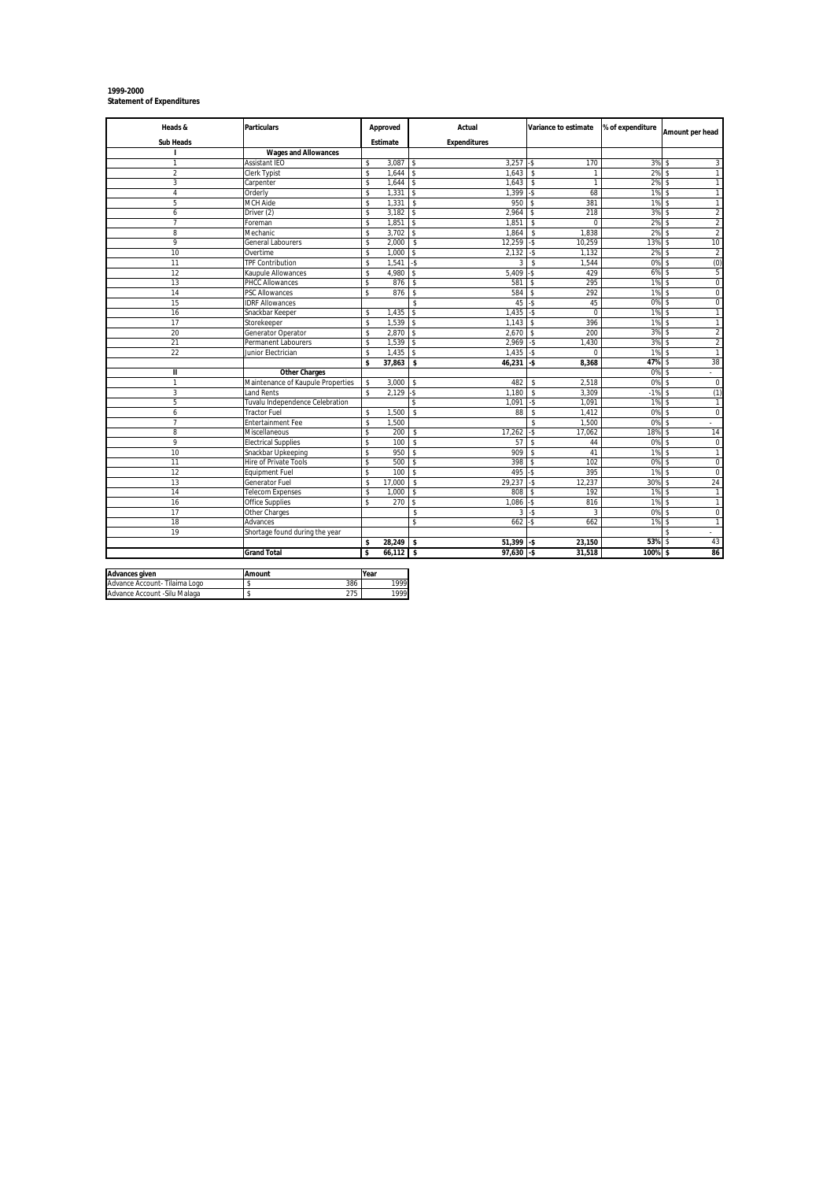**1999-2000**
**Statement of Expenditures**

| Heads & Sub Heads | Particulars | Approved Estimate | Actual Expenditures | Variance to estimate | % of expenditure | Amount per head |
|---|---|---|---|---|---|---|
| I | **Wages and Allowances** | | | | | |
| 1 | Assistant IEO | $ 3,087 | $ 3,257 | -$ 170 | 3% | $ 3 |
| 2 | Clerk Typist | $ 1,644 | $ 1,643 | $ 1 | 2% | $ 1 |
| 3 | Carpenter | $ 1,644 | $ 1,643 | $ 1 | 2% | $ 1 |
| 4 | Orderly | $ 1,331 | $ 1,399 | -$ 68 | 1% | $ 1 |
| 5 | MCH Aide | $ 1,331 | $ 950 | $ 381 | 1% | $ 1 |
| 6 | Driver (2) | $ 3,182 | $ 2,964 | $ 218 | 3% | $ 2 |
| 7 | Foreman | $ 1,851 | $ 1,851 | $ 0 | 2% | $ 2 |
| 8 | Mechanic | $ 3,702 | $ 1,864 | $ 1,838 | 2% | $ 2 |
| 9 | General Labourers | $ 2,000 | $ 12,259 | -$ 10,259 | 13% | $ 10 |
| 10 | Overtime | $ 1,000 | $ 2,132 | -$ 1,132 | 2% | $ 2 |
| 11 | TPF Contribution | $ 1,541 | -$ 3 | $ 1,544 | 0% | $ (0) |
| 12 | Kaupule Allowances | $ 4,980 | $ 5,409 | -$ 429 | 6% | $ 5 |
| 13 | PHCC Allowances | $ 876 | $ 581 | $ 295 | 1% | $ 0 |
| 14 | PSC Allowances | $ 876 | $ 584 | $ 292 | 1% | $ 0 |
| 15 | IDRF Allowances | | $ 45 | -$ 45 | 0% | $ 0 |
| 16 | Snackbar Keeper | $ 1,435 | $ 1,435 | -$ 0 | 1% | $ 1 |
| 17 | Storekeeper | $ 1,539 | $ 1,143 | $ 396 | 1% | $ 1 |
| 20 | Generator Operator | $ 2,870 | $ 2,670 | $ 200 | 3% | $ 2 |
| 21 | Permanent Labourers | $ 1,539 | $ 2,969 | -$ 1,430 | 3% | $ 2 |
| 22 | Junior Electrician | $ 1,435 | $ 1,435 | -$ 0 | 1% | $ 1 |
| | | **$ 37,863** | **$ 46,231** | **-$ 8,368** | **47%** | $ 38 |
| II | **Other Charges** | | | | 0% | $ - |
| 1 | Maintenance of Kaupule Properties | $ 3,000 | $ 482 | $ 2,518 | 0% | $ 0 |
| 3 | Land Rents | $ 2,129 | -$ 1,180 | $ 3,309 | -1% | $ (1) |
| 5 | Tuvalu Independence Celebration | | $ 1,091 | -$ 1,091 | 1% | $ 1 |
| 6 | Tractor Fuel | $ 1,500 | $ 88 | $ 1,412 | 0% | $ 0 |
| 7 | Entertainment Fee | $ 1,500 | | $ 1,500 | 0% | $ - |
| 8 | Miscellaneous | $ 200 | $ 17,262 | -$ 17,062 | 18% | $ 14 |
| 9 | Electrical Supplies | $ 100 | $ 57 | $ 44 | 0% | $ 0 |
| 10 | Snackbar Upkeeping | $ 950 | $ 909 | $ 41 | 1% | $ 1 |
| 11 | Hire of Private Tools | $ 500 | $ 398 | $ 102 | 0% | $ 0 |
| 12 | Equipment Fuel | $ 100 | $ 495 | -$ 395 | 1% | $ 0 |
| 13 | Generator Fuel | $ 17,000 | $ 29,237 | -$ 12,237 | 30% | $ 24 |
| 14 | Telecom Expenses | $ 1,000 | $ 808 | $ 192 | 1% | $ 1 |
| 16 | Office Supplies | $ 270 | $ 1,086 | -$ 816 | 1% | $ 1 |
| 17 | Other Charges | | $ 3 | -$ 3 | 0% | $ 0 |
| 18 | Advances | | $ 662 | -$ 662 | 1% | $ 1 |
| 19 | Shortage found during the year | | | | | $ - |
| | | **$ 28,249** | **$ 51,399** | **-$ 23,150** | **53%** | $ 43 |
| | **Grand Total** | **$ 66,112** | **$ 97,630** | **-$ 31,518** | **100%** | **$ 86** |

| Advances given | Amount | Year |
|---|---|---|
| Advance Account- Tilaima Logo | $ 386 | 1999 |
| Advance Account -Silu Malaga | $ 275 | 1999 |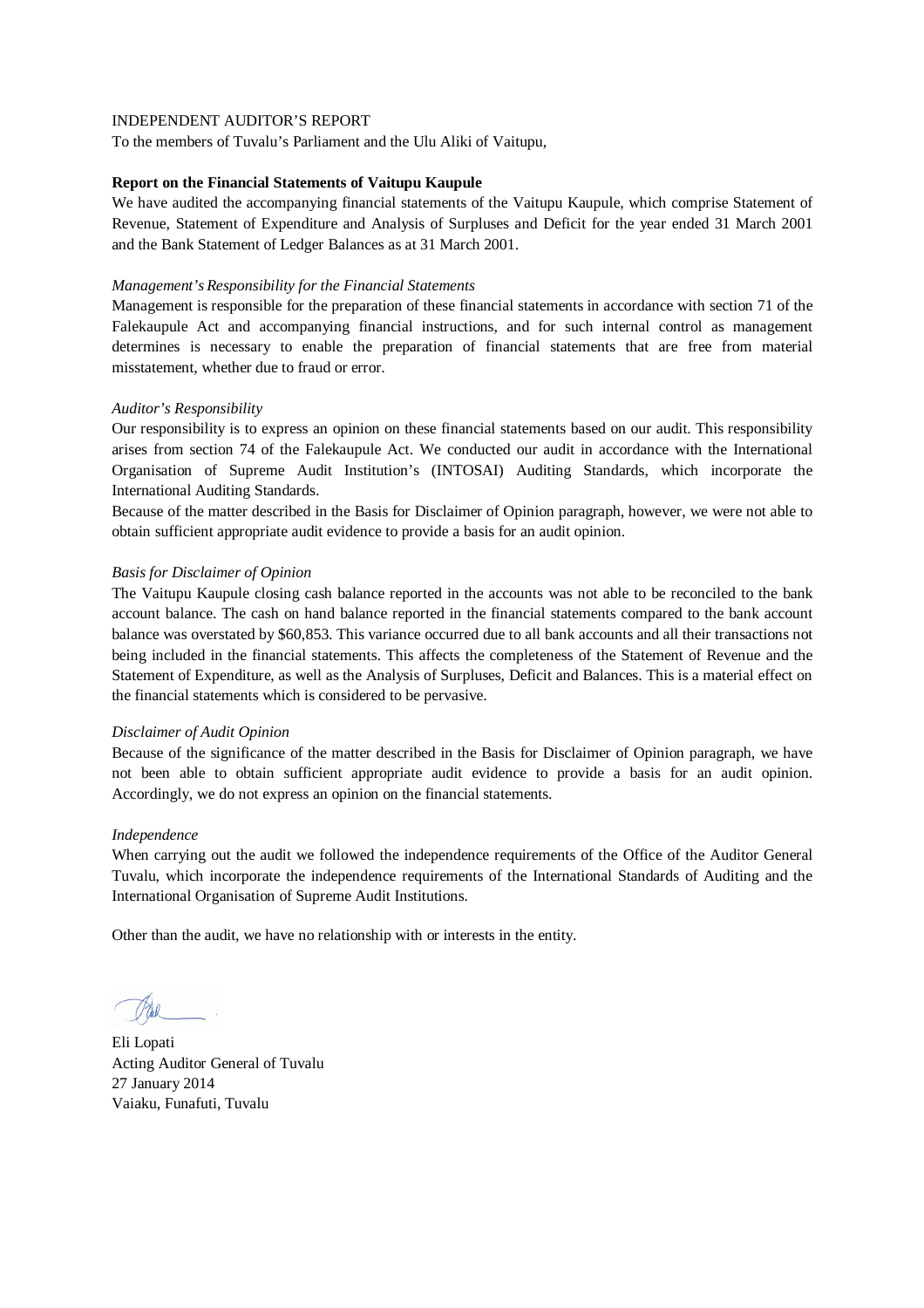INDEPENDENT AUDITOR'S REPORT

To the members of Tuvalu's Parliament and the Ulu Aliki of Vaitupu,

**Report on the Financial Statements of Vaitupu Kaupule**

We have audited the accompanying financial statements of the Vaitupu Kaupule, which comprise Statement of Revenue, Statement of Expenditure and Analysis of Surpluses and Deficit for the year ended 31 March 2001 and the Bank Statement of Ledger Balances as at 31 March 2001.

*Management's Responsibility for the Financial Statements*

Management is responsible for the preparation of these financial statements in accordance with section 71 of the Falekaupule Act and accompanying financial instructions, and for such internal control as management determines is necessary to enable the preparation of financial statements that are free from material misstatement, whether due to fraud or error.

*Auditor's Responsibility*

Our responsibility is to express an opinion on these financial statements based on our audit. This responsibility arises from section 74 of the Falekaupule Act. We conducted our audit in accordance with the International Organisation of Supreme Audit Institution's (INTOSAI) Auditing Standards, which incorporate the International Auditing Standards.

Because of the matter described in the Basis for Disclaimer of Opinion paragraph, however, we were not able to obtain sufficient appropriate audit evidence to provide a basis for an audit opinion.

*Basis for Disclaimer of Opinion*

The Vaitupu Kaupule closing cash balance reported in the accounts was not able to be reconciled to the bank account balance. The cash on hand balance reported in the financial statements compared to the bank account balance was overstated by $60,853. This variance occurred due to all bank accounts and all their transactions not being included in the financial statements. This affects the completeness of the Statement of Revenue and the Statement of Expenditure, as well as the Analysis of Surpluses, Deficit and Balances. This is a material effect on the financial statements which is considered to be pervasive.

*Disclaimer of Audit Opinion*

Because of the significance of the matter described in the Basis for Disclaimer of Opinion paragraph, we have not been able to obtain sufficient appropriate audit evidence to provide a basis for an audit opinion. Accordingly, we do not express an opinion on the financial statements.

*Independence*

When carrying out the audit we followed the independence requirements of the Office of the Auditor General Tuvalu, which incorporate the independence requirements of the International Standards of Auditing and the International Organisation of Supreme Audit Institutions.

Other than the audit, we have no relationship with or interests in the entity.

Eli Lopati
Acting Auditor General of Tuvalu
27 January 2014
Vaiaku, Funafuti, Tuvalu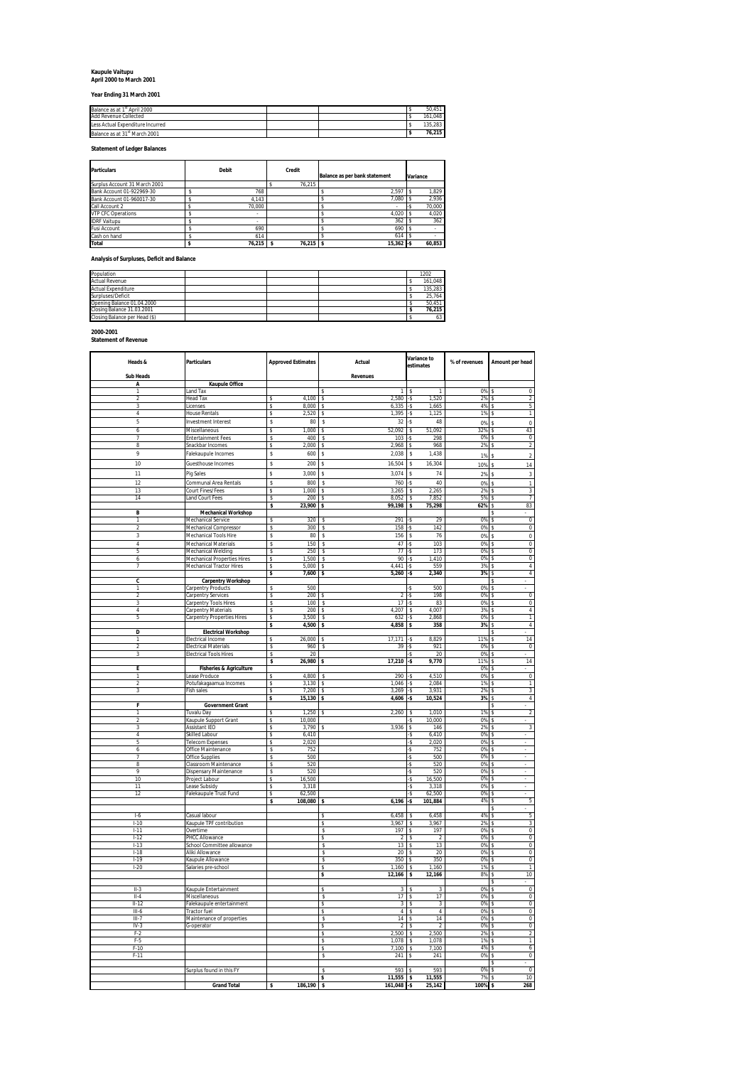**Kaupule Vaitupu**
**April 2000 to March 2001**

**Year Ending 31 March 2001**

| | | | |
|---|---|---|---|
| Balance as at 1st April 2000 | | | $ 50,451 |
| Add Revenue Collected | | | $ 161,048 |
| Less Actual Expenditure Incurred | | | $ 135,283 |
| Balance as at 31st March 2001 | | | **$ 76,215** |

**Statement of Ledger Balances**

| Particulars | Debit | Credit | Balance as per bank statement | Variance |
|---|---|---|---|---|
| Surplus Account 31 March 2001 | | $ 76,215 | | |
| Bank Account 01-922969-30 | $ 768 | | $ 2,597 | $ 1,829 |
| Bank Account 01-960017-30 | $ 4,143 | | $ 7,080 | $ 2,936 |
| Call Account 2 | $ 70,000 | | $ - | -$ 70,000 |
| VTP CFC Operations | $ - | | $ 4,020 | $ 4,020 |
| IDRF Vaitupu | $ - | | $ 362 | $ 362 |
| Fusi Account | $ 690 | | $ 690 | $ - |
| Cash on hand | $ 614 | | $ 614 | $ - |
| **Total** | **$ 76,215** | **$ 76,215** | **$ 15,362** | **-$ 60,853** |

**Analysis of Surpluses, Deficit and Balance**

| | |
|---|---|
| Population | 1202 |
| Actual Revenue | $ 161,048 |
| Actual Expenditure | $ 135,283 |
| Surpluses/Deficit | $ 25,764 |
| Opening Balance 01.04.2000 | $ 50,451 |
| Closing Balance 31.03.2001 | **$ 76,215** |
| Closing Balance per Head ($) | $ 63 |

**2000-2001**
**Statement of Revenue**

| Heads & Sub Heads | Particulars | Approved Estimates | Actual Revenues | Variance to estimates | % of revenues | Amount per head |
|---|---|---|---|---|---|---|
| **A** | **Kaupule Office** | | | | | |
| 1 | Land Tax | | $ 1 | $ 1 | 0% | $ 0 |
| 2 | Head Tax | $ 4,100 | $ 2,580 | -$ 1,520 | 2% | $ 2 |
| 3 | Licenses | $ 8,000 | $ 6,335 | -$ 1,665 | 4% | $ 5 |
| 4 | House Rentals | $ 2,520 | $ 1,395 | -$ 1,125 | 1% | $ 1 |
| 5 | Investment Interest | $ 80 | $ 32 | -$ 48 | 0% | $ 0 |
| 6 | Miscellaneous | $ 1,000 | $ 52,092 | $ 51,092 | 32% | $ 43 |
| 7 | Entertainment Fees | $ 400 | $ 103 | -$ 298 | 0% | $ 0 |
| 8 | Snackbar Incomes | $ 2,000 | $ 2,968 | $ 968 | 2% | $ 2 |
| 9 | Falekaupule Incomes | $ 600 | $ 2,038 | $ 1,438 | 1% | $ 2 |
| 10 | Guesthouse Incomes | $ 200 | $ 16,504 | $ 16,304 | 10% | $ 14 |
| 11 | Pig Sales | $ 3,000 | $ 3,074 | $ 74 | 2% | $ 3 |
| 12 | Communal Area Rentals | $ 800 | $ 760 | -$ 40 | 0% | $ 1 |
| 13 | Court Fines/Fees | $ 1,000 | $ 3,265 | $ 2,265 | 2% | $ 3 |
| 14 | Land Court Fees | $ 200 | $ 8,052 | $ 7,852 | 5% | $ 7 |
| | | **$ 23,900** | **$ 99,198** | **$ 75,298** | **62%** | $ 83 |
| **B** | **Mechanical Workshop** | | | | | $ - |
| 1 | Mechanical Service | $ 320 | $ 291 | -$ 29 | 0% | $ 0 |
| 2 | Mechanical Compressor | $ 300 | $ 158 | -$ 142 | 0% | $ 0 |
| 3 | Mechanical Tools Hire | $ 80 | $ 156 | $ 76 | 0% | $ 0 |
| 4 | Mechanical Materials | $ 150 | $ 47 | -$ 103 | 0% | $ 0 |
| 5 | Mechanical Welding | $ 250 | $ 77 | -$ 173 | 0% | $ 0 |
| 6 | Mechanical Properties Hires | $ 1,500 | $ 90 | -$ 1,410 | 0% | $ 0 |
| 7 | Mechanical Tractor Hires | $ 5,000 | $ 4,441 | -$ 559 | 3% | $ 4 |
| | | **$ 7,600** | **$ 5,260** | **-$ 2,340** | **3%** | $ 4 |
| **C** | **Carpentry Workshop** | | | | | $ - |
| 1 | Carpentry Products | $ 500 | | -$ 500 | 0% | $ - |
| 2 | Carpentry Services | $ 200 | $ 2 | -$ 198 | 0% | $ 0 |
| 3 | Carpentry Tools Hires | $ 100 | $ 17 | -$ 83 | 0% | $ 0 |
| 4 | Carpentry Materials | $ 200 | $ 4,207 | $ 4,007 | 3% | $ 4 |
| 5 | Carpentry Properties Hires | $ 3,500 | $ 632 | -$ 2,868 | 0% | $ 1 |
| | | **$ 4,500** | **$ 4,858** | **$ 358** | **3%** | $ 4 |
| **D** | **Electrical Workshop** | | | | | $ - |
| 1 | Electrical Income | $ 26,000 | $ 17,171 | -$ 8,829 | 11% | $ 14 |
| 2 | Electrical Materials | $ 960 | $ 39 | -$ 921 | 0% | $ 0 |
| 3 | Electrical Tools Hires | $ 20 | | -$ 20 | 0% | $ - |
| | | **$ 26,980** | **$ 17,210** | **-$ 9,770** | 11% | $ 14 |
| **E** | **Fisheries & Agriculture** | | | | 0% | $ - |
| 1 | Lease Produce | $ 4,800 | $ 290 | -$ 4,510 | 0% | $ 0 |
| 2 | Potufakagaamua Incomes | $ 3,130 | $ 1,046 | -$ 2,084 | 1% | $ 1 |
| 3 | Fish sales | $ 7,200 | $ 3,269 | -$ 3,931 | 2% | $ 3 |
| | | **$ 15,130** | **$ 4,606** | **-$ 10,524** | **3%** | $ 4 |
| **F** | **Government Grant** | | | | | $ - |
| 1 | Tuvalu Day | $ 1,250 | $ 2,260 | $ 1,010 | 1% | $ 2 |
| 2 | Kaupule Support Grant | $ 10,000 | | -$ 10,000 | 0% | $ - |
| 3 | Assistant IEO | $ 3,790 | $ 3,936 | $ 146 | 2% | $ 3 |
| 4 | Skilled Labour | $ 6,410 | | -$ 6,410 | 0% | $ - |
| 5 | Telecom Expenses | $ 2,020 | | -$ 2,020 | 0% | $ - |
| 6 | Office Maintenance | $ 752 | | -$ 752 | 0% | $ - |
| 7 | Office Supplies | $ 500 | | -$ 500 | 0% | $ - |
| 8 | Classroom Maintenance | $ 520 | | -$ 520 | 0% | $ - |
| 9 | Dispensary Maintenance | $ 520 | | -$ 520 | 0% | $ - |
| 10 | Project Labour | $ 16,500 | | -$ 16,500 | 0% | $ - |
| 11 | Lease Subsidy | $ 3,318 | | -$ 3,318 | 0% | $ - |
| 12 | Falekaupule Trust Fund | $ 62,500 | | -$ 62,500 | 0% | $ - |
| | | **$ 108,080** | **$ 6,196** | **-$ 101,884** | 4% | $ 5 |
| | | | | | | $ - |
| I-6 | Casual labour | | $ 6,458 | $ 6,458 | 4% | $ 5 |
| I-10 | Kaupule TPF contribution | | $ 3,967 | $ 3,967 | 2% | $ 3 |
| I-11 | Overtime | | $ 197 | $ 197 | 0% | $ 0 |
| I-12 | PHCC Allowance | | $ 2 | $ 2 | 0% | $ 0 |
| I-13 | School Committee allowance | | $ 13 | $ 13 | 0% | $ 0 |
| I-18 | Aliki Allowance | | $ 20 | $ 20 | 0% | $ 0 |
| I-19 | Kaupule Allowance | | $ 350 | $ 350 | 0% | $ 0 |
| I-20 | Salaries pre-school | | $ 1,160 | $ 1,160 | 1% | $ 1 |
| | | | **$ 12,166** | **$ 12,166** | 8% | $ 10 |
| | | | | | | $ - |
| II-3 | Kaupule Entertainment | | $ 3 | $ 3 | 0% | $ 0 |
| II-4 | Miscellaneous | | $ 17 | $ 17 | 0% | $ 0 |
| II-12 | Falekaupule entertainment | | $ 3 | $ 3 | 0% | $ 0 |
| III-6 | Tractor fuel | | $ 4 | $ 4 | 0% | $ 0 |
| III-7 | Maintenance of properties | | $ 14 | $ 14 | 0% | $ 0 |
| IV-3 | G-operator | | $ 2 | $ 2 | 0% | $ 0 |
| F-2 | | | $ 2,500 | $ 2,500 | 2% | $ 2 |
| F-5 | | | $ 1,078 | $ 1,078 | 1% | $ 1 |
| F-10 | | | $ 7,100 | $ 7,100 | 4% | $ 6 |
| F-11 | | | $ 241 | $ 241 | 0% | $ 0 |
| | | | | | | $ - |
| | Surplus found in this FY | | $ 593 | $ 593 | 0% | $ 0 |
| | | | **$ 11,555** | **$ 11,555** | 7% | $ 10 |
| | **Grand Total** | **$ 186,190** | **$ 161,048** | **-$ 25,142** | **100%** | **$ 268** |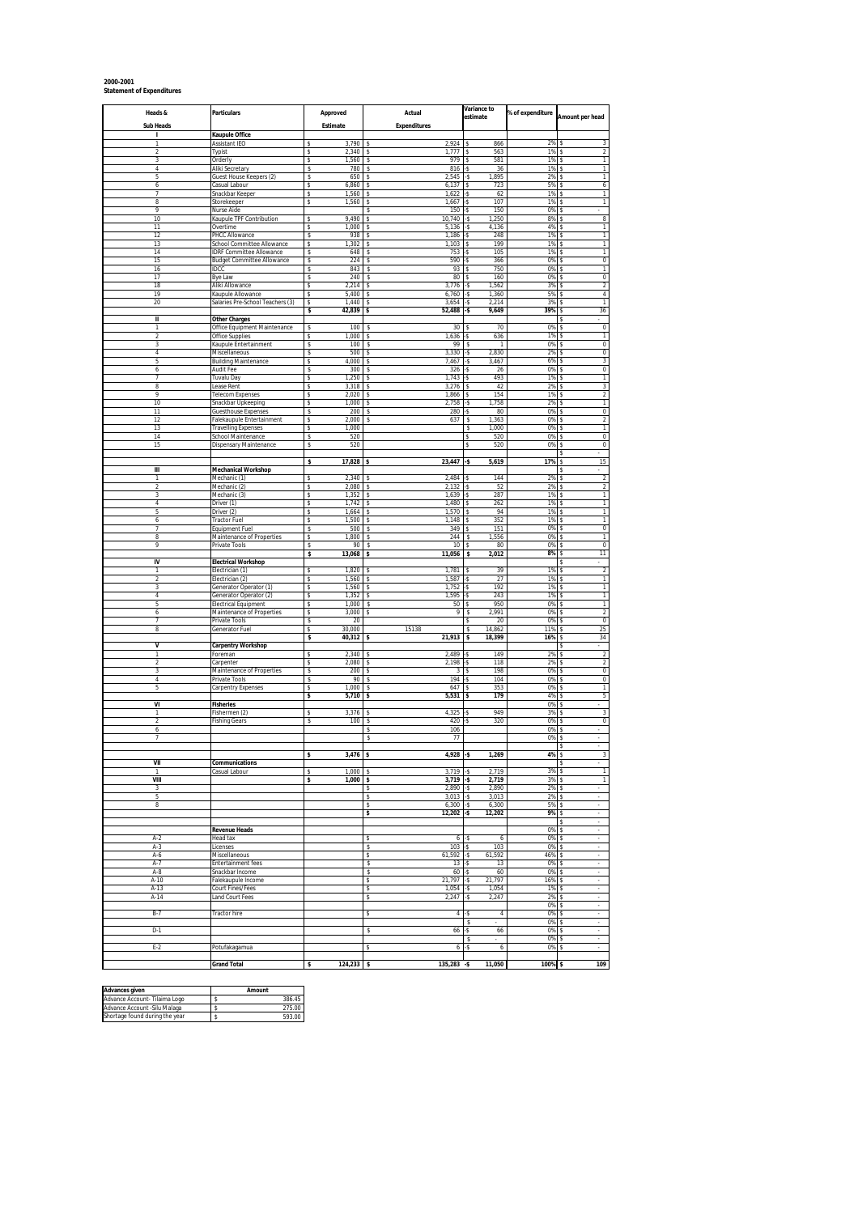**2000-2001**
**Statement of Expenditures**

| Heads & Sub Heads | Particulars | Approved Estimate | Actual Expenditures | Variance to estimate | % of expenditure | Amount per head |
|---|---|---|---|---|---|---|
| **I** | **Kaupule Office** | | | | | |
| 1 | Assistant IEO | $ 3,790 | $ 2,924 | $ 866 | 2% | $ 3 |
| 2 | Typist | $ 2,340 | $ 1,777 | $ 563 | 1% | $ 2 |
| 3 | Orderly | $ 1,560 | $ 979 | $ 581 | 1% | $ 1 |
| 4 | Aliki Secretary | $ 780 | $ 816 | -$ 36 | 1% | $ 1 |
| 5 | Guest House Keepers (2) | $ 650 | $ 2,545 | -$ 1,895 | 2% | $ 1 |
| 6 | Casual Labour | $ 6,860 | $ 6,137 | $ 723 | 5% | $ 6 |
| 7 | Snackbar Keeper | $ 1,560 | $ 1,622 | -$ 62 | 1% | $ 1 |
| 8 | Storekeeper | $ 1,560 | $ 1,667 | -$ 107 | 1% | $ 1 |
| 9 | Nurse Aide | | $ 150 | -$ 150 | 0% | $ - |
| 10 | Kaupule TPF Contribution | $ 9,490 | $ 10,740 | -$ 1,250 | 8% | $ 8 |
| 11 | Overtime | $ 1,000 | $ 5,136 | -$ 4,136 | 4% | $ 1 |
| 12 | PHCC Allowance | $ 938 | $ 1,186 | -$ 248 | 1% | $ 1 |
| 13 | School Committee Allowance | $ 1,302 | $ 1,103 | $ 199 | 1% | $ 1 |
| 14 | IDRF Committee Allowance | $ 648 | $ 753 | -$ 105 | 1% | $ 1 |
| 15 | Budget Committee Allowance | $ 224 | $ 590 | -$ 366 | 0% | $ 0 |
| 16 | IDCC | $ 843 | $ 93 | $ 750 | 0% | $ 1 |
| 17 | Bye Law | $ 240 | $ 80 | $ 160 | 0% | $ 0 |
| 18 | Aliki Allowance | $ 2,214 | $ 3,776 | -$ 1,562 | 3% | $ 2 |
| 19 | Kaupule Allowance | $ 5,400 | $ 6,760 | -$ 1,360 | 5% | $ 4 |
| 20 | Salaries Pre-School Teachers (3) | $ 1,440 | $ 3,654 | -$ 2,214 | 3% | $ 1 |
| | | **$ 42,839** | **$ 52,488** | **-$ 9,649** | **39%** | $ 36 |
| **II** | **Other Charges** | | | | | $ - |
| 1 | Office Equipment Maintenance | $ 100 | $ 30 | $ 70 | 0% | $ 0 |
| 2 | Office Supplies | $ 1,000 | $ 1,636 | -$ 636 | 1% | $ 1 |
| 3 | Kaupule Entertainment | $ 100 | $ 99 | $ 1 | 0% | $ 0 |
| 4 | Miscellaneous | $ 500 | $ 3,330 | -$ 2,830 | 2% | $ 0 |
| 5 | Building Maintenance | $ 4,000 | $ 7,467 | -$ 3,467 | 6% | $ 3 |
| 6 | Audit Fee | $ 300 | $ 326 | -$ 26 | 0% | $ 0 |
| 7 | Tuvalu Day | $ 1,250 | $ 1,743 | -$ 493 | 1% | $ 1 |
| 8 | Lease Rent | $ 3,318 | $ 3,276 | $ 42 | 2% | $ 3 |
| 9 | Telecom Expenses | $ 2,020 | $ 1,866 | $ 154 | 1% | $ 2 |
| 10 | Snackbar Upkeeping | $ 1,000 | $ 2,758 | -$ 1,758 | 2% | $ 1 |
| 11 | Guesthouse Expenses | $ 200 | $ 280 | -$ 80 | 0% | $ 0 |
| 12 | Falekaupule Entertainment | $ 2,000 | $ 637 | $ 1,363 | 0% | $ 2 |
| 13 | Travelling Expenses | $ 1,000 | | $ 1,000 | 0% | $ 1 |
| 14 | School Maintenance | $ 520 | | $ 520 | 0% | $ 0 |
| 15 | Dispensary Maintenance | $ 520 | | $ 520 | 0% | $ 0 |
| | | | | | | $ - |
| | | **$ 17,828** | **$ 23,447** | **-$ 5,619** | **17%** | $ 15 |
| **III** | **Mechanical Workshop** | | | | | $ - |
| 1 | Mechanic (1) | $ 2,340 | $ 2,484 | -$ 144 | 2% | $ 2 |
| 2 | Mechanic (2) | $ 2,080 | $ 2,132 | -$ 52 | 2% | $ 2 |
| 3 | Mechanic (3) | $ 1,352 | $ 1,639 | -$ 287 | 1% | $ 1 |
| 4 | Driver (1) | $ 1,742 | $ 1,480 | $ 262 | 1% | $ 1 |
| 5 | Driver (2) | $ 1,664 | $ 1,570 | $ 94 | 1% | $ 1 |
| 6 | Tractor Fuel | $ 1,500 | $ 1,148 | $ 352 | 1% | $ 1 |
| 7 | Equipment Fuel | $ 500 | $ 349 | $ 151 | 0% | $ 0 |
| 8 | Maintenance of Properties | $ 1,800 | $ 244 | $ 1,556 | 0% | $ 1 |
| 9 | Private Tools | $ 90 | $ 10 | $ 80 | 0% | $ 0 |
| | | **$ 13,068** | **$ 11,056** | **$ 2,012** | **8%** | $ 11 |
| **IV** | **Electrical Workshop** | | | | | $ - |
| 1 | Electrician (1) | $ 1,820 | $ 1,781 | $ 39 | 1% | $ 2 |
| 2 | Electrician (2) | $ 1,560 | $ 1,587 | -$ 27 | 1% | $ 1 |
| 3 | Generator Operator (1) | $ 1,560 | $ 1,752 | -$ 192 | 1% | $ 1 |
| 4 | Generator Operator (2) | $ 1,352 | $ 1,595 | -$ 243 | 1% | $ 1 |
| 5 | Electrical Equipment | $ 1,000 | $ 50 | $ 950 | 0% | $ 1 |
| 6 | Maintenance of Properties | $ 3,000 | $ 9 | $ 2,991 | 0% | $ 2 |
| 7 | Private Tools | $ 20 | | $ 20 | 0% | $ 0 |
| 8 | Generator Fuel | $ 30,000 | 15138 | $ 14,862 | 11% | $ 25 |
| | | **$ 40,312** | **$ 21,913** | **$ 18,399** | **16%** | $ 34 |
| **V** | **Carpentry Workshop** | | | | | $ - |
| 1 | Foreman | $ 2,340 | $ 2,489 | -$ 149 | 2% | $ 2 |
| 2 | Carpenter | $ 2,080 | $ 2,198 | -$ 118 | 2% | $ 2 |
| 3 | Maintenance of Properties | $ 200 | $ 3 | $ 198 | 0% | $ 0 |
| 4 | Private Tools | $ 90 | $ 194 | -$ 104 | 0% | $ 0 |
| 5 | Carpentry Expenses | $ 1,000 | $ 647 | $ 353 | 0% | $ 1 |
| | | **$ 5,710** | **$ 5,531** | **$ 179** | 4% | $ 5 |
| **VI** | **Fisheries** | | | | 0% | $ - |
| 1 | Fishermen (2) | $ 3,376 | $ 4,325 | -$ 949 | 3% | $ 3 |
| 2 | Fishing Gears | $ 100 | $ 420 | -$ 320 | 0% | $ 0 |
| 6 | | | $ 106 | | 0% | $ - |
| 7 | | | $ 77 | | 0% | $ - |
| | | | | | | $ - |
| | | **$ 3,476** | **$ 4,928** | **-$ 1,269** | **4%** | $ 3 |
| **VII** | **Communications** | | | | | $ - |
| 1 | Casual Labour | $ 1,000 | $ 3,719 | -$ 2,719 | 3% | $ 1 |
| **VIII** | | **$ 1,000** | **$ 3,719** | **-$ 2,719** | 3% | $ 1 |
| 3 | | | $ 2,890 | -$ 2,890 | 2% | $ - |
| 5 | | | $ 3,013 | -$ 3,013 | 2% | $ - |
| 8 | | | $ 6,300 | -$ 6,300 | 5% | $ - |
| | | | **$ 12,202** | **-$ 12,202** | **9%** | $ - |
| | | | | | | $ - |
| | **Revenue Heads** | | | | 0% | $ - |
| A-2 | Head tax | | $ 6 | -$ 6 | 0% | $ - |
| A-3 | Licenses | | $ 103 | -$ 103 | 0% | $ - |
| A-6 | Miscellaneous | | $ 61,592 | -$ 61,592 | 46% | $ - |
| A-7 | Entertainment fees | | $ 13 | -$ 13 | 0% | $ - |
| A-8 | Snackbar Income | | $ 60 | -$ 60 | 0% | $ - |
| A-10 | Falekaupule Income | | $ 21,797 | -$ 21,797 | 16% | $ - |
| A-13 | Court Fines/Fees | | $ 1,054 | -$ 1,054 | 1% | $ - |
| A-14 | Land Court Fees | | $ 2,247 | -$ 2,247 | 2% | $ - |
| | | | | | 0% | $ - |
| B-7 | Tractor hire | | $ 4 | -$ 4 | 0% | $ - |
| | | | | $ - | 0% | $ - |
| D-1 | | | $ 66 | -$ 66 | 0% | $ - |
| | | | | $ - | 0% | $ - |
| E-2 | Potufakagamua | | $ 6 | -$ 6 | 0% | $ - |
| | | | | | | |
| | **Grand Total** | **$ 124,233** | **$ 135,283** | **-$ 11,050** | **100%** | **$ 109** |

| **Advances given** | **Amount** |
|---|---|
| Advance Account- Tilaima Logo | $ 386.45 |
| Advance Account -Silu Malaga | $ 275.00 |
| Shortage found during the year | $ 593.00 |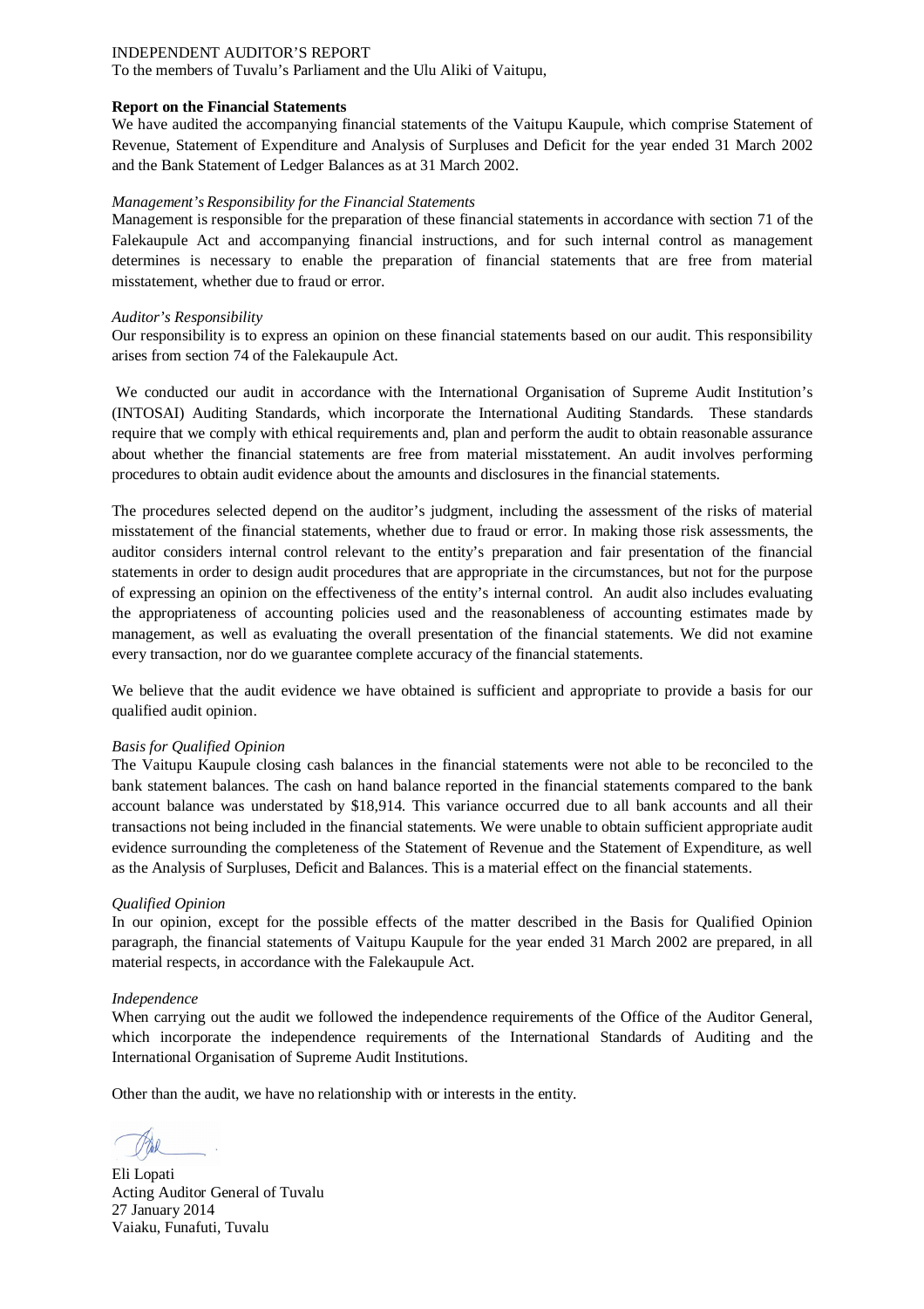INDEPENDENT AUDITOR'S REPORT

To the members of Tuvalu's Parliament and the Ulu Aliki of Vaitupu,

**Report on the Financial Statements**

We have audited the accompanying financial statements of the Vaitupu Kaupule, which comprise Statement of Revenue, Statement of Expenditure and Analysis of Surpluses and Deficit for the year ended 31 March 2002 and the Bank Statement of Ledger Balances as at 31 March 2002.

*Management's Responsibility for the Financial Statements*

Management is responsible for the preparation of these financial statements in accordance with section 71 of the Falekaupule Act and accompanying financial instructions, and for such internal control as management determines is necessary to enable the preparation of financial statements that are free from material misstatement, whether due to fraud or error.

*Auditor's Responsibility*

Our responsibility is to express an opinion on these financial statements based on our audit. This responsibility arises from section 74 of the Falekaupule Act.

We conducted our audit in accordance with the International Organisation of Supreme Audit Institution's (INTOSAI) Auditing Standards, which incorporate the International Auditing Standards. These standards require that we comply with ethical requirements and, plan and perform the audit to obtain reasonable assurance about whether the financial statements are free from material misstatement. An audit involves performing procedures to obtain audit evidence about the amounts and disclosures in the financial statements.

The procedures selected depend on the auditor's judgment, including the assessment of the risks of material misstatement of the financial statements, whether due to fraud or error. In making those risk assessments, the auditor considers internal control relevant to the entity's preparation and fair presentation of the financial statements in order to design audit procedures that are appropriate in the circumstances, but not for the purpose of expressing an opinion on the effectiveness of the entity's internal control. An audit also includes evaluating the appropriateness of accounting policies used and the reasonableness of accounting estimates made by management, as well as evaluating the overall presentation of the financial statements. We did not examine every transaction, nor do we guarantee complete accuracy of the financial statements.

We believe that the audit evidence we have obtained is sufficient and appropriate to provide a basis for our qualified audit opinion.

*Basis for Qualified Opinion*

The Vaitupu Kaupule closing cash balances in the financial statements were not able to be reconciled to the bank statement balances. The cash on hand balance reported in the financial statements compared to the bank account balance was understated by $18,914. This variance occurred due to all bank accounts and all their transactions not being included in the financial statements. We were unable to obtain sufficient appropriate audit evidence surrounding the completeness of the Statement of Revenue and the Statement of Expenditure, as well as the Analysis of Surpluses, Deficit and Balances. This is a material effect on the financial statements.

*Qualified Opinion*

In our opinion, except for the possible effects of the matter described in the Basis for Qualified Opinion paragraph, the financial statements of Vaitupu Kaupule for the year ended 31 March 2002 are prepared, in all material respects, in accordance with the Falekaupule Act.

*Independence*

When carrying out the audit we followed the independence requirements of the Office of the Auditor General, which incorporate the independence requirements of the International Standards of Auditing and the International Organisation of Supreme Audit Institutions.

Other than the audit, we have no relationship with or interests in the entity.

Eli Lopati  
Acting Auditor General of Tuvalu  
27 January 2014  
Vaiaku, Funafuti, Tuvalu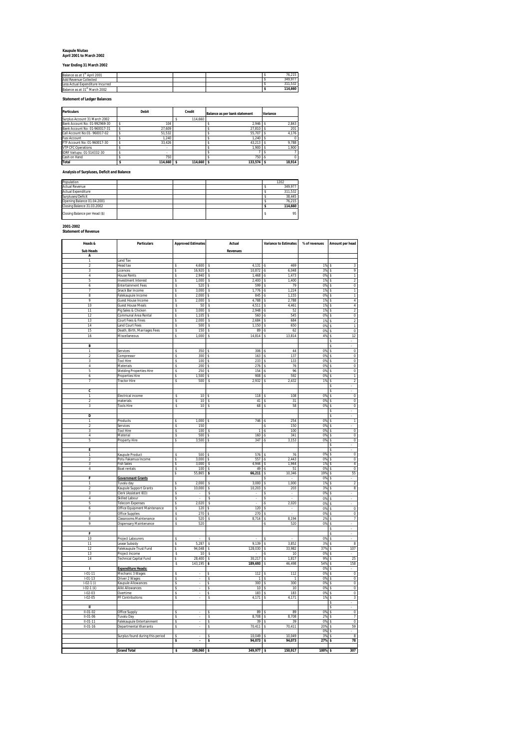**Kaupule Niutao**
**April 2001 to March 2002**

**Year Ending 31 March 2002**

| | | | | |
|---|---|---|---|---|
| Balance as at 1st April 2001 | | | | $ 76,215 |
| Add Revenue Collected | | | | $ 349,977 |
| Less Actual Expenditure Incurred | | | | $ 311,532 |
| Balance as at 31st March 2002 | | | | **$ 114,660** |

**Statement of Ledger Balances**

| Particulars | Debit | Credit | Balance as per bank statement | Variance |
|---|---|---|---|---|
| Surplus Account 31 March 2002 | | $ 114,660 | | |
| Bank Account No: 01-992969-30 | $ 104 | | $ 2,946 | $ 2,843 |
| Bank Account No: 01-960017-31 | $ 27,609 | | $ 27,810 | $ 201 |
| Call Account No:01- 960017-02 | $ 51,532 | | $ 55,707 | $ 4,176 |
| Fusi Account | $ 1,240 | | $ 1,240 | $ 0 |
| FTF Account No: 01-960017-30 | $ 33,426 | | $ 43,213 | $ 9,788 |
| VTP CFC Operations | $ - | | $ 1,900 | $ 1,900 |
| IDRF Vaitupu: 01-514332-30 | $ - | | $ 7 | $ 7 |
| Cash on Hand | $ 750 | | $ 750 | -$ 0 |
| **Total** | **$ 114,660** | **$ 114,660** | **$ 133,574** | **$ 18,914** |

**Analysis of Surpluses, Deficit and Balance**

| | | | | |
|---|---|---|---|---|
| Population | | | | 1202 |
| Actual Revenue | | | | $ 349,977 |
| Actual Expenditure | | | | $ 311,532 |
| Surpluses/Deficit | | | | $ 38,445 |
| Opening Balance 01.04.2001 | | | | $ 76,215 |
| Closing Balance 31.03.2002 | | | | **$ 114,660** |
| Closing Balance per Head ($) | | | | $ 95 |

**2001-2002**
**Statement of Revenue**

| Heads & Sub Heads | Particulars | Approved Estimates | Actual Revenues | Variance to Estimates | % of revenues | Amount per head |
|---|---|---|---|---|---|---|
| **A** | | | | | | |
| 1 | Land Tax | | | | | |
| 2 | Head tax | $ 4,600 | $ 4,131 | -$ 469 | 1% | $ 3 |
| 3 | Licences | $ 16,920 | $ 10,872 | -$ 6,048 | 3% | $ 9 |
| 4 | House Rents | $ 2,940 | $ 1,468 | -$ 1,473 | 0% | $ 1 |
| 5 | Investment Interest | $ 1,000 | $ 2,400 | $ 1,400 | 1% | $ 2 |
| 6 | Entertainment Fees | $ 520 | $ 599 | $ 79 | 0% | $ 0 |
| 7 | Snack Bar Income | $ 3,000 | $ 1,776 | -$ 1,224 | 1% | $ 1 |
| 8 | Falekaupule Income | $ 2,000 | $ 845 | -$ 1,155 | 0% | $ 1 |
| 9 | Guest House Income | $ 2,000 | $ 4,788 | $ 2,788 | 1% | $ 4 |
| 10 | Guest House Meals | $ 50 | $ 4,511 | $ 4,461 | 1% | $ 4 |
| 11 | Pig Sales & Chicken | $ 3,000 | $ 2,948 | -$ 52 | 1% | $ 2 |
| 12 | Communal Area Rental | $ 1,105 | $ 560 | -$ 545 | 0% | $ 0 |
| 13 | Court Fees & Fines | $ 2,000 | $ 2,684 | $ 684 | 1% | $ 2 |
| 14 | Land Court Fees | $ 500 | $ 1,150 | $ 650 | 0% | $ 1 |
| 15 | Death, Birth, Marriages Fees | $ 150 | $ 89 | -$ 62 | 0% | $ 0 |
| 16 | Miscellaneous | $ 1,000 | $ 14,814 | $ 13,814 | 4% | $ 12 |
| | | | | | | $ - |
| **B** | | | | | | $ - |
| 1 | Services | $ 350 | $ 306 | -$ 44 | 0% | $ 0 |
| 2 | Compressor | $ 300 | $ 163 | -$ 137 | 0% | $ 0 |
| 3 | Tool Hire | $ 100 | $ 233 | $ 133 | 0% | $ 0 |
| 4 | Materials | $ 200 | $ 276 | $ 76 | 0% | $ 0 |
| 5 | Welding Properties Hire | $ 250 | $ 154 | -$ 96 | 0% | $ 0 |
| 6 | Properties Hire | $ 1,500 | $ 908 | -$ 592 | 0% | $ 1 |
| 7 | Tractor Hire | $ 500 | $ 2,932 | $ 2,432 | 1% | $ 2 |
| | | | | | | $ - |
| **C** | | | | | | $ - |
| 1 | Electrical income | $ 10 | $ 118 | $ 108 | 0% | $ 0 |
| 2 | materials | $ 10 | $ 41 | $ 31 | 0% | $ 0 |
| 3 | Tools Hire | $ 10 | $ 68 | $ 58 | 0% | $ 0 |
| | | | | | | $ - |
| **D** | | | | | | $ - |
| 1 | Products | $ 1,000 | $ 746 | -$ 254 | 0% | $ 1 |
| 2 | Services | $ 150 | | -$ 150 | 0% | $ - |
| 3 | Tool Hire | $ 100 | $ 1 | -$ 100 | 0% | $ 0 |
| 4 | Material | $ 500 | $ 160 | -$ 341 | 0% | $ 0 |
| 5 | Property Hire | $ 3,500 | $ 347 | -$ 3,153 | 0% | $ 0 |
| | | | | | | $ - |
| **E** | | | | | | $ - |
| 1 | Kaupule Product | $ 500 | $ 576 | $ 76 | 0% | $ 0 |
| 2 | Potu Fakamua Income | $ 3,000 | $ 557 | -$ 2,443 | 0% | $ 0 |
| 3 | Fish Sales | $ 3,000 | $ 4,944 | $ 1,944 | 1% | $ 4 |
| 4 | Boat rentals | $ 100 | $ 49 | -$ 51 | 0% | $ 0 |
| | | $ 55,865 | **$ 66,211** | $ 10,346 | 19% | $ 55 |
| **F** | **Government Grants** | | | $ - | 0% | $ - |
| 1 | Tuvalu day | $ 2,000 | $ 3,000 | $ 1,000 | 1% | $ 2 |
| 2 | Kaupule Support Grants | $ 10,000 | $ 10,203 | $ 203 | 3% | $ 8 |
| 3 | Clerk (Assistant IEO) | $ - | $ - | $ - | 0% | $ - |
| 4 | Skilled Labour | $ - | $ - | $ - | 0% | $ - |
| 5 | Telecom Expenses | $ 2,020 | $ - | -$ 2,020 | 0% | $ - |
| 6 | Office Equipment Maintenance | $ 120 | $ 120 | $ - | 0% | $ 0 |
| 7 | Office Supplies | $ 270 | $ 270 | $ - | 0% | $ 0 |
| 8 | Classrooms Maintenance | $ 520 | $ 8,714 | $ 8,194 | 2% | $ 7 |
| 9 | Dispensary Maintenance | $ 520 | | -$ 520 | 0% | $ - |
| | | | | | | $ - |
| **F** | | | | | | $ - |
| 10 | Project Labourers | $ - | $ - | $ - | 0% | $ - |
| 11 | Lease Subsidy | $ 5,287 | $ 9,139 | $ 3,852 | 3% | $ 8 |
| 12 | Falekaupule Trust Fund | $ 94,048 | $ 128,030 | $ 33,982 | 37% | $ 107 |
| 13 | Project Income | $ 10 | $ - | -$ 10 | 0% | $ - |
| 14 | Technical Capital Fund | $ 28,400 | $ 30,217 | $ 1,817 | 9% | $ 25 |
| | | $ 143,195 | **$ 189,693** | $ 46,498 | 54% | $ 158 |
| **I** | **Expenditure Heads:** | | | | 0% | $ - |
| I-01-11 | Mechanic 3 Wages | $ - | $ 112 | $ 112 | 0% | $ 0 |
| I-01-13 | Driver 2 Wages | $ - | $ 1 | $ 1 | 0% | $ 0 |
| I-02-1 (i) | Kaupule Allowances | $ - | $ 300 | $ 300 | 0% | $ 0 |
| I-02-1 (ii) | Aliki Allowances | $ - | $ 10 | $ 10 | 0% | $ 0 |
| I-02-03 | Overtime | $ - | $ 183 | $ 183 | 0% | $ 0 |
| I-02-05 | PF Contributions | $ - | $ 4,171 | $ 4,171 | 1% | $ 3 |
| | | | | | | $ - |
| **II** | | | | | | $ - |
| II-01-02 | Office Supply | $ - | $ 89 | $ 89 | 0% | $ 0 |
| II-01-06 | Tuvalu Day | $ - | $ 8,708 | $ 8,708 | 2% | $ 7 |
| II-01-11 | Falekaupule Entertainment | $ - | $ 39 | $ 39 | 0% | $ 0 |
| II-01-16 | Departmental Warrants | $ - | $ 70,411 | $ 70,411 | 20% | $ 59 |
| | | | | | 0% | $ - |
| | Surplus found during this period | $ - | $ 10,049 | $ 10,049 | 3% | $ 8 |
| | | **$ -** | **$ 94,073** | **$ 94,073** | **27%** | **$ 78** |
| | | | | | | |
| | **Grand Total** | **$ 199,060** | **$ 349,977** | **$ 150,917** | **100%** | **$ 307** |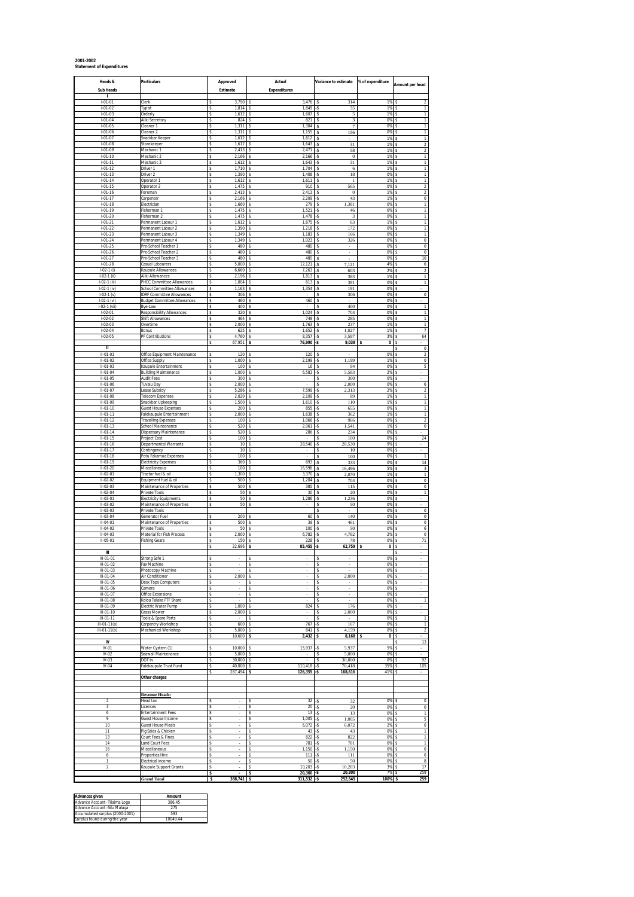**2001-2002**
**Statement of Expenditures**

| Heads & Sub Heads | Particulars | Approved Estimate | Actual Expenditures | Variance to estimate | % of expenditure | Amount per head |
|---|---|---|---|---|---|---|
| I | | | | | | |
| I-01-01 | Clerk | $ 3,790 | $ 3,476 | $ 314 | 1% | $ 2 |
| I-01-02 | Typist | $ 1,814 | $ 1,849 | -$ 35 | 1% | $ 1 |
| I-01-03 | Orderly | $ 1,612 | $ 1,607 | $ 5 | 1% | $ 1 |
| I-01-04 | Aliki Secretary | $ 824 | $ 821 | $ 3 | 0% | $ 1 |
| I-01-05 | Cleaner 1 | $ 1,311 | $ 1,304 | $ 7 | 0% | $ 1 |
| I-01-06 | Cleaner 2 | $ 1,311 | $ 1,155 | $ 156 | 0% | $ 1 |
| I-01-07 | Snackbar Keeper | $ 1,612 | $ 1,612 | $ - | 1% | $ 1 |
| I-01-08 | Storekeeper | $ 1,612 | $ 1,643 | -$ 31 | 1% | $ 2 |
| I-01-09 | Mechanic 1 | $ 2,413 | $ 2,471 | -$ 58 | 1% | $ 2 |
| I-01-10 | Mechanic 2 | $ 2,166 | $ 2,166 | -$ 0 | 1% | $ 1 |
| I-01-11 | Mechanic 3 | $ 1,612 | $ 1,643 | -$ 31 | 1% | $ 1 |
| I-01-12 | Driver 1 | $ 1,710 | $ 1,704 | $ 6 | 1% | $ 1 |
| I-01-13 | Driver 2 | $ 1,390 | $ 1,408 | -$ 18 | 0% | $ 1 |
| I-01-14 | Operator 1 | $ 1,612 | $ 1,611 | $ 1 | 1% | $ 1 |
| I-01-15 | Operator 2 | $ 1,475 | $ 910 | $ 565 | 0% | $ 2 |
| I-01-16 | Foreman | $ 2,413 | $ 2,413 | $ 0 | 1% | $ 2 |
| I-01-17 | Carpenter | $ 2,166 | $ 2,209 | -$ 43 | 1% | $ 0 |
| I-01-18 | Electrician | $ 1,660 | $ 279 | $ 1,381 | 0% | $ 1 |
| I-01-19 | Fisherman 1 | $ 1,475 | $ 1,521 | -$ 46 | 0% | $ 1 |
| I-01-20 | Fisherman 2 | $ 1,475 | $ 1,478 | -$ 3 | 0% | $ 1 |
| I-01-21 | Permanent Labour 1 | $ 1,612 | $ 1,675 | -$ 63 | 1% | $ 1 |
| I-01-22 | Permanent Labour 2 | $ 1,390 | $ 1,218 | $ 172 | 0% | $ 1 |
| I-01-23 | Permanent Labour 3 | $ 1,349 | $ 1,183 | $ 166 | 0% | $ 1 |
| I-01-24 | Permanent Labour 4 | $ 1,349 | $ 1,023 | $ 326 | 0% | $ 0 |
| I-01-25 | Pre-School Teacher 1 | $ 480 | $ 480 | $ - | 0% | $ 0 |
| I-01-26 | Pre-School Teacher 2 | $ 480 | $ 480 | $ - | 0% | $ 0 |
| I-01-27 | Pre-School Teacher 3 | $ 480 | $ 480 | $ - | 0% | $ 10 |
| I-01-28 | Casual Labourers | $ 5,000 | $ 12,121 | -$ 7,121 | 4% | $ 6 |
| I-02-1 (i) | Kaupule Allowances | $ 6,660 | $ 7,263 | -$ 603 | 2% | $ 2 |
| I-02-1 (ii) | Aliki Allowances | $ 2,196 | $ 1,813 | $ 383 | 1% | $ 1 |
| I-02-1 (iii) | PHCC Committee Allowances | $ 1,004 | $ 613 | $ 391 | 0% | $ 1 |
| I-02-1 (iv) | School Committee Allowances | $ 1,163 | $ 1,354 | -$ 191 | 0% | $ - |
| I-02-1 (v) | IDRF Committee Allowances | $ 306 | $ - | $ 306 | 0% | $ 0 |
| I-02-1 (vi) | Budget Committee Allowances | $ 460 | $ 460 | $ - | 0% | $ - |
| I-02-1 (vii) | Bye-Law | $ 400 | $ - | $ 400 | 0% | $ 1 |
| I-02-01 | Responsibility Allowances | $ 320 | $ 1,024 | -$ 704 | 0% | $ 1 |
| I-02-02 | Shift Allowances | $ 464 | $ 749 | -$ 285 | 0% | $ 1 |
| I-02-03 | Overtime | $ 2,000 | $ 1,763 | $ 237 | 1% | $ 1 |
| I-02-04 | Bonus | $ 625 | $ 1,652 | -$ 1,027 | 1% | $ 7 |
| I-02-05 | PF Contributions | $ 4,760 | $ 8,357 | -$ 3,597 | 3% | $ 64 |
| | | $ 67,951 | **$ 76,990** | **-$ 9,039** | **$ 0** | $ - |
| II | | | | | | $ 0 |
| II-01-01 | Office Equipment Maintenance | $ 120 | $ 120 | $ - | 0% | $ 2 |
| II-01-02 | Office Supply | $ 1,000 | $ 2,199 | -$ 1,199 | 1% | $ 0 |
| II-01-03 | Kaupule Entertainment | $ 100 | $ 16 | $ 84 | 0% | $ 5 |
| II-01-04 | Building Maintenance | $ 1,000 | $ 6,583 | -$ 5,583 | 2% | $ - |
| II-01-05 | Audit Fees | $ 300 | $ - | $ 300 | 0% | $ - |
| II-01-06 | Tuvalu Day | $ 2,000 | $ - | $ 2,000 | 0% | $ 6 |
| II-01-07 | Lease Subsidy | $ 5,286 | $ 7,599 | -$ 2,313 | 2% | $ 2 |
| II-01-08 | Telecom Expenses | $ 2,020 | $ 2,109 | -$ 89 | 1% | $ 1 |
| II-01-09 | Snackbar Upkeeping | $ 1,500 | $ 1,610 | -$ 110 | 1% | $ 1 |
| II-01-10 | Guest House Expenses | $ 200 | $ 855 | -$ 655 | 0% | $ 1 |
| II-01-11 | Falekaupule Entertainment | $ 2,000 | $ 1,638 | $ 362 | 1% | $ 1 |
| II-01-12 | Travelling Expenses | $ 100 | $ 1,066 | -$ 966 | 0% | $ 2 |
| II-01-13 | School Maintenance | $ 520 | $ 2,061 | -$ 1,541 | 1% | $ 0 |
| II-01-14 | Dispensary Maintenance | $ 520 | $ 286 | $ 234 | 0% | $ - |
| II-01-15 | Project Cost | $ 100 | $ - | $ 100 | 0% | $ 24 |
| II-01-16 | Departmental Warrants | $ 10 | $ 28,540 | -$ 28,530 | 9% | $ - |
| II-01-17 | Contingency | $ 10 | $ - | $ 10 | 0% | $ - |
| II-01-18 | Potu Fakamua Expenses | $ 100 | $ - | $ 100 | 0% | $ 1 |
| II-01-19 | Electricity Expenses | $ 360 | $ 693 | -$ 333 | 0% | $ 14 |
| II-01-20 | Miscellaneous | $ 100 | $ 16,596 | -$ 16,496 | 5% | $ 3 |
| II-02-01 | Tractor fuel & oil | $ 1,300 | $ 3,370 | -$ 2,070 | 1% | $ 1 |
| II-02-02 | Equipment fuel & oil | $ 500 | $ 1,204 | -$ 704 | 0% | $ 0 |
| II-02-03 | Maintenance of Properties | $ 500 | $ 385 | $ 115 | 0% | $ 0 |
| II-02-04 | Private Tools | $ 50 | $ 30 | $ 20 | 0% | $ 1 |
| II-03-01 | Electricity Equipments | $ 50 | $ 1,286 | -$ 1,236 | 0% | $ - |
| II-03-02 | Maintenance of Properties | $ 50 | $ - | $ 50 | 0% | $ - |
| II-03-03 | Private Tools | | | $ - | 0% | $ 0 |
| II-03-04 | Generator Fuel | $ 200 | $ 60 | $ 140 | 0% | $ 0 |
| II-04-01 | Maintenance of Properties | $ 500 | $ 39 | $ 461 | 0% | $ 0 |
| II-04-02 | Private Tools | $ 50 | $ 100 | -$ 50 | 0% | $ 6 |
| II-04-03 | Material for Fish Process | $ 2,000 | $ 6,782 | -$ 4,782 | 2% | $ 0 |
| II-05-01 | Fishing Gears | $ 150 | $ 228 | -$ 78 | 0% | $ 71 |
| | | $ 22,696 | **$ 85,455** | **-$ 62,759** | **$ 0** | $ - |
| III | | | | | | $ - |
| III-01-01 | Strong Safe 1 | $ - | $ - | $ - | 0% | $ - |
| III-01-02 | Fax Machine | $ - | $ - | $ - | 0% | $ - |
| III-01-03 | Photocopy Machine | $ - | $ - | $ - | 0% | $ - |
| III-01-04 | Air Conditioner | $ 2,000 | $ - | $ 2,000 | 0% | $ - |
| III-01-05 | Desk Tops Computers | $ - | $ - | $ - | 0% | $ - |
| III-01-06 | Camera | $ - | $ - | $ - | 0% | $ - |
| III-01-07 | Office Extensions | $ - | $ - | $ - | 0% | $ - |
| III-01-08 | Koloa Talake FTF Share | $ - | $ - | $ - | 0% | $ 1 |
| III-01-09 | Electric Water Pump | $ 1,000 | $ 824 | $ 176 | 0% | $ - |
| III-01-10 | Grass Mower | $ 2,000 | $ - | $ 2,000 | 0% | $ - |
| III-01-11 | Tools & Spare Parts | $ - | $ - | $ - | 0% | $ 1 |
| III-01-11(a) | Carpentry Workshop | $ 600 | $ 767 | -$ 167 | 0% | $ 1 |
| III-01-11(b) | Mechanical Workshop | $ 5,000 | $ 841 | $ 4,159 | 0% | $ 2 |
| | | $ 10,600 | **$ 2,432** | **$ 8,168** | **$ 0** | $ - |
| IV | | | | | | $ 13 |
| IV-01 | Water Cystern (1) | $ 10,000 | $ 15,937 | -$ 5,937 | 5% | $ - |
| IV-02 | Seawall Maintenance | $ 5,000 | $ - | $ 5,000 | 0% | $ - |
| IV-03 | DOT tv | $ 30,000 | $ - | $ 30,000 | 0% | $ 92 |
| IV-04 | Falekaupule Trust Fund | $ 40,000 | $ 110,418 | -$ 70,418 | 35% | $ 105 |
| | | $ 287,494 | **$ 126,355** | **-$ 168,616** | 41% | $ - |
| | **Other charges** | | | | | |
| | | | | | | |
| | **Revenue Heads:** | | | | | |
| 2 | Head tax | $ - | $ 32 | -$ 32 | 0% | $ 0 |
| 3 | Licences | $ - | $ 20 | -$ 20 | 0% | $ 0 |
| 6 | Entertainment Fees | $ - | $ 13 | -$ 13 | 0% | $ 1 |
| 9 | Guest House Income | $ - | $ 1,005 | -$ 1,005 | 0% | $ 5 |
| 10 | Guest House Meals | $ - | $ 6,072 | -$ 6,072 | 2% | $ 0 |
| 11 | Pig Sales & Chicken | $ - | $ 43 | -$ 43 | 0% | $ 1 |
| 13 | Court Fees & Fines | $ - | $ 822 | -$ 822 | 0% | $ 1 |
| 14 | Land Court Fees | $ - | $ 781 | -$ 781 | 0% | $ 1 |
| 16 | Miscellaneous | $ - | $ 1,150 | -$ 1,150 | 0% | $ 0 |
| 6 | Properties Hire | $ - | $ 111 | -$ 111 | 0% | $ 0 |
| 1 | Electrical income | $ - | $ 50 | -$ 50 | 0% | $ 8 |
| 2 | Kaupule Support Grants | $ - | $ 10,203 | -$ 10,203 | 3% | $ 17 |
| | | **$ -** | **$ 20,300** | **-$ 20,300** | 7% | $ 259 |
| | **Grand Total** | **$ 388,741** | **$ 311,532** | **-$ 252,545** | **100%** | **$ 259** |

| Advances given | Amount |
|---|---|
| Advance Account- Tilaima Logo | 386.45 |
| Advance Account -Silu Malaga | 275 |
| Accumulated surplus (2000-2001) | 593 |
| Surplus found during the year | 10049.44 |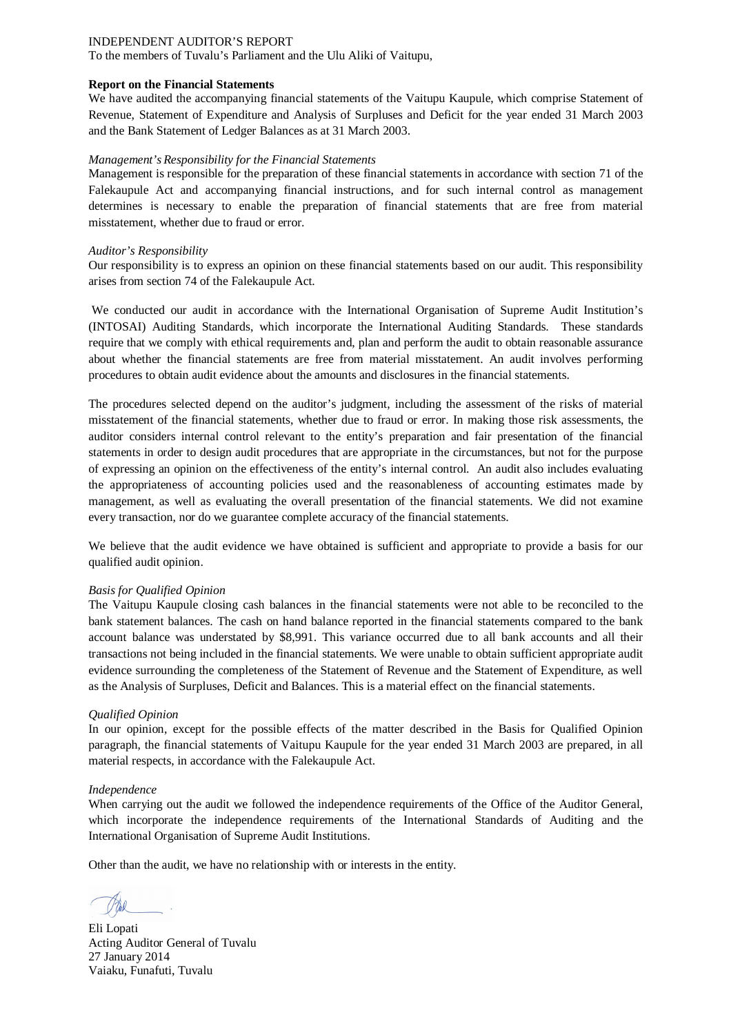INDEPENDENT AUDITOR'S REPORT

To the members of Tuvalu's Parliament and the Ulu Aliki of Vaitupu,

**Report on the Financial Statements**

We have audited the accompanying financial statements of the Vaitupu Kaupule, which comprise Statement of Revenue, Statement of Expenditure and Analysis of Surpluses and Deficit for the year ended 31 March 2003 and the Bank Statement of Ledger Balances as at 31 March 2003.

*Management's Responsibility for the Financial Statements*

Management is responsible for the preparation of these financial statements in accordance with section 71 of the Falekaupule Act and accompanying financial instructions, and for such internal control as management determines is necessary to enable the preparation of financial statements that are free from material misstatement, whether due to fraud or error.

*Auditor's Responsibility*

Our responsibility is to express an opinion on these financial statements based on our audit. This responsibility arises from section 74 of the Falekaupule Act.

We conducted our audit in accordance with the International Organisation of Supreme Audit Institution's (INTOSAI) Auditing Standards, which incorporate the International Auditing Standards. These standards require that we comply with ethical requirements and, plan and perform the audit to obtain reasonable assurance about whether the financial statements are free from material misstatement. An audit involves performing procedures to obtain audit evidence about the amounts and disclosures in the financial statements.

The procedures selected depend on the auditor's judgment, including the assessment of the risks of material misstatement of the financial statements, whether due to fraud or error. In making those risk assessments, the auditor considers internal control relevant to the entity's preparation and fair presentation of the financial statements in order to design audit procedures that are appropriate in the circumstances, but not for the purpose of expressing an opinion on the effectiveness of the entity's internal control. An audit also includes evaluating the appropriateness of accounting policies used and the reasonableness of accounting estimates made by management, as well as evaluating the overall presentation of the financial statements. We did not examine every transaction, nor do we guarantee complete accuracy of the financial statements.

We believe that the audit evidence we have obtained is sufficient and appropriate to provide a basis for our qualified audit opinion.

*Basis for Qualified Opinion*

The Vaitupu Kaupule closing cash balances in the financial statements were not able to be reconciled to the bank statement balances. The cash on hand balance reported in the financial statements compared to the bank account balance was understated by $8,991. This variance occurred due to all bank accounts and all their transactions not being included in the financial statements. We were unable to obtain sufficient appropriate audit evidence surrounding the completeness of the Statement of Revenue and the Statement of Expenditure, as well as the Analysis of Surpluses, Deficit and Balances. This is a material effect on the financial statements.

*Qualified Opinion*

In our opinion, except for the possible effects of the matter described in the Basis for Qualified Opinion paragraph, the financial statements of Vaitupu Kaupule for the year ended 31 March 2003 are prepared, in all material respects, in accordance with the Falekaupule Act.

*Independence*

When carrying out the audit we followed the independence requirements of the Office of the Auditor General, which incorporate the independence requirements of the International Standards of Auditing and the International Organisation of Supreme Audit Institutions.

Other than the audit, we have no relationship with or interests in the entity.

Eli Lopati
Acting Auditor General of Tuvalu
27 January 2014
Vaiaku, Funafuti, Tuvalu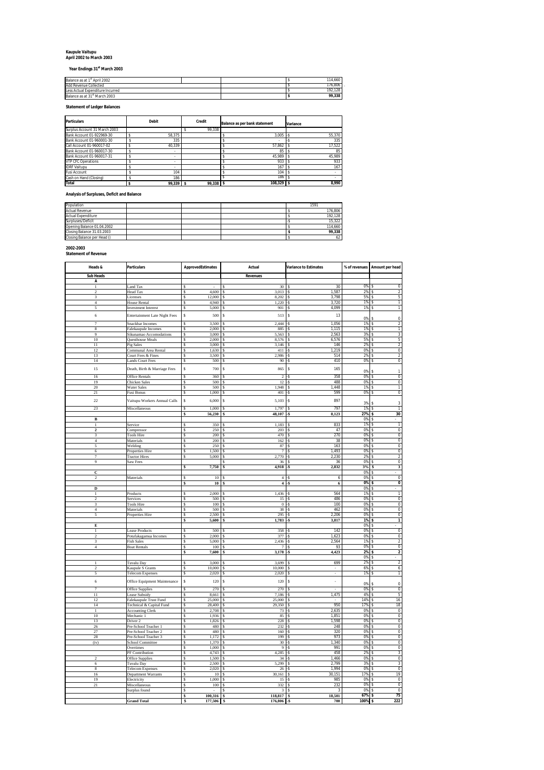**Kaupule Vaitupu**
**April 2002 to March 2003**

**Year Endings 31[st] March 2003**

| | | | |
|---|---|---|---|
| Balance as at 1[st] April 2002 | | | $ 114,660 |
| Add Revenue Collected | | | $ 176,806 |
| Less Actual Expenditure Incurred | | | $ 192,128 |
| Balance as at 31[st] March 2003 | | | **$ 99,338** |

**Statement of Ledger Balances**

| Particulars | Debit | Credit | Balance as per bank statement | Variance |
|---|---|---|---|---|
| Surplus Account 31 March 2003 | | $ 99,338 | | |
| Bank Account 01-922969-30 | $ 58,375 | | $ 3,005 | -$ 55,370 |
| Bank Account 01-960001-30 | $ 335 | | $ - | -$ 335 |
| Call Account 01-960017-02 | $ 40,339 | | $ 57,862 | $ 17,522 |
| Bank Account 01-960017-30 | $ - | | $ 85 | $ 85 |
| Bank Account 01-960017-31 | $ - | | $ 45,989 | $ 45,989 |
| VTP CFC Operations | $ - | | $ 933 | $ 933 |
| IDRF Vaitupu | $ - | | $ 167 | $ 167 |
| Fusi Account | $ 104 | | $ 104 | $ - |
| Cash on Hand (Closing) | $ 186 | | $ 186 | $ - |
| **Total** | **$ 99,339** | **$ 99,338** | **$ 108,329** | **$ 8,990** |

**Analysis of Surpluses, Deficit and Balance**

| | |
|---|---|
| Population | 1591 |
| Actual Revenue | $ 176,806 |
| Actual Expenditure | $ 192,128 |
| Surpluses/Deficit | -$ 15,322 |
| Opening Balance 01.04.2002 | $ 114,660 |
| Closing Balance 31.03.2003 | **$ 99,338** |
| Closing Balance per Head () | $ 62 |

**2002-2003**
**Statement of Revenue**

| Heads & | Particulars | ApprovedEstimates | Actual | Variance to Estimates | % of revenues | Amount per head |
|---|---|---|---|---|---|---|
| **Sub Heads** | | | **Revenues** | | | |
| **A** | | | | | | |
| 1 | Land Tax | $ - | $ 30 | $ 30 | 0% | $ 0 |
| 2 | Head Tax | $ 4,600 | $ 3,013 | -$ 1,587 | 2% | $ 2 |
| 3 | Licenses | $ 12,000 | $ 8,202 | -$ 3,798 | 5% | $ 5 |
| 4 | House Rental | $ 4,940 | $ 1,220 | -$ 3,720 | 1% | $ 1 |
| 5 | Investment Interest | $ 5,000 | $ 901 | -$ 4,099 | 1% | $ 1 |
| 6 | Entertainment Late Night Fees | $ 500 | $ 513 | $ 13 | 0% | $ 0 |
| 7 | Snackbar Incomes | $ 3,500 | $ 2,444 | -$ 1,056 | 1% | $ 2 |
| 8 | Falekaupule Incomes | $ 2,000 | $ 885 | -$ 1,115 | 1% | $ 1 |
| 9 | Sikunamao Accomodations | $ 3,000 | $ 5,563 | $ 2,563 | 3% | $ 3 |
| 10 | Questhouse Meals | $ 2,000 | $ 8,576 | $ 6,576 | 5% | $ 5 |
| 11 | Pig Sales | $ 3,000 | $ 3,146 | $ 146 | 2% | $ 2 |
| 12 | Communal Area Rental | $ 1,630 | $ 411 | -$ 1,219 | 0% | $ 0 |
| 13 | Court Fees & Fines | $ 3,500 | $ 2,986 | -$ 514 | 2% | $ 2 |
| 14 | Lands Court Fees | $ 500 | $ 90 | -$ 410 | 0% | $ 0 |
| 15 | Death, Birth & Marriage Fees | $ 700 | $ 865 | $ 165 | 0% | $ 1 |
| 16 | Office Rentals | $ 360 | $ 2 | -$ 358 | 0% | $ 0 |
| 19 | Chicken Sales | $ 500 | $ 12 | -$ 488 | 0% | $ 0 |
| 20 | Water Sales | $ 500 | $ 1,948 | $ 1,448 | 1% | $ 1 |
| 21 | Fusi Bonus | $ 1,000 | $ 401 | -$ 599 | 0% | $ 0 |
| 22 | Vaitupu Workers Annual Calls | $ 6,000 | $ 5,103 | -$ 897 | 3% | $ 3 |
| 23 | Miscellaneous | $ 1,000 | $ 1,797 | $ 797 | 1% | $ 1 |
| | | **$ 56,230** | **$ 48,107** | **-$ 8,123** | **27%** | **$ 30** |
| **B** | | | | | 0% | $ - |
| 1 | Service | $ 350 | $ 1,183 | $ 833 | 1% | $ 1 |
| 2 | Compressor | $ 250 | $ 203 | -$ 47 | 0% | $ 0 |
| 3 | Tools Hire | $ 200 | $ 470 | $ 270 | 0% | $ 0 |
| 4 | Materials | $ 200 | $ 162 | -$ 38 | 0% | $ 0 |
| 5 | Welding | $ 250 | $ 87 | -$ 163 | 0% | $ 0 |
| 6 | Properties Hire | $ 1,500 | $ 7 | -$ 1,493 | 0% | $ 0 |
| 7 | Tractor Hires | $ 5,000 | $ 2,770 | -$ 2,230 | 2% | $ 2 |
| 9 | Saw Fees | | $ 36 | $ 36 | 0% | $ 0 |
| | | **$ 7,750** | **$ 4,918** | **-$ 2,832** | **3%** | **$ 3** |
| **C** | | | | | 0% | $ - |
| 2 | Materials | $ 10 | $ 4 | -$ 6 | 0% | $ 0 |
| | | **$ 10** | **$ 4** | **-$ 6** | **0%** | **$ 0** |
| **D** | | | | | 0% | $ - |
| 1 | Products | $ 2,000 | $ 1,436 | -$ 564 | 1% | $ 1 |
| 2 | Services | $ 500 | $ 15 | -$ 486 | 0% | $ 0 |
| 3 | Tools Hire | $ 100 | $ 0 | -$ 100 | 0% | $ 0 |
| 4 | Materials | $ 500 | $ 38 | -$ 462 | 0% | $ 0 |
| 5 | Properties Hire | $ 2,500 | $ 295 | -$ 2,206 | 0% | $ 0 |
| | | **$ 5,600** | **$ 1,783** | **-$ 3,817** | **1%** | **$ 1** |
| **E** | | | | | 0% | $ - |
| 1 | Lease Products | $ 500 | $ 358 | -$ 142 | 0% | $ 0 |
| 2 | Potufakagamua Incomes | $ 2,000 | $ 377 | -$ 1,623 | 0% | $ 0 |
| 3 | Fish Sales | $ 5,000 | $ 2,436 | -$ 2,564 | 1% | $ 2 |
| 4 | Boat Rentals | $ 100 | $ 7 | -$ 93 | 0% | $ 0 |
| | | **$ 7,600** | **$ 3,178** | **-$ 4,423** | **2%** | **$ 2** |
| | | | | | 0% | $ - |
| 1 | Tuvalu Day | $ 3,000 | $ 3,699 | $ 699 | 2% | $ 2 |
| 2 | Kaupule S Grants | $ 10,000 | $ 10,000 | $ - | 6% | $ 6 |
| 5 | Telecom Expenses | $ 2,020 | $ 2,020 | $ - | 1% | $ 1 |
| 6 | Office Equipment Maintenance | $ 120 | $ 120 | $ - | 0% | $ 0 |
| 7 | Office Supplies | $ 270 | $ 270 | $ - | 0% | $ 0 |
| 11 | Lease Subsidy | $ 8,661 | $ 7,186 | -$ 1,475 | 4% | $ 5 |
| 12 | Falekaupule Trust Fund | $ 25,000 | $ 25,000 | $ - | 14% | $ 16 |
| 14 | Technical & Capital Fund | $ 28,400 | $ 29,350 | $ 950 | 17% | $ 18 |
| 1 | Accounting Clerk | $ 2,708 | $ 73 | -$ 2,635 | 0% | $ 0 |
| 10 | Mechanic 1 | $ 1,936 | $ 85 | -$ 1,851 | 0% | $ 0 |
| 13 | Driver 2 | $ 1,826 | $ 228 | -$ 1,598 | 0% | $ 0 |
| 26 | Pre-School Teacher 1 | $ 480 | $ 232 | -$ 248 | 0% | $ 0 |
| 27 | Pre-School Teacher 2 | $ 480 | $ 160 | -$ 320 | 0% | $ 0 |
| 28 | Pre-School Teacher 3 | $ 1,172 | $ 199 | -$ 973 | 0% | $ 0 |
| (iv) | School Committee | $ 1,370 | $ 30 | -$ 1,340 | 0% | $ 0 |
| | Overtimes | $ 1,000 | $ 9 | -$ 991 | 0% | $ 0 |
| | PF Contribution | $ 4,743 | $ 4,285 | -$ 458 | 2% | $ 3 |
| 2 | Office Supplies | $ 1,500 | $ 34 | -$ 1,466 | 0% | $ 0 |
| 6 | Tuvalu Day | $ 2,500 | $ 5,299 | $ 2,799 | 3% | $ 3 |
| 8 | Telecom Expenses | $ 2,020 | $ 26 | -$ 1,994 | 0% | $ 0 |
| 16 | Department Warrants | $ 10 | $ 30,161 | $ 30,151 | 17% | $ 19 |
| 19 | Electricity | $ 1,000 | $ 15 | -$ 985 | 0% | $ 0 |
| 21 | Miscellaneous | $ 100 | $ 332 | $ 232 | 0% | $ 0 |
| | Surplus found | $ - | $ 3 | $ 3 | 0% | $ 0 |
| | | **$ 100,316** | **$ 118,817** | **$ 18,501** | **67%** | **$ 75** |
| | **Grand Total** | **$ 177,506** | **$ 176,806** | **-$ 700** | **100%** | **$ 222** |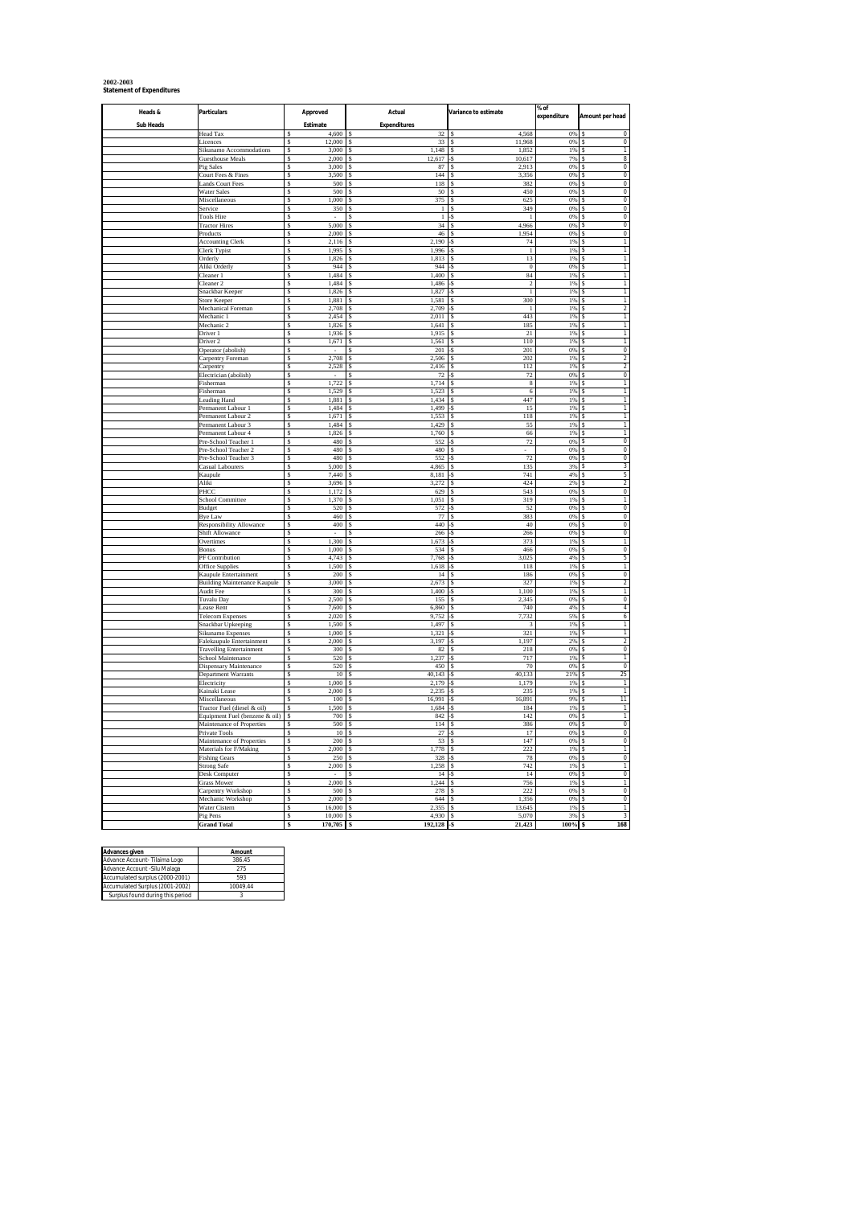**2002-2003**
**Statement of Expenditures**

| Heads & Sub Heads | Particulars | Approved Estimate | Actual Expenditures | Variance to estimate | % of expenditure | Amount per head |
|---|---|---|---|---|---|---|
| | Head Tax | $ 4,600 | $ 32 | $ 4,568 | 0% | $ 0 |
| | Licences | $ 12,000 | $ 33 | $ 11,968 | 0% | $ 0 |
| | Sikunamo Accommodations | $ 3,000 | $ 1,148 | $ 1,852 | 1% | $ 1 |
| | Guesthouse Meals | $ 2,000 | $ 12,617 | $ 10,617 | 7% | $ 8 |
| | Pig Sales | $ 3,000 | $ 87 | $ 2,913 | 0% | $ 0 |
| | Court Fees & Fines | $ 3,500 | $ 144 | $ 3,356 | 0% | $ 0 |
| | Lands Court Fees | $ 500 | $ 118 | $ 382 | 0% | $ 0 |
| | Water Sales | $ 500 | $ 50 | $ 450 | 0% | $ 0 |
| | Miscellaneous | $ 1,000 | $ 375 | $ 625 | 0% | $ 0 |
| | Service | $ 350 | $ 1 | $ 349 | 0% | $ 0 |
| | Tools Hire | $ - | $ 1 | -$ 1 | 0% | $ 0 |
| | Tractor Hires | $ 5,000 | $ 34 | $ 4,966 | 0% | $ 0 |
| | Products | $ 2,000 | $ 46 | $ 1,954 | 0% | $ 0 |
| | Accounting Clerk | $ 2,116 | $ 2,190 | -$ 74 | 1% | $ 1 |
| | Clerk Typist | $ 1,995 | $ 1,996 | -$ 1 | 1% | $ 1 |
| | Orderly | $ 1,826 | $ 1,813 | $ 13 | 1% | $ 1 |
| | Aliki Orderly | $ 944 | $ 944 | $ 0 | 0% | $ 1 |
| | Cleaner 1 | $ 1,484 | $ 1,400 | $ 84 | 1% | $ 1 |
| | Cleaner 2 | $ 1,484 | $ 1,486 | -$ 2 | 1% | $ 1 |
| | Snackbar Keeper | $ 1,826 | $ 1,827 | -$ 1 | 1% | $ 1 |
| | Store Keeper | $ 1,881 | $ 1,581 | $ 300 | 1% | $ 1 |
| | Mechanical Foreman | $ 2,708 | $ 2,709 | -$ 1 | 1% | $ 2 |
| | Mechanic 1 | $ 2,454 | $ 2,011 | $ 443 | 1% | $ 1 |
| | Mechanic 2 | $ 1,826 | $ 1,641 | $ 185 | 1% | $ 1 |
| | Driver 1 | $ 1,936 | $ 1,915 | $ 21 | 1% | $ 1 |
| | Driver 2 | $ 1,671 | $ 1,561 | $ 110 | 1% | $ 1 |
| | Operator (abolish) | $ - | $ 201 | -$ 201 | 0% | $ 0 |
| | Carpentry Foreman | $ 2,708 | $ 2,506 | $ 202 | 1% | $ 2 |
| | Carpentry | $ 2,528 | $ 2,416 | $ 112 | 1% | $ 2 |
| | Electrician (abolish) | $ - | $ 72 | -$ 72 | 0% | $ 0 |
| | Fisherman | $ 1,722 | $ 1,714 | $ 8 | 1% | $ 1 |
| | Fisherman | $ 1,529 | $ 1,523 | $ 6 | 1% | $ 1 |
| | Leading Hand | $ 1,881 | $ 1,434 | $ 447 | 1% | $ 1 |
| | Permanent Labour 1 | $ 1,484 | $ 1,499 | -$ 15 | 1% | $ 1 |
| | Permanent Labour 2 | $ 1,671 | $ 1,553 | $ 118 | 1% | $ 1 |
| | Permanent Labour 3 | $ 1,484 | $ 1,429 | $ 55 | 1% | $ 1 |
| | Permanent Labour 4 | $ 1,826 | $ 1,760 | $ 66 | 1% | $ 1 |
| | Pre-School Teacher 1 | $ 480 | $ 552 | -$ 72 | 0% | $ 0 |
| | Pre-School Teacher 2 | $ 480 | $ 480 | $ - | 0% | $ 0 |
| | Pre-School Teacher 3 | $ 480 | $ 552 | -$ 72 | 0% | $ 0 |
| | Casual Labourers | $ 5,000 | $ 4,865 | $ 135 | 3% | $ 3 |
| | Kaupule | $ 7,440 | $ 8,181 | -$ 741 | 4% | $ 5 |
| | Aliki | $ 3,696 | $ 3,272 | $ 424 | 2% | $ 2 |
| | PHCC | $ 1,172 | $ 629 | $ 543 | 0% | $ 0 |
| | School Committee | $ 1,370 | $ 1,051 | $ 319 | 1% | $ 1 |
| | Budget | $ 520 | $ 572 | -$ 52 | 0% | $ 0 |
| | Bye Law | $ 460 | $ 77 | $ 383 | 0% | $ 0 |
| | Responsibility Allowance | $ 400 | $ 440 | -$ 40 | 0% | $ 0 |
| | Shift Allowance | $ - | $ 266 | -$ 266 | 0% | $ 0 |
| | Overtimes | $ 1,300 | $ 1,673 | -$ 373 | 1% | $ 1 |
| | Bonus | $ 1,000 | $ 534 | $ 466 | 0% | $ 0 |
| | PF Contribution | $ 4,743 | $ 7,768 | -$ 3,025 | 4% | $ 5 |
| | Office Supplies | $ 1,500 | $ 1,618 | -$ 118 | 1% | $ 1 |
| | Kaupule Entertainment | $ 200 | $ 14 | $ 186 | 0% | $ 0 |
| | Building Maintenance Kaupule | $ 3,000 | $ 2,673 | $ 327 | 1% | $ 2 |
| | Audit Fee | $ 300 | $ 1,400 | -$ 1,100 | 1% | $ 1 |
| | Tuvalu Day | $ 2,500 | $ 155 | $ 2,345 | 0% | $ 0 |
| | Lease Rent | $ 7,600 | $ 6,860 | $ 740 | 4% | $ 4 |
| | Telecom Expenses | $ 2,020 | $ 9,752 | -$ 7,732 | 5% | $ 6 |
| | Snackbar Upkeeping | $ 1,500 | $ 1,497 | $ 3 | 1% | $ 1 |
| | Sikunamo Expenses | $ 1,000 | $ 1,321 | -$ 321 | 1% | $ 1 |
| | Falekaupule Entertainment | $ 2,000 | $ 3,197 | -$ 1,197 | 2% | $ 2 |
| | Travelling Entertainment | $ 300 | $ 82 | $ 218 | 0% | $ 0 |
| | School Maintenance | $ 520 | $ 1,237 | -$ 717 | 1% | $ 1 |
| | Dispensary Maintenance | $ 520 | $ 450 | $ 70 | 0% | $ 0 |
| | Department Warrants | $ 10 | $ 40,143 | -$ 40,133 | 21% | $ 25 |
| | Electricity | $ 1,000 | $ 2,179 | -$ 1,179 | 1% | $ 1 |
| | Kainaki Lease | $ 2,000 | $ 2,235 | -$ 235 | 1% | $ 1 |
| | Miscellaneous | $ 100 | $ 16,991 | -$ 16,891 | 9% | $ 11 |
| | Tractor Fuel (diesel & oil) | $ 1,500 | $ 1,684 | -$ 184 | 1% | $ 1 |
| | Equipment Fuel (benzene & oil) | $ 700 | $ 842 | -$ 142 | 0% | $ 1 |
| | Maintenance of Properties | $ 500 | $ 114 | $ 386 | 0% | $ 0 |
| | Private Tools | $ 10 | $ 27 | -$ 17 | 0% | $ 0 |
| | Maintenance of Properties | $ 200 | $ 53 | $ 147 | 0% | $ 0 |
| | Materials for F/Making | $ 2,000 | $ 1,778 | $ 222 | 1% | $ 1 |
| | Fishing Gears | $ 250 | $ 328 | -$ 78 | 0% | $ 0 |
| | Strong Safe | $ 2,000 | $ 1,258 | $ 742 | 1% | $ 1 |
| | Desk Computer | $ - | $ 14 | -$ 14 | 0% | $ 0 |
| | Grass Mower | $ 2,000 | $ 1,244 | $ 756 | 1% | $ 1 |
| | Carpentry Workshop | $ 500 | $ 278 | $ 222 | 0% | $ 0 |
| | Mechanic Workshop | $ 2,000 | $ 644 | $ 1,356 | 0% | $ 0 |
| | Water Cistern | $ 16,000 | $ 2,355 | $ 13,645 | 1% | $ 1 |
| | Pig Pens | $ 10,000 | $ 4,930 | $ 5,070 | 3% | $ 3 |
| | **Grand Total** | **$ 170,705** | **$ 192,128** | **-$ 21,423** | **100%** | **$ 168** |

| Advances given | Amount |
|---|---|
| Advance Account - Tilaima Logo | 386.45 |
| Advance Account - Silu Malaga | 275 |
| Accumulated surplus (2000-2001) | 593 |
| Accumulated Surplus (2001-2002) | 10049.44 |
| Surplus found during this period | 3 |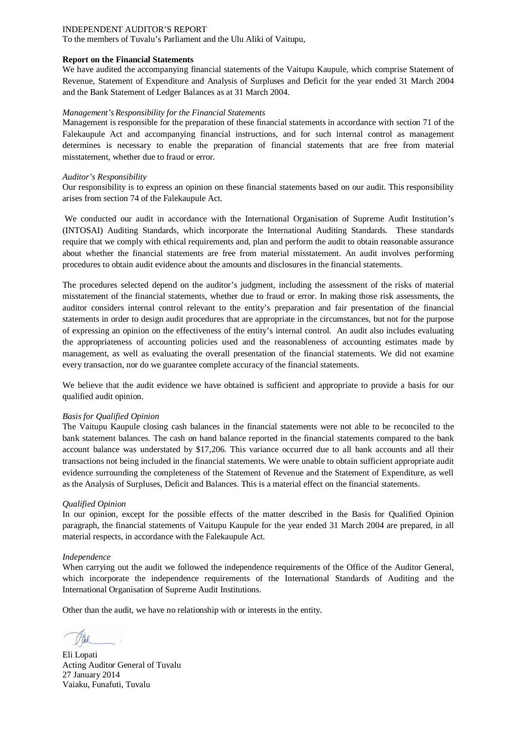INDEPENDENT AUDITOR'S REPORT

To the members of Tuvalu's Parliament and the Ulu Aliki of Vaitupu,

**Report on the Financial Statements**

We have audited the accompanying financial statements of the Vaitupu Kaupule, which comprise Statement of Revenue, Statement of Expenditure and Analysis of Surpluses and Deficit for the year ended 31 March 2004 and the Bank Statement of Ledger Balances as at 31 March 2004.

*Management's Responsibility for the Financial Statements*

Management is responsible for the preparation of these financial statements in accordance with section 71 of the Falekaupule Act and accompanying financial instructions, and for such internal control as management determines is necessary to enable the preparation of financial statements that are free from material misstatement, whether due to fraud or error.

*Auditor's Responsibility*

Our responsibility is to express an opinion on these financial statements based on our audit. This responsibility arises from section 74 of the Falekaupule Act.

We conducted our audit in accordance with the International Organisation of Supreme Audit Institution's (INTOSAI) Auditing Standards, which incorporate the International Auditing Standards. These standards require that we comply with ethical requirements and, plan and perform the audit to obtain reasonable assurance about whether the financial statements are free from material misstatement. An audit involves performing procedures to obtain audit evidence about the amounts and disclosures in the financial statements.

The procedures selected depend on the auditor's judgment, including the assessment of the risks of material misstatement of the financial statements, whether due to fraud or error. In making those risk assessments, the auditor considers internal control relevant to the entity's preparation and fair presentation of the financial statements in order to design audit procedures that are appropriate in the circumstances, but not for the purpose of expressing an opinion on the effectiveness of the entity's internal control. An audit also includes evaluating the appropriateness of accounting policies used and the reasonableness of accounting estimates made by management, as well as evaluating the overall presentation of the financial statements. We did not examine every transaction, nor do we guarantee complete accuracy of the financial statements.

We believe that the audit evidence we have obtained is sufficient and appropriate to provide a basis for our qualified audit opinion.

*Basis for Qualified Opinion*

The Vaitupu Kaupule closing cash balances in the financial statements were not able to be reconciled to the bank statement balances. The cash on hand balance reported in the financial statements compared to the bank account balance was understated by $17,206. This variance occurred due to all bank accounts and all their transactions not being included in the financial statements. We were unable to obtain sufficient appropriate audit evidence surrounding the completeness of the Statement of Revenue and the Statement of Expenditure, as well as the Analysis of Surpluses, Deficit and Balances. This is a material effect on the financial statements.

*Qualified Opinion*

In our opinion, except for the possible effects of the matter described in the Basis for Qualified Opinion paragraph, the financial statements of Vaitupu Kaupule for the year ended 31 March 2004 are prepared, in all material respects, in accordance with the Falekaupule Act.

*Independence*

When carrying out the audit we followed the independence requirements of the Office of the Auditor General, which incorporate the independence requirements of the International Standards of Auditing and the International Organisation of Supreme Audit Institutions.

Other than the audit, we have no relationship with or interests in the entity.

Eli Lopati
Acting Auditor General of Tuvalu
27 January 2014
Vaiaku, Funafuti, Tuvalu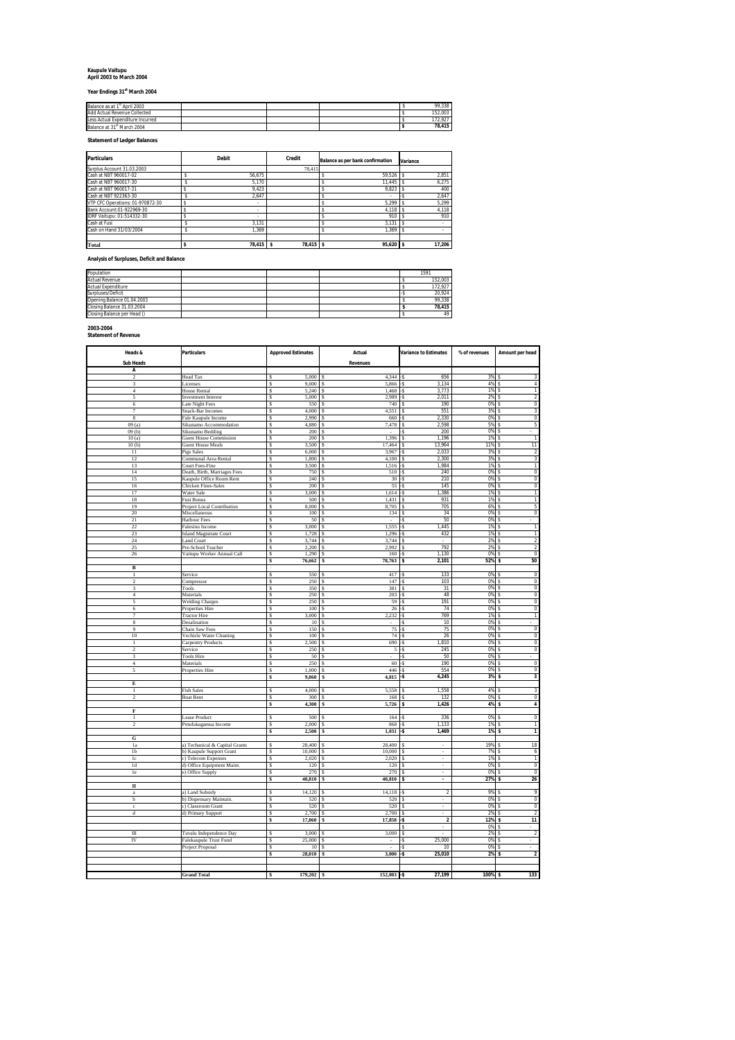**Kaupule Vaitupu**
**April 2003 to March 2004**

**Year Endings 31st March 2004**

| | | | | |
|---|---|---|---|---|
| Balance as at 1st April 2003 | | | | $ 99,338 |
| Add Actual Revenue Collected | | | | $ 152,003 |
| Less Actual Expenditure Incurred | | | | $ 172,927 |
| Balance at 31st March 2004 | | | | **$ 78,415** |

**Statement of Ledger Balances**

| Particulars | Debit | Credit | Balance as per bank confirmation | Variance |
|---|---|---|---|---|
| Surplus Account 31.03.2003 | | 78,415 | | |
| Cash at NBT 960017-02 | $ 56,675 | | $ 59,526 | $ 2,851 |
| Cash at NBT 960017-30 | $ 5,170 | | $ 11,445 | $ 6,275 |
| Cash at NBT 960017-31 | $ 9,423 | | $ 9,823 | $ 400 |
| Cash at NBT 922363-30 | $ 2,647 | | $ - | -$ 2,647 |
| VTP CFC Operations: 01-970872-30 | $ - | | $ 5,299 | $ 5,299 |
| Bank Account:01-922969-30 | $ - | | $ 4,118 | $ 4,118 |
| IDRF Vaitupu: 01-514332-30 | $ - | | $ 910 | $ 910 |
| Cash at Fusi | $ 3,131 | | $ 3,131 | $ - |
| Cash on Hand 31/03/2004 | $ 1,369 | | $ 1,369 | $ - |
| **Total** | **$ 78,415** | **$ 78,415** | **$ 95,620** | **$ 17,206** |

**Analysis of Surpluses, Deficit and Balance**

| | | | | |
|---|---|---|---|---|
| Population | | | | 1591 |
| Actual Revenue | | | | $ 152,003 |
| Actual Expenditure | | | | $ 172,927 |
| Surpluses/Deficit | | | | -$ 20,924 |
| Opening Balance 01.04.2003 | | | | $ 99,338 |
| Closing Balance 31.03.2004 | | | | **$ 78,415** |
| Closing Balance per Head () | | | | $ 49 |

**2003-2004**
**Statement of Revenue**

| Heads & Sub Heads | Particulars | Approved Estimates | Actual Revenues | Variance to Estimates | % of revenues | Amount per head |
|---|---|---|---|---|---|---|
| **A** | | | | | | |
| 2 | Head Tax | $ 5,000 | $ 4,344 | -$ 656 | 3% | $ 3 |
| 3 | Licenses | $ 9,000 | $ 5,866 | -$ 3,134 | 4% | $ 4 |
| 4 | House Rental | $ 5,240 | $ 1,468 | -$ 3,773 | 1% | $ 1 |
| 5 | Investment Interest | $ 5,000 | $ 2,989 | -$ 2,011 | 2% | $ 2 |
| 6 | Late Night Fees | $ 550 | $ 740 | $ 190 | 0% | $ 0 |
| 7 | Snack-Bar Incomes | $ 4,000 | $ 4,551 | $ 551 | 3% | $ 3 |
| 8 | Fale Kaupule Income | $ 2,990 | $ 660 | -$ 2,330 | 0% | $ 0 |
| 09 (a) | Sikunamo Accommodation | $ 4,880 | $ 7,478 | $ 2,598 | 5% | $ 5 |
| 09 (b) | Sikunamo Bedding | $ 200 | $ - | -$ 200 | 0% | $ - |
| 10 (a) | Guest House Commission | $ 200 | $ 1,396 | $ 1,196 | 1% | $ 1 |
| 10 (b) | Guest House Meals | $ 3,500 | $ 17,464 | $ 13,964 | 11% | $ 11 |
| 11 | Pigs Sales | $ 6,000 | $ 3,967 | -$ 2,033 | 3% | $ 2 |
| 12 | Communal Area Rental | $ 1,800 | $ 4,100 | $ 2,300 | 3% | $ 3 |
| 13 | Court Fees-Fine | $ 3,500 | $ 1,516 | -$ 1,984 | 1% | $ 1 |
| 14 | Death, Birth, Marriages Fees | $ 750 | $ 510 | -$ 240 | 0% | $ 0 |
| 15 | Kaupule Office Room Rent | $ 240 | $ 30 | -$ 210 | 0% | $ 0 |
| 16 | Chicken Fines-Sales | $ 200 | $ 55 | -$ 145 | 0% | $ 0 |
| 17 | Water Sale | $ 3,000 | $ 1,614 | -$ 1,386 | 1% | $ 1 |
| 18 | Fusi Bonus | $ 500 | $ 1,431 | $ 931 | 1% | $ 1 |
| 19 | Project Local Contribution | $ 8,000 | $ 8,705 | $ 705 | 6% | $ 5 |
| 20 | Miscellaneous | $ 100 | $ 134 | $ 34 | 0% | $ 0 |
| 21 | Harbour Fees | $ 50 | $ - | -$ 50 | 0% | $ - |
| 22 | Falesinu Income | $ 3,000 | $ 1,555 | -$ 1,445 | 1% | $ 1 |
| 23 | Island Magistrate Court | $ 1,728 | $ 1,296 | -$ 432 | 1% | $ 1 |
| 24 | Land Court | $ 3,744 | $ 3,744 | $ - | 2% | $ 2 |
| 25 | Pre-School Teacher | $ 2,200 | $ 2,992 | $ 792 | 2% | $ 2 |
| 26 | Vaitupu Worker Annual Call | $ 1,290 | $ 160 | -$ 1,130 | 0% | $ 0 |
| | | **$ 76,662** | **$ 78,763** | **$ 2,101** | **52%** | **$ 50** |
| **B** | | | | | | |
| 1 | Service | $ 550 | $ 417 | -$ 133 | 0% | $ 0 |
| 2 | Compressor | $ 250 | $ 147 | -$ 103 | 0% | $ 0 |
| 3 | Tools | $ 350 | $ 381 | $ 31 | 0% | $ 0 |
| 4 | Materials | $ 250 | $ 203 | -$ 48 | 0% | $ 0 |
| 5 | Welding Charges | $ 250 | $ 59 | -$ 191 | 0% | $ 0 |
| 6 | Properties Hire | $ 100 | $ 26 | -$ 74 | 0% | $ 0 |
| 7 | Tractor Hire | $ 3,000 | $ 2,232 | -$ 769 | 1% | $ 1 |
| 8 | Desalination | $ 10 | $ - | -$ 10 | 0% | $ - |
| 9 | Chain Saw Fees | $ 150 | $ 75 | -$ 75 | 0% | $ 0 |
| 10 | Vechicle Water Cleaning | $ 100 | $ 74 | -$ 26 | 0% | $ 0 |
| 1 | Carpentry Products | $ 2,500 | $ 690 | -$ 1,810 | 0% | $ 0 |
| 2 | Service | $ 250 | $ 5 | -$ 245 | 0% | $ 0 |
| 3 | Tools Hire | $ 50 | $ - | -$ 50 | 0% | $ - |
| 4 | Materials | $ 250 | $ 60 | -$ 190 | 0% | $ 0 |
| 5 | Properties Hire | $ 1,000 | $ 446 | -$ 554 | 0% | $ 0 |
| | | **$ 9,060** | **$ 4,815** | **-$ 4,245** | **3%** | **$ 3** |
| **E** | | | | | | |
| 1 | Fish Sales | $ 4,000 | $ 5,558 | $ 1,558 | 4% | $ 3 |
| 2 | Boat Rent | $ 300 | $ 168 | -$ 132 | 0% | $ 0 |
| | | **$ 4,300** | **$ 5,726** | **$ 1,426** | **4%** | **$ 4** |
| **F** | | | | | | |
| 1 | Lease Product | $ 500 | $ 164 | -$ 336 | 0% | $ 0 |
| 2 | Potufakagamua Income | $ 2,000 | $ 868 | -$ 1,133 | 1% | $ 1 |
| | | **$ 2,500** | **$ 1,031** | **-$ 1,469** | **1%** | **$ 1** |
| **G** | | | | | | |
| 1a | a) Techanical & Capital Grants | $ 28,400 | $ 28,400 | $ - | 19% | $ 18 |
| 1b | b) Kaupule Support Grant | $ 10,000 | $ 10,000 | $ - | 7% | $ 6 |
| 1c | c) Telecom Expenses | $ 2,020 | $ 2,020 | $ - | 1% | $ 1 |
| 1d | d) Office Equipment Maint. | $ 120 | $ 120 | $ - | 0% | $ 0 |
| 1e | e) Office Supply | $ 270 | $ 270 | $ - | 0% | $ 0 |
| | | **$ 40,810** | **$ 40,810** | **$ -** | **27%** | **$ 26** |
| **II** | | | | | | |
| a | a) Land Subsidy | $ 14,120 | $ 14,118 | -$ 2 | 9% | $ 9 |
| b | b) Dispensary Maintain. | $ 520 | $ 520 | $ - | 0% | $ 0 |
| c | c) Classroom Grant | $ 520 | $ 520 | $ - | 0% | $ 0 |
| d | d) Primary Support | $ 2,700 | $ 2,700 | $ - | 2% | $ 2 |
| | | **$ 17,860** | **$ 17,858** | **-$ 2** | **12%** | **$ 11** |
| | | | | $ - | 0% | $ - |
| III | Tuvalu Independence Day | $ 3,000 | $ 3,000 | $ - | 2% | $ 2 |
| IV | Falekaupule Trust Fund | $ 25,000 | $ - | -$ 25,000 | 0% | $ - |
| | Project Proposal | $ 10 | $ - | -$ 10 | 0% | $ - |
| | | **$ 28,010** | **$ 3,000** | **-$ 25,010** | **2%** | **$ 2** |
| | **Grand Total** | **$ 179,202** | **$ 152,003** | **-$ 27,199** | **100%** | **$ 133** |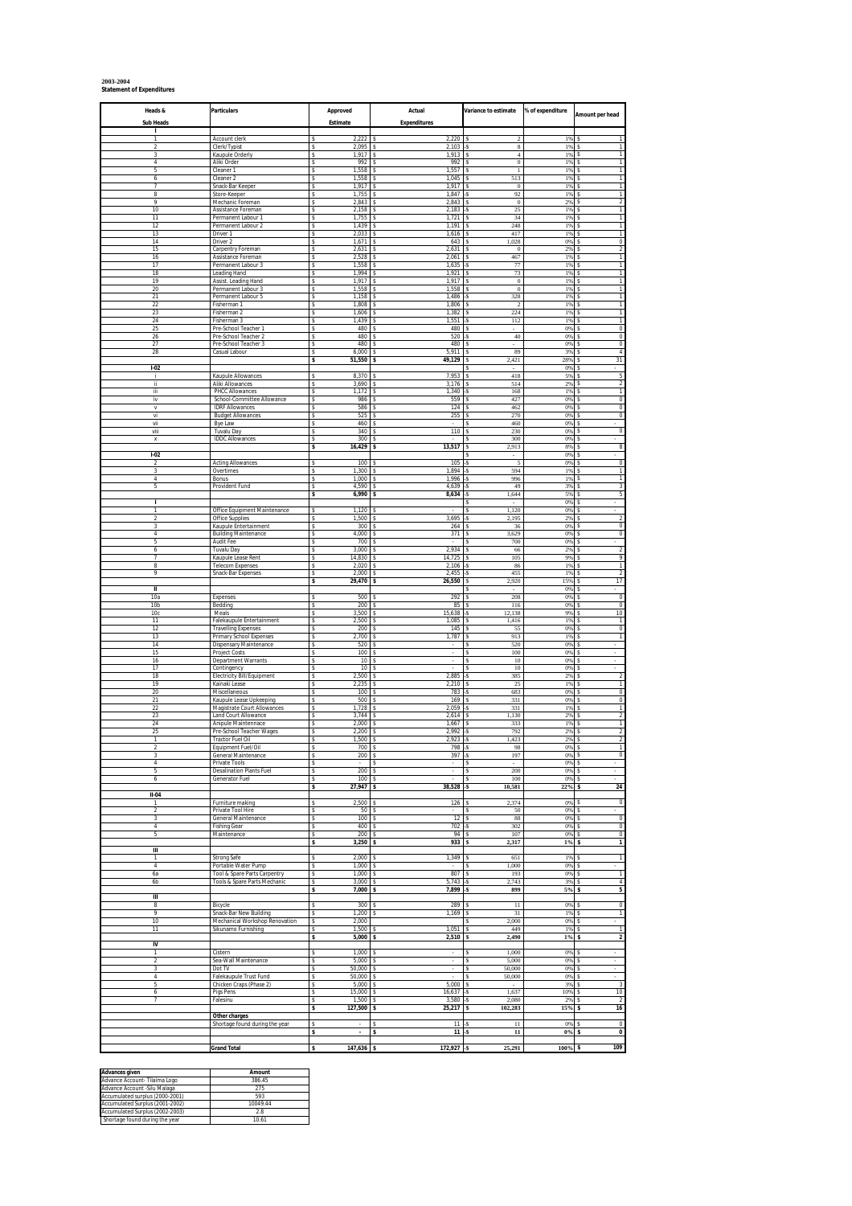**2003-2004**
**Statement of Expenditures**

| Heads & Sub Heads | Particulars | Approved Estimate | Actual Expenditures | Variance to estimate | % of expenditure | Amount per head |
|---|---|---|---|---|---|---|
| I | | | | | | |
| 1 | Account clerk | $ 2,222 | $ 2,220 | $ 2 | 1% | $ 1 |
| 2 | Clerk/Typist | $ 2,095 | $ 2,103 | -$ 8 | 1% | $ 1 |
| 3 | Kaupule Orderly | $ 1,917 | $ 1,913 | $ 4 | 1% | $ 1 |
| 4 | Aliki Order | $ 992 | $ 992 | $ 0 | 1% | $ 1 |
| 5 | Cleaner 1 | $ 1,558 | $ 1,557 | $ 1 | 1% | $ 1 |
| 6 | Cleaner 2 | $ 1,558 | $ 1,045 | $ 513 | 1% | $ 1 |
| 7 | Snack-Bar Keeper | $ 1,917 | $ 1,917 | $ 0 | 1% | $ 1 |
| 8 | Store-Keeper | $ 1,755 | $ 1,847 | -$ 92 | 1% | $ 1 |
| 9 | Mechanic Foreman | $ 2,843 | $ 2,843 | $ 0 | 2% | $ 2 |
| 10 | Assistance Foreman | $ 2,158 | $ 2,183 | -$ 25 | 1% | $ 1 |
| 11 | Permanent Labour 1 | $ 1,755 | $ 1,721 | $ 34 | 1% | $ 1 |
| 12 | Permanent Labour 2 | $ 1,439 | $ 1,191 | $ 248 | 1% | $ 1 |
| 13 | Driver 1 | $ 2,033 | $ 1,616 | $ 417 | 1% | $ 1 |
| 14 | Driver 2 | $ 1,671 | $ 643 | $ 1,028 | 0% | $ 0 |
| 15 | Carpentry Foreman | $ 2,631 | $ 2,631 | $ 0 | 2% | $ 2 |
| 16 | Assistance Foreman | $ 2,528 | $ 2,061 | $ 467 | 1% | $ 1 |
| 17 | Permanent Labour 3 | $ 1,558 | $ 1,635 | -$ 77 | 1% | $ 1 |
| 18 | Leading Hand | $ 1,994 | $ 1,921 | $ 73 | 1% | $ 1 |
| 19 | Assist. Leading Hand | $ 1,917 | $ 1,917 | $ 0 | 1% | $ 1 |
| 20 | Permanent Labour 3 | $ 1,558 | $ 1,558 | $ 0 | 1% | $ 1 |
| 21 | Permanent Labour 5 | $ 1,158 | $ 1,486 | -$ 328 | 1% | $ 1 |
| 22 | Fisherman 1 | $ 1,808 | $ 1,806 | $ 2 | 1% | $ 1 |
| 23 | Fisherman 2 | $ 1,606 | $ 1,382 | $ 224 | 1% | $ 1 |
| 24 | Fisherman 3 | $ 1,439 | $ 1,551 | -$ 112 | 1% | $ 1 |
| 25 | Pre-School Teacher 1 | $ 480 | $ 480 | $ - | 0% | $ 0 |
| 26 | Pre-School Teacher 2 | $ 480 | $ 520 | -$ 40 | 0% | $ 0 |
| 27 | Pre-School Teacher 3 | $ 480 | $ 480 | $ - | 0% | $ 0 |
| 28 | Casual Labour | $ 6,000 | $ 5,911 | $ 89 | 3% | $ 4 |
| | | **$ 51,550** | **$ 49,129** | $ 2,421 | 28% | $ 31 |
| I-02 | | | | $ - | 0% | $ - |
| i | Kaupule Allowances | $ 8,370 | $ 7,953 | $ 418 | 5% | $ 5 |
| ii | Aliki Allowances | $ 3,690 | $ 3,176 | $ 514 | 2% | $ 2 |
| iii | PHCC Allowances | $ 1,172 | $ 1,340 | -$ 168 | 1% | $ 1 |
| iv | School-Committee Allowance | $ 986 | $ 559 | $ 427 | 0% | $ 0 |
| v | IDRF Allowances | $ 586 | $ 124 | $ 462 | 0% | $ 0 |
| vi | Budget Allowances | $ 525 | $ 255 | $ 270 | 0% | $ 0 |
| vii | Bye Law | $ 460 | $ - | $ 460 | 0% | $ - |
| viii | Tuvalu Day | $ 340 | $ 110 | $ 230 | 0% | $ 0 |
| x | IDDC Allowances | $ 300 | $ | $ 300 | 0% | $ - |
| | | **$ 16,429** | **$ 13,517** | $ 2,913 | 8% | $ 8 |
| I-02 | | | | $ - | 0% | $ - |
| 2 | Acting Allowances | $ 100 | $ 105 | -$ 5 | 0% | $ 0 |
| 3 | Overtimes | $ 1,300 | $ 1,894 | -$ 594 | 1% | $ 1 |
| 4 | Bonus | $ 1,000 | $ 1,996 | -$ 996 | 1% | $ 1 |
| 5 | Provident Fund | $ 4,590 | $ 4,639 | -$ 49 | 3% | $ 3 |
| | | **$ 6,990** | **$ 8,634** | -$ 1,644 | 5% | $ 5 |
| I | | | | $ - | 0% | $ - |
| 1 | Office Equipment Maintenance | $ 1,120 | $ | $ 1,120 | 0% | $ - |
| 2 | Office Supplies | $ 1,500 | $ 3,695 | -$ 2,195 | 2% | $ 2 |
| 3 | Kaupule Entertainment | $ 300 | $ 264 | $ 36 | 0% | $ 0 |
| 4 | Building Maintenance | $ 4,000 | $ 371 | $ 3,629 | 0% | $ 0 |
| 5 | Audit Fee | $ 700 | $ - | $ 700 | 0% | $ - |
| 6 | Tuvalu Day | $ 3,000 | $ 2,934 | $ 66 | 2% | $ 2 |
| 7 | Kaupule Lease Rent | $ 14,830 | $ 14,725 | $ 105 | 9% | $ 9 |
| 8 | Telecom Expenses | $ 2,020 | $ 2,106 | -$ 86 | 1% | $ 1 |
| 9 | Snack-Bar Expenses | $ 2,000 | $ 2,455 | -$ 455 | 1% | $ 2 |
| | | **$ 29,470** | **$ 26,550** | $ 2,920 | 15% | $ 17 |
| II | | | | $ - | 0% | $ - |
| 10a | Expenses | $ 500 | $ 292 | $ 208 | 0% | $ 0 |
| 10b | Bedding | $ 200 | $ 85 | $ 116 | 0% | $ 0 |
| 10c | Meals | $ 3,500 | $ 15,638 | -$ 12,138 | 9% | $ 10 |
| 11 | Falekaupule Entertainment | $ 2,500 | $ 1,085 | $ 1,416 | 1% | $ 1 |
| 12 | Travelling Expenses | $ 200 | $ 145 | $ 55 | 0% | $ 0 |
| 13 | Primary School Expenses | $ 2,700 | $ 1,787 | $ 913 | 1% | $ 1 |
| 14 | Dispensary Maintenance | $ 520 | $ - | $ 520 | 0% | $ - |
| 15 | Project Costs | $ 100 | $ - | $ 100 | 0% | $ - |
| 16 | Department Warrants | $ 10 | $ - | $ 10 | 0% | $ - |
| 17 | Contingency | $ 10 | $ | $ 10 | 0% | $ - |
| 18 | Electricity Bill/Equipment | $ 2,500 | $ 2,885 | -$ 385 | 2% | $ 2 |
| 19 | Kainaki Lease | $ 2,235 | $ 2,210 | $ 25 | 1% | $ 1 |
| 20 | Miscellaneous | $ 100 | $ 783 | -$ 683 | 0% | $ 0 |
| 21 | Kaupule Lease Upkeeping | $ 500 | $ 169 | $ 331 | 0% | $ 0 |
| 22 | Magistrate Court Allowances | $ 1,728 | $ 2,059 | -$ 331 | 1% | $ 1 |
| 23 | Land Court Allowance | $ 3,744 | $ 2,614 | $ 1,130 | 2% | $ 2 |
| 24 | Anipule Maintennace | $ 2,000 | $ 1,667 | $ 333 | 1% | $ 1 |
| 25 | Pre-School Teacher Wages | $ 2,200 | $ 2,992 | -$ 792 | 2% | $ 2 |
| 1 | Tractor Fuel Oil | $ 1,500 | $ 2,923 | -$ 1,423 | 2% | $ 2 |
| 2 | Equipment Fuel/Oil | $ 700 | $ 798 | -$ 98 | 0% | $ 1 |
| 3 | General Maintenance | $ 200 | $ 397 | -$ 197 | 0% | $ 0 |
| 4 | Private Tools | $ - | $ - | $ - | 0% | $ - |
| 5 | Desalination Plants Fuel | $ 200 | $ - | $ 200 | 0% | $ - |
| 6 | Generator Fuel | $ 100 | $ - | $ 100 | 0% | $ - |
| | | **$ 27,947** | **$ 38,528** | -$ 10,581 | 22% | $ 24 |
| II-04 | | | | | | |
| 1 | Furniture making | $ 2,500 | $ 126 | $ 2,374 | 0% | $ 0 |
| 2 | Private Tool Hire | $ 50 | $ - | $ 50 | 0% | $ - |
| 3 | General Maintenance | $ 100 | $ 12 | $ 88 | 0% | $ 0 |
| 4 | Fishing Gear | $ 400 | $ 702 | -$ 302 | 0% | $ 0 |
| 5 | Maintenance | $ 200 | $ 94 | $ 107 | 0% | $ 0 |
| | | **$ 3,250** | **$ 933** | $ 2,317 | 1% | $ 1 |
| III | | | | | | |
| 1 | Strong Safe | $ 2,000 | $ 1,349 | $ 651 | 1% | $ 1 |
| 4 | Portable Water Pump | $ 1,000 | $ - | $ 1,000 | 0% | $ - |
| 6a | Tool & Spare Parts Carpentry | $ 1,000 | $ 807 | $ 193 | 0% | $ 1 |
| 6b | Tools & Spare Parts Mechanic | $ 3,000 | $ 5,743 | -$ 2,743 | 3% | $ 4 |
| | | **$ 7,000** | **$ 7,899** | -$ 899 | 5% | $ 5 |
| III | | | | | | |
| 8 | Bicycle | $ 300 | $ 289 | $ 11 | 0% | $ 0 |
| 9 | Snack-Bar New Building | $ 1,200 | $ 1,169 | $ 31 | 1% | $ 1 |
| 10 | Mechanical Workshop Renovation | $ 2,000 | | $ 2,000 | 0% | $ - |
| 11 | Sikunamo Furnishing | $ 1,500 | $ 1,051 | $ 449 | 1% | $ 1 |
| | | **$ 5,000** | **$ 2,510** | $ 2,490 | 1% | $ 2 |
| IV | | | | | | |
| 1 | Cistern | $ 1,000 | $ - | $ 1,000 | 0% | $ - |
| 2 | Sea-Wall Maintenance | $ 5,000 | $ - | $ 5,000 | 0% | $ - |
| 3 | Dot TV | $ 50,000 | $ - | $ 50,000 | 0% | $ - |
| 4 | Falekaupule Trust Fund | $ 50,000 | $ - | $ 50,000 | 0% | $ - |
| 5 | Chicken Craps (Phase 2) | $ 5,000 | $ 5,000 | $ - | 3% | $ 3 |
| 6 | Pigs Pens | $ 15,000 | $ 16,637 | -$ 1,637 | 10% | $ 10 |
| 7 | Falesinu | $ 1,500 | $ 3,580 | -$ 2,080 | 2% | $ 2 |
| | | **$ 127,500** | **$ 25,217** | $ 102,283 | 15% | $ 16 |
| | **Other charges** | | | | | |
| | Shortage found during the year | $ | $ 11 | -$ 11 | 0% | $ 0 |
| | | **$ -** | **$ 11** | -$ 11 | 0% | $ 0 |
| | **Grand Total** | **$ 147,636** | **$ 172,927** | -$ 25,291 | 100% | $ 109 |

| Advances given | Amount |
|---|---|
| Advance Account- Tilaima Logo | 386.45 |
| Advance Account -Silu Malaga | 275 |
| Accumulated surplus (2000-2001) | 593 |
| Accumulated Surplus (2001-2002) | 10049.44 |
| Accumulated Surplus (2002-2003) | 2.8 |
| Shortage found during the year | 10.61 |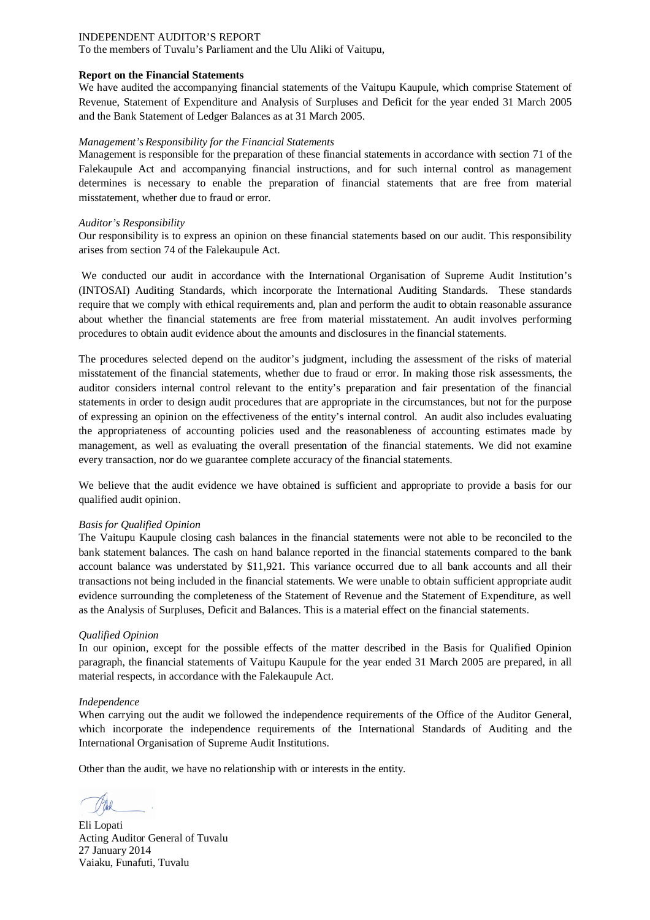INDEPENDENT AUDITOR'S REPORT

To the members of Tuvalu's Parliament and the Ulu Aliki of Vaitupu,

**Report on the Financial Statements**

We have audited the accompanying financial statements of the Vaitupu Kaupule, which comprise Statement of Revenue, Statement of Expenditure and Analysis of Surpluses and Deficit for the year ended 31 March 2005 and the Bank Statement of Ledger Balances as at 31 March 2005.

*Management's Responsibility for the Financial Statements*

Management is responsible for the preparation of these financial statements in accordance with section 71 of the Falekaupule Act and accompanying financial instructions, and for such internal control as management determines is necessary to enable the preparation of financial statements that are free from material misstatement, whether due to fraud or error.

*Auditor's Responsibility*

Our responsibility is to express an opinion on these financial statements based on our audit. This responsibility arises from section 74 of the Falekaupule Act.

We conducted our audit in accordance with the International Organisation of Supreme Audit Institution's (INTOSAI) Auditing Standards, which incorporate the International Auditing Standards. These standards require that we comply with ethical requirements and, plan and perform the audit to obtain reasonable assurance about whether the financial statements are free from material misstatement. An audit involves performing procedures to obtain audit evidence about the amounts and disclosures in the financial statements.

The procedures selected depend on the auditor's judgment, including the assessment of the risks of material misstatement of the financial statements, whether due to fraud or error. In making those risk assessments, the auditor considers internal control relevant to the entity's preparation and fair presentation of the financial statements in order to design audit procedures that are appropriate in the circumstances, but not for the purpose of expressing an opinion on the effectiveness of the entity's internal control. An audit also includes evaluating the appropriateness of accounting policies used and the reasonableness of accounting estimates made by management, as well as evaluating the overall presentation of the financial statements. We did not examine every transaction, nor do we guarantee complete accuracy of the financial statements.

We believe that the audit evidence we have obtained is sufficient and appropriate to provide a basis for our qualified audit opinion.

*Basis for Qualified Opinion*

The Vaitupu Kaupule closing cash balances in the financial statements were not able to be reconciled to the bank statement balances. The cash on hand balance reported in the financial statements compared to the bank account balance was understated by $11,921. This variance occurred due to all bank accounts and all their transactions not being included in the financial statements. We were unable to obtain sufficient appropriate audit evidence surrounding the completeness of the Statement of Revenue and the Statement of Expenditure, as well as the Analysis of Surpluses, Deficit and Balances. This is a material effect on the financial statements.

*Qualified Opinion*

In our opinion, except for the possible effects of the matter described in the Basis for Qualified Opinion paragraph, the financial statements of Vaitupu Kaupule for the year ended 31 March 2005 are prepared, in all material respects, in accordance with the Falekaupule Act.

*Independence*

When carrying out the audit we followed the independence requirements of the Office of the Auditor General, which incorporate the independence requirements of the International Standards of Auditing and the International Organisation of Supreme Audit Institutions.

Other than the audit, we have no relationship with or interests in the entity.

Eli Lopati

Acting Auditor General of Tuvalu

27 January 2014

Vaiaku, Funafuti, Tuvalu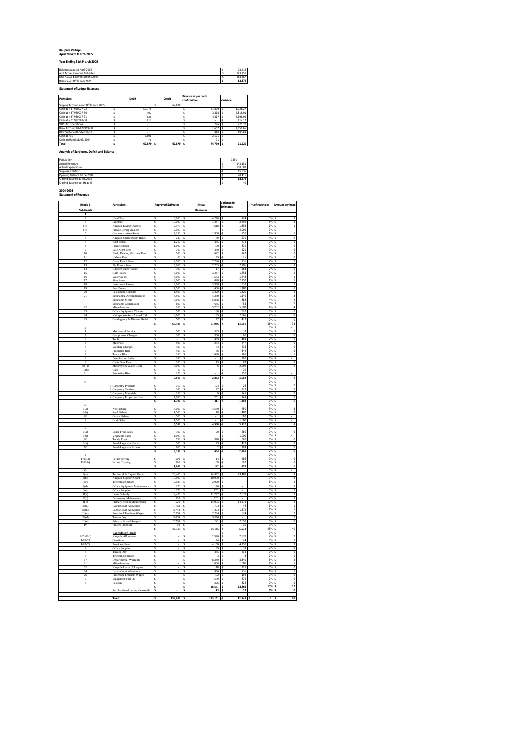**Kaupule Vaitupu**
**April 2004 to March 2005**

**Year Ending 31st March 2005**

| | |
|---|---|
| Balance as at 1st April 2004 | $ 78,415 |
| Add Actual Revenue Collected | $ 143,151 |
| Less Actual Expenditure Incurred | $ 158,687 |
| Balance at 31st March 2005 | **$ 62,879** |

**Statement of Ledger Balances**

| Particulars | Debit | Credit | Balance as per bank confirmation | Variance |
|---|---|---|---|---|
| Surplus Account as at 31st March 2005 | | $ 62,879 | | |
| Cash at NBT 960017-02 | $ 59,971 | | $ 61,699 | $ 1,728.27 |
| Cash at NBT 960017-30 | $ 502 | | $ 3,318 | $ 2,816.01 |
| Cash at NBT 960017-31 | $ 121 | | $ 4,317 | $ 4,196.04 |
| Cash at NBT 922363-30 | $ 112 | | $ - | -$ 112.12 |
| VTP CFC Operations | $ - | | $ 776 | $ 775.70 |
| Bank Account 01-922969-30 | $ - | | $ 1,652 | $ 1,651.61 |
| IDPF Vaitupu 01-514332-30 | $ - | | $ 865 | $ 864.86 |
| Cash at Fusi | $ 2,101 | | $ 2,101 | $ - |
| Cash on Hand 31/03/2004 | $ 71 | | $ 71 | $ - |
| **Total** | **$ 62,879** | **$ 62,879** | **$ 74,799** | **$ 11,920** |

**Analysis of Surpluses, Deficit and Balance**

| | |
|---|---|
| Population | 1591 |
| Actual Revenue | $ 143,151 |
| Actual Expenditure | $ 158,687 |
| Surpluses/Deficit | -$ 15,536 |
| Opening Balance 01.04.2004 | $ 78,415 |
| Closing Balance 31.03.2005 | **$ 62,879** |
| Closing Balance per Head () | $ 40 |

**2004-2005**
**Statement of Revenue**

| Heads & Sub Heads | Particulars | Approved Estimates | Actual Revenues | Variance to Estimates | % of revenues | Amount per head |
|---|---|---|---|---|---|---|
| **A** | | | | | | |
| 2 | Head Tax | $ 5,000 | $ 4,276 | -$ 724 | 3% | $ 3 |
| 3 | Licenses | $ 10,000 | $ 7,241 | -$ 2,759 | 5% | $ 5 |
| 4 (a) | Kaupule Living Quaters | $ 2,970 | $ 1,618 | -$ 1,352 | 1% | $ 1 |
| 4 (b) | Private Living Quaters | $ 2,000 | $ - | -$ 2,000 | 0% | $ - |
| 5 | Communal Area Rents | $ 2,150 | $ 1,900 | -$ 250 | 1% | $ 1 |
| 6 | Kaupule Office Room Rents | $ 240 | $ 30 | -$ 210 | 0% | $ 0 |
| 7 | Boat Rental | $ 1,210 | $ 435 | -$ 775 | 0% | $ 0 |
| 8 | Picnic Bureau | $ 1,000 | $ 190 | -$ 810 | 0% | $ 0 |
| 9 | Late Night Fees | $ 700 | $ 480 | -$ 220 | 0% | $ 0 |
| 10 | Birth, Deaths, Marriage Fees | $ 500 | $ 642 | $ 142 | 0% | $ 0 |
| 11 | Habour Fees | $ 50 | $ 25 | -$ 25 | 0% | $ 0 |
| 12 | Court Fees / Fines | $ 2,500 | $ 2,736 | $ 236 | 2% | $ 2 |
| 13 | Pig Fines / Fees | $ 5,000 | $ 2,705 | -$ 2,296 | 2% | $ 2 |
| 14 | Chicken Fines / Sales | $ 300 | $ 17 | -$ 283 | 0% | $ 0 |
| 15 | Café Sales | $ 5,000 | $ 3,247 | -$ 1,753 | 2% | $ 2 |
| 16 | Water Sales | $ 3,000 | $ 1,553 | -$ 1,448 | 1% | $ 1 |
| 17 | Sina Sales | $ 3,000 | $ 848 | -$ 2,152 | 1% | $ 1 |
| 18 | Investment Interest | $ 3,000 | $ 3,338 | $ 338 | 2% | $ 2 |
| 19 | Fusi Bonus | $ 1,500 | $ 400 | -$ 1,100 | 0% | $ 0 |
| 20 | Falekaupule Income | $ 1,500 | $ 3,320 | $ 1,820 | 2% | $ 2 |
| 21 | Sikauamu Accommodation | $ 5,500 | $ 4,360 | -$ 1,140 | 3% | $ 3 |
| | Sikauamu Meals | $ 5,000 | $ 5,888 | $ 888 | 4% | $ 4 |
| | Sikauamu Commission | $ 600 | $ 655 | $ 55 | 0% | $ 0 |
| 22 | Miscellaneous | $ 200 | $ 5,702 | $ 5,502 | 4% | $ 4 |
| 23 | Office Equipment Charges | $ 500 | $ 180 | -$ 320 | 0% | $ 0 |
| 24 | Vaitupu Workers Annual Call | $ 3,000 | $ 135 | -$ 2,865 | 0% | $ 0 |
| 25 | Contingency & Disaster Relief | $ 500 | $ 27 | -$ 473 | 0% | $ 0 |
| | | **$ 65,420** | **$ 51,946** | **-$ 13,501** | **36%** | **$ 33** |
| **B** | | | | | 0% | $ - |
| 1 | Mechanical Service | $ 500 | $ 533 | $ 33 | 0% | $ 0 |
| 2 | Compressor Charges | $ 300 | $ 360 | $ 60 | 0% | $ 0 |
| 3 | Tools | | $ 489 | $ 489 | 0% | $ 0 |
| 4 | Materials | $ 500 | $ 254 | -$ 247 | 0% | $ 0 |
| 5 | Welding Charges | $ 300 | $ 84 | -$ 216 | 0% | $ 0 |
| 6 | Properties Hire | $ 400 | $ 56 | -$ 344 | 0% | $ 0 |
| 7 | Tractor Hire | $ 250 | $ 1,038 | $ 788 | 1% | $ 1 |
| 8 | Desalination Sales | $ 200 | $ - | -$ 200 | 0% | $ - |
| 9 | Chain Saw Fees | $ 100 | $ 13 | -$ 87 | 0% | $ 0 |
| 10 (a) | Motorcycles Water Clean | $ 3,000 | $ 6 | -$ 2,994 | 0% | $ 0 |
| 10(b) | Cars | $ 10 | $ - | -$ 10 | 0% | $ - |
| 11 | Properties Hire | $ 250 | $ - | -$ 250 | 0% | $ - |
| | | **$ 5,810** | **$ 2,832** | **-$ 3,560** | **2%** | **$ 2** |
| **C** | | | | | 0% | $ - |
| 1 | Carpentry Products | $ 150 | $ 124 | -$ 26 | 0% | $ 0 |
| 2 | Carpentry Service | $ 300 | $ 27 | -$ 273 | 0% | $ 0 |
| 3 | Carpentry Materials | $ 250 | $ 9 | -$ 241 | 0% | $ 0 |
| 4 | Carpentry Properties Hire | $ 1,000 | $ 251 | -$ 749 | 0% | $ 0 |
| | | **$ 1,700** | **$ 411** | **-$ 1,289** | 0% | $ 0 |
| **D** | | | | | 0% | $ - |
| 1(a) | Net Fishing | $ 5,000 | $ 4,550 | -$ 450 | 3% | $ 3 |
| 1(b) | Reef Fishing | $ 1,500 | $ 18 | -$ 1,482 | 0% | $ 0 |
| 1© | Ocean Fishing | $ 500 | $ - | -$ 500 | 0% | $ - |
| 2 | Grab Sales | $ 1,500 | $ - | -$ 1,500 | 0% | $ - |
| | | **$ 8,500** | **$ 4,568** | **-$ 3,932** | 3% | $ 3 |
| **E** | | | | | 0% | $ - |
| 1(a) | Lease Fruit Sales | $ 300 | $ 20 | -$ 280 | 0% | $ 0 |
| 1(b) | Vegetable Sales | $ 1,000 | $ - | -$ 1,000 | 0% | $ - |
| 1© | Toddy Trees | $ 750 | $ 370 | -$ 380 | 0% | $ 0 |
| 2(a) | Potolakaganua Niu etc | $ 500 | $ 73 | -$ 427 | 0% | $ 0 |
| 2© | Potolakaganua Fafie ect | $ 800 | $ 2 | -$ 799 | 0% | $ 0 |
| | | **$ 3,350** | **$ 464** | **-$ 2,886** | 0% | $ 0 |
| **F** | | | | | 0% | $ - |
| F-01(a) | Fafine Sewing | $ 500 | $ 14 | -$ 486 | 0% | $ 0 |
| F-01(b) | Fafine Cooking | $ 500 | $ 108 | -$ 392 | 0% | $ 0 |
| | | **$ 1,000** | **$ 122** | **-$ 878** | 0% | $ 0 |
| **G** | | | | | 0% | $ - |
| I(a) | Technical & Capital Grant | $ 28,400 | $ 14,992 | -$ 13,408 | 10% | $ 9 |
| I(b) | Kaupule Support Grant | $ 10,000 | $ 10,000 | $ - | 7% | $ 6 |
| I(c) | Telecom Expenses | $ 2,020 | $ 2,020 | $ - | 1% | $ 1 |
| I(d) | Office Equipment Maintenance | $ 120 | $ 120 | $ - | 0% | $ 0 |
| I(e) | Office Supplies | $ 270 | $ 270 | $ - | 0% | $ 0 |
| II(a) | Lease Subsidy | $ 14,475 | $ 11,797 | -$ 2,678 | 8% | $ 7 |
| II(b) | Dispensary Maintenance | $ 520 | $ 520 | $ - | 0% | $ 0 |
| II(c) | Primary School Maintenance | $ 520 | $ 14,995 | $ 14,475 | 10% | $ 9 |
| III(a) | Island Court Allowance | $ 1,728 | $ 1,774 | $ 46 | 1% | $ 1 |
| III(b) | Lands Court Allowance | $ 3,744 | $ 1,872 | -$ 1,872 | 1% | $ 1 |
| III(c) | Preschool Teachers Wages | $ 2,200 | $ 2,724 | $ 524 | 2% | $ 2 |
| III(d) | Tuvalu Day | $ 3,000 | $ 3,000 | $ - | 2% | $ 2 |
| III(e) | Primary School Support | $ 2,700 | $ 50 | -$ 2,650 | 0% | $ 0 |
| IV | Project Proposal | $ 10 | $ - | -$ 10 | 0% | $ - |
| | | **$ 69,707** | **$ 64,135** | **-$ 5,572** | **45%** | **$ 40** |
| | **Expenditure Heads** | | | $ - | 0% | $ - |
| I-02-01(i) | Kaupule Allowance | $ - | $ 2,520 | $ 2,520 | 2% | $ 2 |
| I-02-03 | Overtimes | $ - | $ 24 | $ 24 | 0% | $ 0 |
| I-02-05 | Provident Fund | $ - | $ 4,150 | $ 4,150 | 3% | $ 3 |
| 2 | Office Supplies | $ - | $ 39 | $ 39 | 0% | $ 0 |
| 6 | Tuvalu Day | $ - | $ 435 | $ 435 | 0% | $ 0 |
| 8 | Telecom Expenses | $ - | $ 3 | $ 3 | 0% | $ 0 |
| 17 | Departmental Warrants | $ - | $ 8,340 | $ 8,340 | 6% | $ 5 |
| 21 | Miscellaneous | $ - | $ 1,000 | $ 1,000 | 1% | $ 1 |
| 22 | Kaupule Lease Upkeeping | $ - | $ 118 | $ 118 | 0% | $ 0 |
| 24 | Lands Court Allowance | $ - | $ 936 | $ 936 | 1% | $ 1 |
| 26 | Preschool Teachers Wages | $ - | $ 182 | $ 182 | 0% | $ 0 |
| 2 | Equipment Fuel Oil | $ - | $ 578 | $ 578 | 0% | $ 0 |
| 6 | Fulesina | $ - | $ 326 | $ 326 | 0% | $ 0 |
| | | **$ -** | **$ 18,661** | **$ 18,661** | **13%** | **$ 12** |
| | Surplus found during the month | **$ -** | **$ 13** | **$ 13** | **0%** | **$ 0** |
| | **Total** | **$ 154,687** | **$ 143,151** | **-$ 12,945** | **$ 1** | **$ 90** |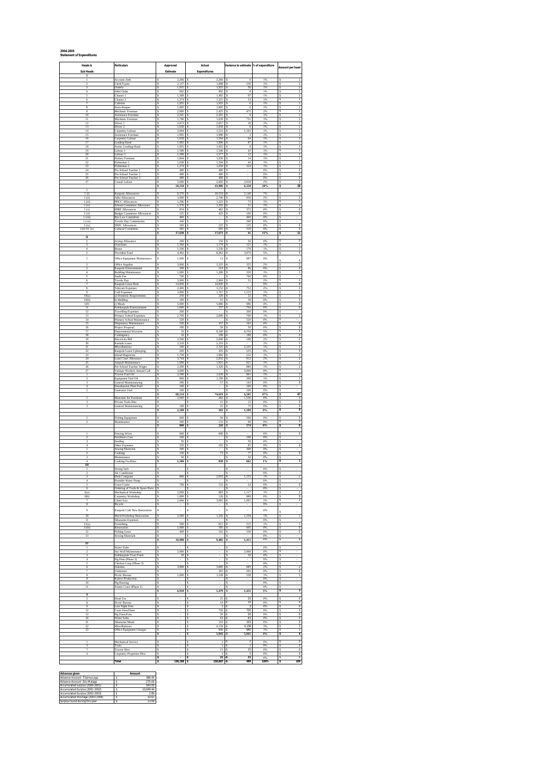**2004-2005**
**Statement of Expenditures**

| Heads & Sub Heads | Particulars | Approved Estimate | Actual Expenditures | Variance to estimate | % of expenditure | Amount per head |
|---|---|---|---|---|---|---|
| **I** | | | | | | |
| 1 | Account clerk | $ 2,266 | $ 2,266 | $ 0 | 1% | $ 1 |
| 2 | Clerk/Typist | $ 2,137 | $ 1,898 | $ 239 | 1% | $ 1 |
| 3 | Orderly | $ 1,955 | $ 1,925 | $ 30 | 1% | $ 1 |
| 4 | Aliki Order | $ 992 | $ 992 | $ 0 | 1% | $ 1 |
| 5 | Cleaner 1 | $ 1,589 | $ 1,492 | $ 97 | 1% | $ 1 |
| 6 | Cleaner 2 | $ 1,374 | $ 1,321 | $ 53 | 1% | $ 1 |
| 7 | Caferian | $ 1,955 | $ 1,955 | $ 0 | 1% | $ 1 |
| 8 | Store-Keeper | $ 1,995 | $ 1,995 | $ 0 | 1% | $ 1 |
| 9 | Mechanic Foreman | $ 2,900 | $ 2,425 | $ 475 | 2% | $ 2 |
| 10 | Assistance Foreman | $ 2,201 | $ 2,201 | $ 0 | 1% | $ 1 |
| 11 | Mechanic Foreman | $ 1,790 | $ 1,039 | $ 751 | 1% | $ 1 |
| 12 | Driver 1 | $ 2,073 | $ 2,057 | $ 16 | 1% | $ 1 |
| 13 | Driver 2 | $ 1,658 | $ 1,658 | $ 0 | 1% | $ 1 |
| 14 | Carpentry Labour | $ 2,684 | $ 1,522 | $ 1,162 | 1% | $ 1 |
| 15 | Assistance Foreman | $ 1,995 | $ 1,998 | -$ 3 | 1% | $ 1 |
| 16 | Carpentry Labour | $ 1,658 | $ 1,594 | $ 64 | 1% | $ 1 |
| 17 | Loading Hand | $ 1,983 | $ 1,896 | $ 87 | 1% | $ 1 |
| 18 | Assist. Loading Hand | $ 1,955 | $ 1,955 | $ 0 | 1% | $ 1 |
| 19 | Labour 1 | $ 1,589 | $ 1,546 | $ 43 | 1% | $ 1 |
| 20 | Labour 2 | $ 1,589 | $ 1,577 | $ 12 | 1% | $ 1 |
| 21 | Fishery Foreman | $ 1,844 | $ 1,830 | $ 14 | 1% | $ 1 |
| 22 | Fisherman 1 | $ 1,638 | $ 1,594 | $ 44 | 1% | $ 1 |
| 23 | Fisherman 2 | $ 1,374 | $ 1,050 | $ 324 | 1% | $ 1 |
| 24 | Pre-School Teacher 1 | $ 480 | $ 480 | $ - | 0% | $ 0 |
| 25 | Pre-School Teacher 2 | $ 480 | $ 480 | $ - | 0% | $ 0 |
| 26 | Pre-School Teacher 3 | $ 480 | $ 480 | $ - | 0% | $ 0 |
| 27 | Casual Labour | $ 5,600 | $ 2,682 | $ 2,918 | 2% | $ 2 |
| | | **$ 50,234** | **$ 43,906** | **$ 6,328** | **28%** | **$ 28** |
| I | | | | | | |
| 1 (i) | Kaupule Allowances | $ 8,370 | $ 10,510 | -$ 2,140 | 7% | $ 7 |
| 1 (ii) | Aliki Allowances | $ 3,690 | $ 2,740 | $ 950 | 2% | $ 2 |
| 1 (iii) | PHCC Allowances | $ 1,296 | $ 1,223 | $ 73 | 1% | $ 1 |
| 1 (iv) | School-Committee Allowance | $ 1,370 | $ 1,391 | -$ 21 | 1% | $ 1 |
| 1 (v) | IDHF Allowances | $ 834 | $ 462 | $ 372 | 0% | $ 0 |
| 1 (vi) | Budget Committee Allowances | $ 525 | $ 425 | $ 100 | 0% | $ 0 |
| 1 (vii) | Bye-Law Committee | $ 460 | $ - | $ 460 | 0% | $ - |
| 1 (viii) | Tuvalu Day Commission | $ 340 | $ - | $ 340 | 0% | $ - |
| 1 (ix) | IDDC Allowances | $ 360 | $ 225 | $ 135 | 0% | $ 0 |
| 1-02-01 (x) | Cultural Committee | $ 385 | $ 695 | -$ 310 | 0% | $ 0 |
| | | **$ 17,630** | **$ 17,671** | **-$ 41** | **11%** | **$ 11** |
| **II** | | | | | | |
| 2 | Acting Allowance | $ 200 | $ 150 | $ 50 | 0% | $ 0 |
| 3 | Overtimes | $ 1,300 | $ 1,179 | $ 121 | 1% | $ 1 |
| 4 | Bonus | $ 1,500 | $ 1,330 | $ 170 | 1% | $ 1 |
| 5 | Provident Fund | $ 4,492 | $ 8,362 | -$ 3,870 | 5% | $ 5 |
| 1 | Office Equipment Maintenance | $ 1,000 | $ 13 | $ 987 | 0% | $ 0 |
| 2 | Office Supplies | $ 3,000 | $ 3,325 | -$ 325 | 2% | $ 2 |
| 3 | Kaupule Entertainment | $ 300 | $ 214 | $ 86 | 0% | $ 0 |
| 4 | Building Maintenance | $ 1,600 | $ 1,280 | $ 320 | 1% | $ 1 |
| 5 | Audit Fee | $ 700 | $ - | $ 700 | 0% | $ - |
| 6 | Tuvalu Day | $ 3,000 | $ 2,969 | $ 31 | 2% | $ 2 |
| 7 | Kaupule Lease Rent | $ 14,830 | $ 14,830 | $ - | 9% | $ 9 |
| 8 | Telecom Expenses | $ 2,400 | $ 3,152 | -$ 752 | 2% | $ 2 |
| 9 | Café Expenses | $ 3,000 | $ 1,767 | $ 1,233 | 1% | $ 1 |
| 10(a) | a) Domestic Requirements | $ 250 | $ 228 | $ 22 | 0% | $ 0 |
| 10(b) | b) Bedding | $ 100 | $ 61 | $ 38 | 0% | $ 0 |
| 10© | c) Meals | $ 5,000 | $ 5,986 | -$ 986 | 4% | $ 4 |
| 11 | Falekaupule Entertainment | $ 1,000 | $ 237 | $ 764 | 0% | $ 0 |
| 12 | Travelling Expenses | $ 200 | $ - | $ 200 | 0% | $ - |
| 13 | Primary School Expenses | $ 2,700 | $ 2,000 | $ 700 | 1% | $ 1 |
| 14 | Primary School Maintenance | $ 520 | $ - | $ 520 | 0% | $ - |
| 15 | Dispensary Maintenance | $ 520 | $ 357 | $ 163 | 0% | $ 0 |
| 16 | Project Proposal | $ 100 | $ 50 | $ 50 | 0% | $ 0 |
| 17 | Departmental Warrants | $ 10 | $ 8,340 | -$ 8,330 | 5% | $ 5 |
| 18 | Contingency | $ 10 | $ 190 | -$ 180 | 0% | $ 0 |
| 19 | Electricity Bill | $ 2,500 | $ 2,690 | -$ 190 | 2% | $ 2 |
| 20 | Kaitaiki Lease | $ 2,210 | $ 2,210 | $ - | 1% | $ 1 |
| 21 | Miscellaneous | $ 100 | $ 2,325 | -$ 2,225 | 1% | $ 1 |
| 22 | Kaupule Lease Upkeeping | $ 200 | $ 435 | -$ 235 | 0% | $ 0 |
| 23 | Island Magistrate | $ 1,728 | $ 1,960 | -$ 232 | 1% | $ 1 |
| 24 | Land Court Allowance | $ 3,744 | $ 2,832 | $ 912 | 2% | $ 2 |
| 25 | Ampule Maintenance | $ 1,000 | $ 1,921 | -$ 921 | 1% | $ 1 |
| 26 | Pre-School Teacher Wages | $ 2,200 | $ 1,320 | $ 880 | 1% | $ 1 |
| 27 | Vaitupu Workers Annual Call | $ 3,000 | $ - | $ 3,000 | 0% | $ - |
| 1 | Tractor Fuel Oil | $ 2,500 | $ 1,639 | $ 861 | 1% | $ 1 |
| 2 | Equipment Fuel Oil | $ 400 | $ 1,199 | -$ 399 | 1% | $ 1 |
| 3 | General Maintenancing | $ 200 | $ 57 | $ 143 | 0% | $ 0 |
| 4 | Desalination Plant Fuel | $ 100 | $ - | $ 100 | 0% | $ - |
| 5 | Generator Fuel | $ 100 | $ - | $ 100 | 0% | $ - |
| | | **$ 68,114** | **$ 74,619** | **-$ 6,505** | **47%** | **$ 47** |
| 1 | Materials for Furniture | $ 2,000 | $ 464 | $ 1,536 | 0% | $ 0 |
| 2 | Private Tools Hire | $ - | $ 12 | -$ 12 | 0% | $ 0 |
| 3 | General Maintenancing | $ 100 | $ 25 | $ 75 | 0% | $ 0 |
| | | **$ 2,100** | **$ 501** | **$ 1,599** | **0%** | **$ 0** |
| 1 | Fishing Equipment | $ 600 | $ 94 | $ 506 | 0% | $ 0 |
| 2 | Maintenance | $ 200 | $ 132 | $ 68 | 0% | $ 0 |
| | | **$ 800** | **$ 226** | **$ 574** | **0%** | **$ 0** |
| 1 | Fencing Wires | $ 600 | $ 600 | $ - | 0% | $ 0 |
| 2 | Fertilizers Cost | $ 100 | $ - | $ 100 | 0% | $ - |
| 3 | Seeding | $ 50 | $ - | $ 50 | 0% | $ - |
| 4 | Other Expenses | $ 250 | $ 165 | $ 85 | 0% | $ 0 |
| 1 | Sewing Materials | $ 300 | $ - | $ 300 | 0% | $ - |
| 2 | Cooking | $ 150 | $ 73 | $ 77 | 0% | $ 0 |
| 3 | Maintenance | $ 50 | $ - | $ 50 | 0% | $ - |
| 4 | Cooking Facilities | **$ 1,500** | **$ 838** | **$ 662** | **1%** | **$ 1** |
| **III** | | | | | | |
| 1 | Strong Safe | $ - | $ - | $ - | 0% | $ - |
| 2 | Air Conditioner | $ - | $ - | $ - | 0% | $ - |
| 3 | Desk Computer | $ 800 | $ 2,055 | -$ 1,255 | 1% | $ 1 |
| 4 | Portable Water Pump | $ - | $ - | $ - | 0% | $ - |
| 5 | Grass Cutter | $ 700 | $ 722 | -$ 22 | 0% | $ 0 |
| 6 | Ordering of Tools & Spare Parts | $ - | $ - | $ - | 0% | $ - |
| 6(a) | Mechanical Workshop | $ 2,000 | $ 883 | $ 1,117 | 1% | $ 1 |
| 6(b) | Carpentry Workshop | $ 1,000 | $ 120 | $ 880 | 0% | $ 0 |
| 7 | Chain Saw | $ 2,000 | $ 3,090 | -$ 1,090 | 2% | $ 2 |
| 8 | Bicycle | $ - | $ - | $ - | 0% | $ - |
| 9 | Kaupule Café New Renovation | $ - | $ - | $ - | 0% | $ - |
| 10 | Mech/Workshop Renovation | $ 2,500 | $ 1,242 | $ 1,258 | 1% | $ 1 |
| 11 | Sikanamo Expenses | $ - | $ - | $ - | 0% | $ - |
| 11(a) | Furnishing | $ 500 | $ 815 | -$ 315 | 1% | $ 1 |
| 11(b) | Renovation | $ 1,000 | $ 395 | $ 605 | 0% | $ 0 |
| 12 | Fishing Gears | $ 400 | $ 162 | $ 238 | 0% | $ 0 |
| 13 | Sewing Materials | $ - | $ - | $ - | 0% | $ - |
| | | **$ 10,900** | **$ 9,485** | **$ 1,415** | **6%** | **$ 6** |
| **IV** | | | | | | |
| 1 | Water Sales | $ - | $ - | $ - | 0% | $ - |
| 2 | Sea Wall Maintenance | $ 2,900 | $ - | $ 2,900 | 0% | $ - |
| 3 | Falekaupule Trust Fund | $ 10 | $ - | $ 10 | 0% | $ - |
| 4 | Pig Pens (Phase 3) | $ - | $ - | $ - | 0% | $ - |
| 5 | Chicken Coop (Phase 3) | $ - | $ - | $ - | 0% | $ - |
| 6 | Fidesina | $ 3,000 | $ 3,685 | -$ 685 | 2% | $ 2 |
| 7 | Vaimoana | $ - | $ 265 | -$ 265 | 0% | $ 0 |
| 8 | Picnic Bureau | $ 1,000 | $ 1,528 | -$ 528 | 1% | $ 1 |
| 9 | Kaleve Production | $ - | $ - | $ - | 0% | $ - |
| 10 | Pig Rearing | $ - | $ - | $ - | 0% | $ - |
| 11 | Tennis Court (Phase 1) | $ - | $ - | $ - | 0% | $ - |
| | | **$ 6,910** | **$ 5,479** | **$ 1,431** | **3%** | **$ 3** |
| **A** | | | | | | |
| 2 | Head Tax | $ - | $ 25 | -$ 25 | 0% | $ 0 |
| 8 | Picnic Bureau | $ - | $ 10 | -$ 10 | 0% | $ 0 |
| 9 | Late Night Fees | $ - | $ 3 | -$ 3 | 0% | $ 0 |
| 12 | Court Fees/Fines | $ - | $ 720 | -$ 720 | 0% | $ 0 |
| 13 | Pig Fines/Fees | $ - | $ 20 | -$ 20 | 0% | $ 0 |
| 16 | Water Sales | $ - | $ 63 | -$ 63 | 0% | $ 0 |
| 21 | Sikanamo Meals | $ - | $ 103 | -$ 103 | 0% | $ 0 |
| 22 | Miscellaneous | $ - | $ 4,158 | -$ 4,158 | 3% | $ 3 |
| 23 | Office Equipment Charges | $ - | $ 840 | -$ 840 | 1% | $ 1 |
| | | **$ -** | **$ 5,941** | **-$ 5,941** | **4%** | **$ 4** |
| 1 | Mechanical Service | $ - | $ 2 | -$ 2 | 0% | $ 0 |
| 3 | Tools | $ - | $ 1 | -$ 1 | 0% | $ 0 |
| 7 | Tractor Hire | $ - | $ 15 | -$ 15 | 0% | $ 0 |
| 4 | Carpentry Properties Hire | $ - | $ 3 | -$ 3 | 0% | $ 0 |
| | | **$ -** | **$ 21** | **-$ 21** | **0%** | **$ 0** |
| | **Total** | **$ 158,188** | **$ 158,687** | **-$ 499** | **100%** | **$ 100** |

| Advances given | Amount |
|---|---|
| Advance Account- Tilamia Logo | $ 386.45 |
| Advance Account -Silu Malaga | $ 275.00 |
| Accumulated surplus (2000-2001) | $ 593.90 |
| Accumulated Surplus (2001-2002) | $ 10,049.44 |
| Accumulated Surplus (2002-2003) | $ 2.80 |
| Accumulated Shortage (2003-2004) | $ 10.61 |
| Surplus found during this year | $ 13.00 |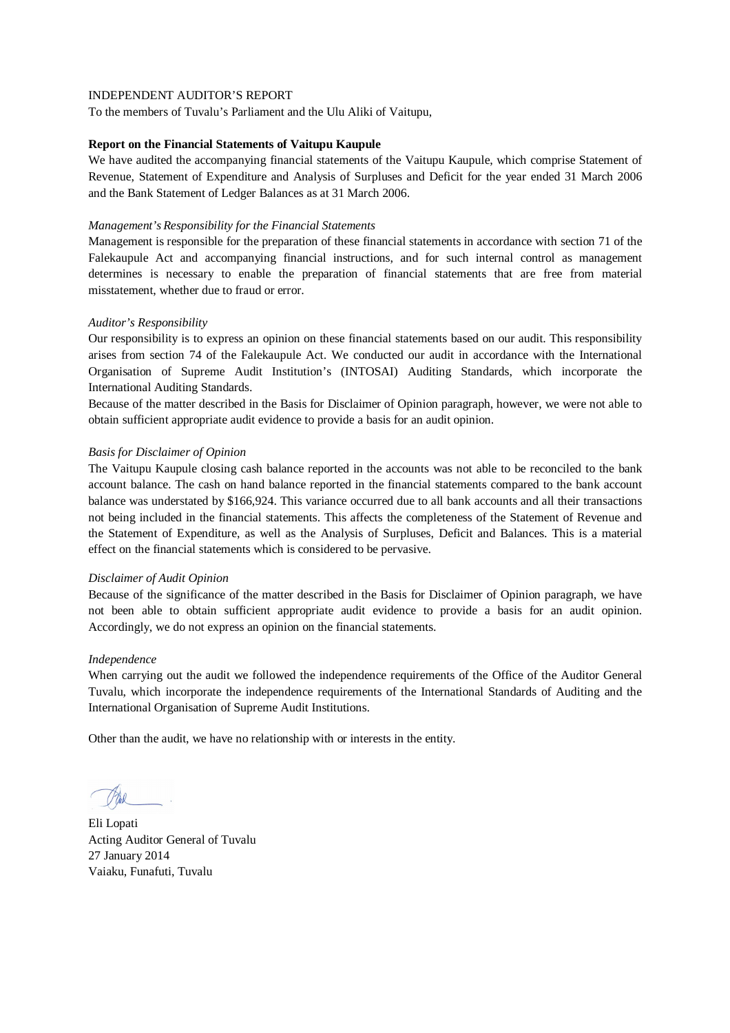INDEPENDENT AUDITOR'S REPORT

To the members of Tuvalu's Parliament and the Ulu Aliki of Vaitupu,

**Report on the Financial Statements of Vaitupu Kaupule**

We have audited the accompanying financial statements of the Vaitupu Kaupule, which comprise Statement of Revenue, Statement of Expenditure and Analysis of Surpluses and Deficit for the year ended 31 March 2006 and the Bank Statement of Ledger Balances as at 31 March 2006.

*Management's Responsibility for the Financial Statements*

Management is responsible for the preparation of these financial statements in accordance with section 71 of the Falekaupule Act and accompanying financial instructions, and for such internal control as management determines is necessary to enable the preparation of financial statements that are free from material misstatement, whether due to fraud or error.

*Auditor's Responsibility*

Our responsibility is to express an opinion on these financial statements based on our audit. This responsibility arises from section 74 of the Falekaupule Act. We conducted our audit in accordance with the International Organisation of Supreme Audit Institution's (INTOSAI) Auditing Standards, which incorporate the International Auditing Standards.

Because of the matter described in the Basis for Disclaimer of Opinion paragraph, however, we were not able to obtain sufficient appropriate audit evidence to provide a basis for an audit opinion.

*Basis for Disclaimer of Opinion*

The Vaitupu Kaupule closing cash balance reported in the accounts was not able to be reconciled to the bank account balance. The cash on hand balance reported in the financial statements compared to the bank account balance was understated by $166,924. This variance occurred due to all bank accounts and all their transactions not being included in the financial statements. This affects the completeness of the Statement of Revenue and the Statement of Expenditure, as well as the Analysis of Surpluses, Deficit and Balances. This is a material effect on the financial statements which is considered to be pervasive.

*Disclaimer of Audit Opinion*

Because of the significance of the matter described in the Basis for Disclaimer of Opinion paragraph, we have not been able to obtain sufficient appropriate audit evidence to provide a basis for an audit opinion. Accordingly, we do not express an opinion on the financial statements.

*Independence*

When carrying out the audit we followed the independence requirements of the Office of the Auditor General Tuvalu, which incorporate the independence requirements of the International Standards of Auditing and the International Organisation of Supreme Audit Institutions.

Other than the audit, we have no relationship with or interests in the entity.

Eli Lopati  
Acting Auditor General of Tuvalu  
27 January 2014  
Vaiaku, Funafuti, Tuvalu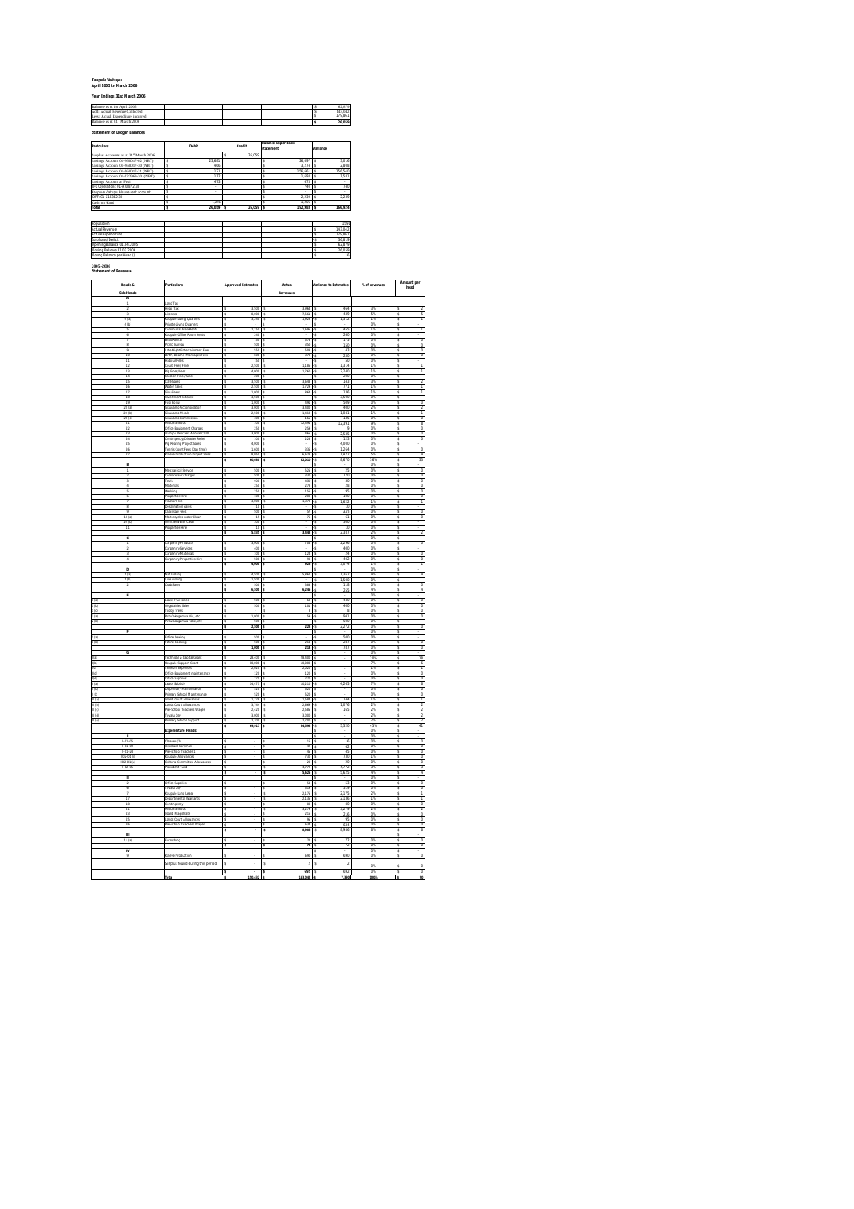**Kaupule Vaitupu**
**April 2005 to March 2006**

**Year Endings 31st March 2006**

| | | | |
|---|---|---|---|
| Balance as at 1st April 2005 | | $ | 62,879 |
| Add: Actual Revenue Collected | | $ | 143,062 |
| Less: Actual Expenditure incurred | | $ | 179,863 |
| Balance as at 31st March 2006 | | $ | **26,059** |

**Statement of Ledger Balances**

| Particulars | Debit | Credit | Balance as per bank statement | Variance |
|---|---|---|---|---|
| Surplus Accounts as at 31st March 2006 | | $ 26,059 | | |
| Savings Account 01-968837-02 (NBT) | $ 23,831 | | $ 26,697 | $ 3,816 |
| Savings Account 01-968837-03 (NBT) | $ 466 | | $ 3,274 | $ 2,808 |
| Savings Account 01-968837-33 (NBT) | $ 121 | | $ 156,661 | $ 156,540 |
| Savings Account 01-923968-30 (NBT) | $ 212 | | $ 1,993 | $ 1,581 |
| Savings Account at Fed | $ 473 | | $ 473 | $ - |
| DFC Operation: 01-970872-38 | $ - | | $ 740 | $ 740 |
| Kaupule Vaitupu Fusi Ali rent account | $ - | | $ - | |
| DBFTG 514332-38 | $ - | | $ 2,239 | $ 2,239 |
| Cash on Hand | $ 1,206 | | $ 1,206 | $ - |
| **Total** | **$ 26,059** | **$ 26,059** | **$ 192,983** | **$ 166,924** |

| | | |
|---|---|---|
| Population | | 1591 |
| Actual Revenue | $ | 143,062 |
| Actual expenditure | $ | 179,863 |
| Surplus/(Deficit) | $ | 36,819 |
| Opening Balance 01.04.2005 | $ | 62,879 |
| Closing Balance 31.03.2006 | $ | 26,059 |
| Closing Balance per Head (!) | $ | 16 |

**2005-2006**
**Statement of Revenue**

| Heads & Sub Heads | Particulars | Approved Estimates | Actual Revenues | Variance to Estimates | % of revenues | Amount per head |
|---|---|---|---|---|---|---|
| **A** | | | | | | |
| 1 | Land Tax | $ - | $ - | $ - | | |
| 2 | Head Tax | $ 3,500 | $ 3,964 | $ 464 | 3% | $ 2 |
| 3 | Licences | $ 8,000 | $ 7,561 | $ 439 | 5% | $ 5 |
| 4(a) | Kaupule Living Quarters | $ 3,200 | $ 1,928 | $ 1,312 | 1% | $ 1 |
| 4(b) | Private Living Quarters | $ - | $ - | $ - | 0% | |
| 5 | Community Area Rents | $ 2,150 | $ 1,695 | $ 455 | 1% | $ 1 |
| 6 | Kaupule Office Room Rents | $ 240 | $ - | $ 240 | 0% | $ - |
| 7 | Boat Rentals | $ 750 | $ 575 | $ 175 | 0% | $ 0 |
| 8 | Public Nuclear | $ 500 | $ 350 | $ 150 | 0% | $ 0 |
| 9 | Late Night Entertainment Fees | $ 550 | $ 508 | $ 42 | 0% | $ 0 |
| 10 | Birth, Deaths, Marriages Fees | $ 500 | $ 265 | $ 235 | 0% | $ 0 |
| 11 | Produce Fees | $ 50 | $ - | $ 50 | 0% | $ - |
| 12 | Court Fees/Fines | $ 2,500 | $ 1,186 | $ 1,314 | 1% | $ 1 |
| 13 | Pig Fines/Fees | $ 4,000 | $ 1,760 | $ 2,240 | 1% | $ 1 |
| 14 | Chicken Fines/Sales | $ 200 | $ - | $ 200 | 0% | $ - |
| 15 | Gift Sales | $ 3,500 | $ 3,643 | $ 143 | 3% | $ 2 |
| 16 | Water Sales | $ 2,500 | $ 1,729 | $ 771 | 1% | $ 1 |
| 17 | Bus Sales | $ 1,000 | $ 864 | $ 136 | 1% | $ 1 |
| 18 | Investment Interest | $ 2,500 | $ - | $ 2,500 | 0% | $ - |
| 19 | Fuel Bonus | $ 1,000 | $ 492 | $ 508 | 0% | $ 0 |
| 20(a) | Vaiuinako Accommodation | $ 4,000 | $ 3,500 | $ 490 | 2% | $ 2 |
| 20(b) | Vaiuinako Meals | $ 2,500 | $ 1,619 | $ 881 | 1% | $ 1 |
| 20(c) | Vaiuinako Commission | $ 300 | $ 165 | $ 135 | 0% | $ 0 |
| 21 | Miscellaneous | $ 500 | $ 12,691 | $ 12,191 | 9% | $ 8 |
| 22 | Office Equipment Charges | $ 150 | $ 159 | $ 9 | 0% | $ 0 |
| 23 | Fenapu Workers Annual Contr | $ 3,000 | $ 465 | $ 2,535 | 0% | $ 0 |
| 24 | Contingency/Disaster Relief | $ 100 | $ 223 | $ 123 | 0% | $ 0 |
| 25 | Pig Rearing Project Sales | $ 4,000 | $ - | $ 4,000 | 0% | $ - |
| 26 | Tennis Court Fees (Day time) | $ 1,600 | $ 336 | $ 1,264 | 0% | $ 0 |
| 27 | Kelevin Production Project Sales | $ 8,000 | $ 6,628 | $ 1,372 | 5% | $ 4 |
| | | **$ 60,680** | **$ 52,858** | **$ 8,670** | **36%** | **$ 33** |
| **B** | | | | | | |
| 1 | Mechanical Service | $ 500 | $ 525 | $ 25 | 0% | $ 0 |
| 2 | Compressor Charges | $ 500 | $ 330 | $ 170 | 0% | $ 0 |
| 3 | Tools | $ 400 | $ 450 | $ 50 | 0% | $ 0 |
| 4 | Materials | $ 250 | $ 278 | $ 28 | 0% | $ 0 |
| 5 | Welding | $ 250 | $ 155 | $ 95 | 0% | $ 0 |
| 6 | Properties Hire | $ 100 | $ 295 | $ 195 | 0% | $ 0 |
| 7 | Tractor Hire | $ 3,000 | $ 1,378 | $ 1,622 | 1% | $ 1 |
| 8 | Destination Sales | $ 10 | $ - | $ 10 | 0% | $ - |
| 9 | Chainsaw Fees | $ 500 | $ 57 | $ 443 | 0% | $ 0 |
| 10(a) | Motorcycle/Scooter Clean | $ 15 | $ 76 | $ 61 | 0% | $ 0 |
| 10(b) | Vehicle Water Clean | $ 300 | $ - | $ 300 | 0% | $ - |
| 11 | Properties Hire | $ 10 | $ - | $ 10 | 0% | $ - |
| | | **$ 5,835** | **$ 3,888** | **$ 2,587** | **2%** | **$ 2** |
| **C** | | | | | | |
| 1 | Carpentry Products | $ 3,000 | $ 704 | $ 2,296 | 0% | $ 0 |
| 2 | Carpentry Services | $ 400 | $ - | $ 400 | 0% | $ - |
| 3 | Carpentry Materials | $ 100 | $ 76 | $ 24 | 0% | $ 0 |
| 4 | Carpentry Properties Hire | $ 500 | $ 48 | $ 452 | 0% | $ 0 |
| | | **$ 4,000** | **$ 828** | **$ 3,174** | **1%** | **$ 1** |
| **D** | | | | | | |
| 1(a) | Net Fishing | $ 6,500 | $ 5,362 | $ 1,162 | 4% | $ 4 |
| 1(b) | Line Fishing | $ 1,500 | $ - | $ 1,500 | 0% | $ - |
| 2 | Crab Sales | $ 500 | $ 381 | $ 118 | 0% | $ 0 |
| | | **$ 8,500** | **$ 6,290** | **$ 255** | **4%** | **$ 4** |
| **E** | | | | | | |
| 2(a) | Local Fruit Sales | $ 500 | $ 60 | $ 440 | 0% | $ 0 |
| 2(b) | Vegetable Sales | $ 500 | $ 112 | $ 400 | 0% | $ 0 |
| 2(c) | Toddy Trees | $ - | $ 8 | $ 8 | 0% | $ 0 |
| 3(a) | Pinus/taliagamua Nu, etc | $ 1,000 | $ 59 | $ 941 | 0% | $ 0 |
| 3(b) | Pinus/taliagamua Kafe, etc | $ 500 | $ - | $ 500 | 0% | $ - |
| | | **$ 2,500** | **$ 228** | **$ 2,272** | **0%** | **$ 0** |
| **F** | | | | | | |
| 2(a) | Kafe Weaving | $ 500 | $ - | $ 500 | 0% | $ - |
| 2(b) | Kafe Looking | $ 500 | $ 213 | $ 287 | 0% | $ 0 |
| | | **$ 1,000** | **$ 213** | **$ 787** | **0%** | **$ 0** |
| **G** | | | | | | |
| 1(a) | Falekaupule & Capital Grant | $ 28,900 | $ 28,900 | $ - | 20% | $ 18 |
| 1(b) | Kaupule Support Grant | $ 10,000 | $ 10,000 | $ - | 7% | $ 6 |
| 1(c) | Telecom Expenses | $ 2,028 | $ 2,028 | $ - | 1% | $ 1 |
| 1(d) | Office Equipment maintenance | $ 120 | $ 120 | $ - | 0% | $ 0 |
| 1(e) | Office Supplies | $ 270 | $ 270 | $ - | 0% | $ 0 |
| 2(a) | Lease Subsidy | $ 14,475 | $ 10,210 | $ 4,265 | 7% | $ 6 |
| 2(b) | Dispensary Maintenance | $ 520 | $ 520 | $ - | 0% | $ 0 |
| 2(c) | Primary School Maintenance | $ 520 | $ 520 | $ - | 0% | $ 0 |
| 2(d) | Island Court Allowances | $ 1,728 | $ 1,489 | $ 239 | 1% | $ 1 |
| 2(e) | Lands Court Allowances | $ 3,744 | $ 2,668 | $ 1,076 | 2% | $ 2 |
| 2(f) | Preschool Teachers Wages | $ 2,620 | $ 2,880 | $ 260 | 2% | $ 2 |
| 2(g) | Tuvalu Day | $ 3,000 | $ 3,000 | $ - | 2% | $ 2 |
| 2(h) | Primary School Support | $ 2,700 | $ 2,700 | $ - | 2% | $ 2 |
| | | **$ 69,917** | **$ 64,590** | **$ 5,320** | **45%** | **$ 41** |
| | **Expenditure Heads** | | | | | |
| **I** | | | | | | |
| 1-01-05 | Cleaner (2) | $ - | $ 56 | $ 16 | 0% | $ 0 |
| 1-01-09 | Assistant Foreman | $ - | $ 42 | $ 42 | 0% | $ 0 |
| 1-01-24 | Pre-school Teacher 1 | $ - | $ 45 | $ 45 | 0% | $ 0 |
| 7-02-01 (i) | Kaupule Allowances | $ - | $ 730 | $ 730 | 1% | $ 0 |
| 7-02-01 (ii) | Cultural Committee Allowances | $ - | $ 20 | $ 20 | 0% | $ 0 |
| 7-02-05 | Provident Fund | $ - | $ 4,772 | $ 4,772 | 3% | $ 3 |
| | | **$ -** | **$ 5,625** | **$ 5,625** | **4%** | **$ 4** |
| **II** | | | | | | |
| 2 | Office Supplies | $ - | $ 53 | $ 53 | 0% | $ 0 |
| 6 | Tuvalu Day | $ - | $ 319 | $ 319 | 0% | $ 0 |
| 7 | Kaupule Land Lease | $ - | $ 2,175 | $ 2,175 | 2% | $ 1 |
| 17 | Departmental Warrants | $ - | $ 2,138 | $ 2,138 | 1% | $ 1 |
| 18 | Contingency | $ - | $ 80 | $ 80 | 0% | $ 0 |
| 31 | Miscellaneous | $ - | $ 3,279 | $ 3,279 | 2% | $ 2 |
| 33 | Island Magistrate | $ - | $ 216 | $ 216 | 0% | $ 0 |
| 35 | Lands Court Allowances | $ - | $ 95 | $ 95 | 0% | $ 0 |
| 26 | Pre-school Teachers Wages | $ - | $ 634 | $ 634 | 0% | $ 0 |
| | | **$ -** | **$ 8,986** | **$ 8,986** | **6%** | **$ 6** |
| **III** | | | | | | |
| 11 (a) | Furnishing | $ - | $ 72 | $ 72 | 0% | $ 0 |
| | | **$ -** | **$ 72** | **$ 72** | **0%** | **$ 0** |
| **IV** | | | | | | |
| 9 | Kelevin Production | $ - | $ 690 | $ 690 | 0% | $ 0 |
| | Surplus found during this period | $ - | $ 2 | $ 2 | 0% | $ 0 |
| | | **$ -** | **$ 692** | **$ 692** | **0%** | **$ 0** |
| | **Total** | **$ 150,432** | **$ 143,062** | **$ 7,370** | **100%** | **$ 90** |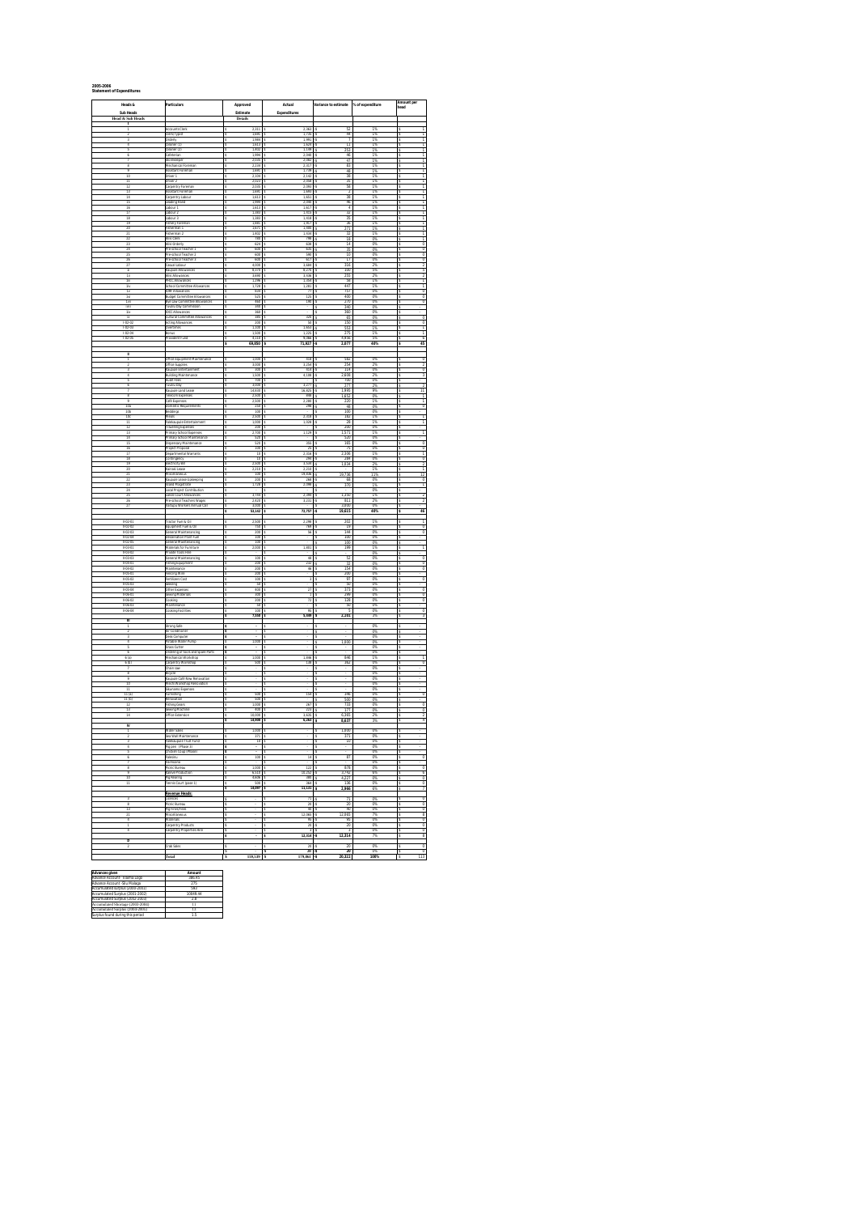**2005-2006**
**Statement of Expenditures**

| Heads & Sub Heads | Particulars | Approved Estimate | Actual Expenditures | Variance to estimate | % of expenditure | Amount per head |
|---|---|---|---|---|---|---|
| Head & Sub Heads | | Details | | | | |
| I | | | | | | |
| 1 | Accounts Clerk | 2,311 | 2,363 | 52 | 1% | 1 |
| 2 | Clerk Typist | 1,695 | 1,739 | 44 | 1% | 1 |
| 3 | Orderly | 1,984 | 1,991 | 7 | 1% | 1 |
| 4 | Cleaner (1) | 1,613 | 1,624 | 11 | 1% | 1 |
| 5 | Cleaner (2) | 1,402 | 1,149 | 253 | 1% | 1 |
| 6 | Caretaker | 1,994 | 2,040 | 46 | 1% | 1 |
| 7 | Storekeeper | 2,035 | 2,082 | 47 | 1% | 1 |
| 8 | Mechanical Foreman | 2,234 | 2,317 | 83 | 1% | 1 |
| 9 | Assistant Foreman | 1,695 | 1,739 | 46 | 1% | 1 |
| 10 | Driver 1 | 2,104 | 2,142 | 38 | 1% | 1 |
| 11 | Driver 2 | 2,025 | 2,098 | 73 | 1% | 1 |
| 12 | Carpentry Foreman | 2,035 | 2,093 | 58 | 1% | 1 |
| 13 | Assistant Foreman | 1,695 | 1,693 | 2 | 1% | 1 |
| 14 | Carpentry Labour | 1,613 | 1,651 | 38 | 1% | 1 |
| 15 | Leading Hand | 1,999 | 2,045 | 46 | 1% | 1 |
| 16 | Labour 1 | 1,613 | 1,617 | 4 | 1% | 1 |
| 17 | Labour 2 | 1,883 | 1,855 | 22 | 1% | 1 |
| 18 | Labour 3 | 1,393 | 1,428 | 35 | 1% | 1 |
| 19 | Fishery Foreman | 1,891 | 1,927 | 36 | 1% | 1 |
| 20 | Fisherman 1 | 1,671 | 1,900 | 271 | 1% | 1 |
| 21 | Fisherman 2 | 1,402 | 1,434 | 32 | 1% | 1 |
| 22 | Mini Clerk | 780 | 798 | 18 | 0% | 1 |
| 23 | Mini Orderly | 624 | 638 | 14 | 0% | 0 |
| 24 | Pre-school Teacher 1 | 600 | 625 | 25 | 0% | 0 |
| 25 | Pre-school Teacher 2 | 600 | 590 | 10 | 0% | 0 |
| 26 | Pre-school Teacher 3 | 600 | 617 | 17 | 0% | 0 |
| 27 | Casual Labour | 4,000 | 3,684 | 316 | 2% | 2 |
| ii | Kaupule Allowances | 9,370 | 9,270 | 100 | 5% | 5 |
| iii | Misc Allowances | 3,690 | 3,436 | 255 | 2% | 2 |
| iii | PMSC Allowances | 1,396 | 1,354 | 58 | 1% | 1 |
| iv | School Committee Allowances | 1,728 | 1,281 | 447 | 1% | 1 |
| 12 | TAMF Allowances | 500 | 77 | 757 | 0% | 0 |
| iv | Budget Committee Allowances | 525 | 125 | 400 | 0% | 0 |
| v | Fish Law Committee Allowances | 460 | 190 | 270 | 0% | 0 |
| vii | Tuvalu Day Commission | 340 | | 340 | 0% | |
| ix | NYC Allowances | 360 | | 360 | 0% | |
| xi | Council Committee Allowances | 180 | 120 | 60 | 0% | 0 |
| I-02-02 | Acting Allowances | 200 | 50 | 150 | 0% | 0 |
| I-02-03 | Overtime | 1,100 | 1,653 | 553 | 1% | 1 |
| I-02-04 | Bonus | 1,500 | 1,225 | 275 | 1% | 1 |
| I-02-05 | Provident Fund | 4,110 | 9,066 | 4,956 | 5% | 5 |
| | | 69,050 | 71,927 | 2,877 | 40% | 45 |
| II | | | | | | |
| 1 | Office Equipment Maintenance | 1,000 | 418 | 582 | 0% | 0 |
| 2 | Office Supplies | 3,000 | 3,254 | 254 | 2% | 2 |
| 3 | Kaupule Entertainment | 300 | 414 | 114 | 0% | 0 |
| 4 | Building Maintenance | 1,500 | 4,198 | 2,698 | 2% | 3 |
| 5 | Audit Fees | 700 | | 700 | 0% | |
| 6 | Tuvalu Day | 3,000 | 3,277 | 277 | 2% | 2 |
| 7 | Kaupule Land Lease | 14,930 | 16,825 | 1,895 | 9% | 11 |
| 8 | Telecom Expenses | 2,500 | 848 | 1,652 | 0% | 1 |
| 9 | Café Expenses | 2,500 | 2,280 | 220 | 1% | 1 |
| 10i | Outboard Requirements | 250 | 298 | 48 | 0% | 0 |
| 10ii | Buildings | 100 | | 100 | 0% | |
| 10iii | Wheel | 2,500 | 2,318 | 182 | 1% | 1 |
| 11 | Falekaupule Entertainment | 1,000 | 1,528 | 28 | 1% | 1 |
| 12 | Travelling Expenses | 200 | | 200 | 0% | |
| 13 | Primary School Expenses | 2,700 | 1,129 | 1,571 | 1% | 1 |
| 14 | Primary School Maintenance | 520 | | 520 | 0% | |
| 15 | Dispensary Maintenance | 520 | 355 | 165 | 0% | 0 |
| 16 | Project Proposal | 100 | 25 | 75 | 0% | 0 |
| 17 | Departmental Warrants | 10 | 2,356 | 2,346 | 1% | 1 |
| 18 | Contingency | 10 | 290 | 280 | 0% | 0 |
| 19 | Electricity Bill | 2,500 | 3,534 | 1,034 | 2% | 2 |
| 20 | Kaniwi Lease | 2,310 | 2,310 | | 1% | 1 |
| 21 | Miscellaneous | 100 | 19,836 | 19,736 | 11% | 12 |
| 22 | Kaupule Landscaping | 300 | 268 | 68 | 0% | 0 |
| 23 | Island Magistrate | 1,720 | 2,090 | 370 | 1% | 1 |
| 24 | Local Project Contribution | | | | 0% | |
| 25 | Island Court Allowances | 3,740 | 2,390 | 1,350 | 1% | 2 |
| 26 | Pre-school Teachers Wages | 2,420 | 3,231 | 811 | 2% | 2 |
| 27 | Nasopa Workers Annual Lan | 2,000 | | 2,000 | 0% | |
| | | 53,142 | 72,757 | 19,615 | 40% | 46 |
| II-02-01 | Tractor Fuel & Oil | 2,500 | 2,298 | 202 | 1% | 1 |
| II-02-02 | Equipment Fuel & Oil | 750 | 769 | 19 | 0% | 0 |
| II-02-03 | General Maintenancing | 200 | 56 | 144 | 0% | 0 |
| II-02-04 | Desalination Plant Fuel | 100 | | 100 | 0% | |
| II-02-05 | General Maintenancing | 100 | | 100 | 0% | |
| II-02-01 | Materials for Furniture | 2,000 | 1,661 | 299 | 1% | 1 |
| II-03-02 | Wooden Tools Hire | | | | 0% | |
| II-03-03 | General Maintenancing | 100 | 48 | 52 | 0% | 0 |
| II-04-01 | Fishing Equipments | 200 | 168 | 32 | 0% | 0 |
| II-04-02 | Maintenance | 200 | 46 | 154 | 0% | 0 |
| II-05-01 | Fencing Wires | 200 | | 200 | 0% | |
| II-05-02 | Fertilizers Cost | 100 | 3 | 97 | 0% | 0 |
| II-05-03 | Weeding | 50 | | 50 | 0% | |
| II-05-04 | Other Expenses | 400 | 27 | 373 | 0% | 0 |
| II-06-01 | Sewing Materials | 300 | 1 | 299 | 0% | 0 |
| II-06-02 | Cooking | 200 | 72 | 128 | 0% | 0 |
| II-06-03 | Maintenance | 50 | | 50 | 0% | |
| II-06-04 | Cooking Facilities | 100 | 95 | 5 | 0% | 0 |
| | | 7,580 | 5,289 | 2,291 | 3% | 3 |
| III | | | | | | |
| 1 | Driving Gate | - | | - | 0% | |
| 2 | Air Conditioner | - | | - | 0% | |
| 3 | Desk Computer | - | | - | 0% | |
| 4 | Portable Water Pump | 1,000 | | 1,000 | 0% | |
| 5 | Grass Cutter | - | | - | 0% | |
| 6 | Outboard Motors and Spare Parts | - | | - | 0% | |
| 8 (a) | Mechanical Workshop | 1,000 | 1,846 | 846 | 1% | 1 |
| 8 (b) | Carpentry Workshop | 500 | 138 | 362 | 0% | 0 |
| 7 | Chain saw | - | | - | 0% | |
| 8 | Bicycle | - | | - | 0% | |
| 9 | Kaupule Café New Renovation | - | | - | 0% | |
| 10 | Marine Workshop Renovation | - | | - | 0% | |
| 11 | Telecom Expenses | - | | - | 0% | |
| 11 (a) | Furnishing | 500 | 154 | 346 | 0% | 0 |
| 11 (b) | Renovation | 500 | | 500 | 0% | |
| 12 | Fishing Gears | 1,000 | 267 | 733 | 0% | 0 |
| 13 | Sewing Machine | 400 | 223 | 177 | 0% | 0 |
| 14 | Office Extension | 10,000 | 3,535 | 6,365 | 2% | 2 |
| | | 14,900 | 6,263 | 8,637 | 3% | 4 |
| IV | | | | | | |
| 1 | Water Tanks | 1,000 | | 1,000 | 0% | |
| 2 | Sea Wall Maintenance | 371 | | 371 | 0% | |
| 3 | Falekaupule Trust Fund | 10 | | 10 | 0% | |
| 4 | Pig pen (Phase II) | - | | - | 0% | |
| 5 | Chicken Coup (Phase) | - | | - | 0% | |
| 6 | Pulaka | 100 | 14 | 87 | 0% | 0 |
| 7 | Fishing | | | | 0% | |
| 8 | Public Stores | 1,000 | 122 | 878 | 0% | 0 |
| 9 | Kaupule Production | 6,510 | 10,252 | 3,742 | 6% | 6 |
| 10 | Pig Rearing | 4,606 | 380 | 4,227 | 0% | 0 |
| 11 | Tennis Court (phase 1) | 500 | 364 | 136 | 0% | 0 |
| | | 14,097 | 11,131 | 2,966 | 6% | 7 |
| | **Revenue Heads:** | | | | | |
| 4 | Pulaka | - | 71 | 71 | 0% | 0 |
| 8 | Public Stores | - | 20 | 20 | 0% | 0 |
| 10 | Pig Rearing | - | 40 | 40 | 0% | 0 |
| 21 | Miscellaneous | - | 12,065 | 12,065 | 7% | 8 |
| 4 | Materials | - | 95 | 95 | 0% | 0 |
| 1 | Carpentry Products | - | 20 | 20 | 0% | 0 |
| 4 | Carpentry Properties hire | - | 2 | 2 | 0% | 0 |
| | | - | 12,314 | 12,314 | 7% | 8 |
| D | | | | | | |
| 2 | Cost Sales | - | 20 | 20 | 0% | 0 |
| | | - | 20 | 20 | 0% | 0 |
| | **Total** | 158,539 | 179,861 | 20,322 | 100% | 113 |

| Advances given | Amount |
|---|---|
| Advance Account - Kaama Loga | 180.45 |
| Advance Account - Siu Pitolaga | 275 |
| Accumulated Surplus (2000-2001) | 583 |
| Accumulated Surplus (2001-2002) | 10849.44 |
| Accumulated Surplus (2002-2003) | 2.8 |
| Accumulated Shortage (2003-2004) | 3.1 |
| Accumulated Surplus (2004-2005) | 7.7 |
| Surplus found during this period | 1.5 |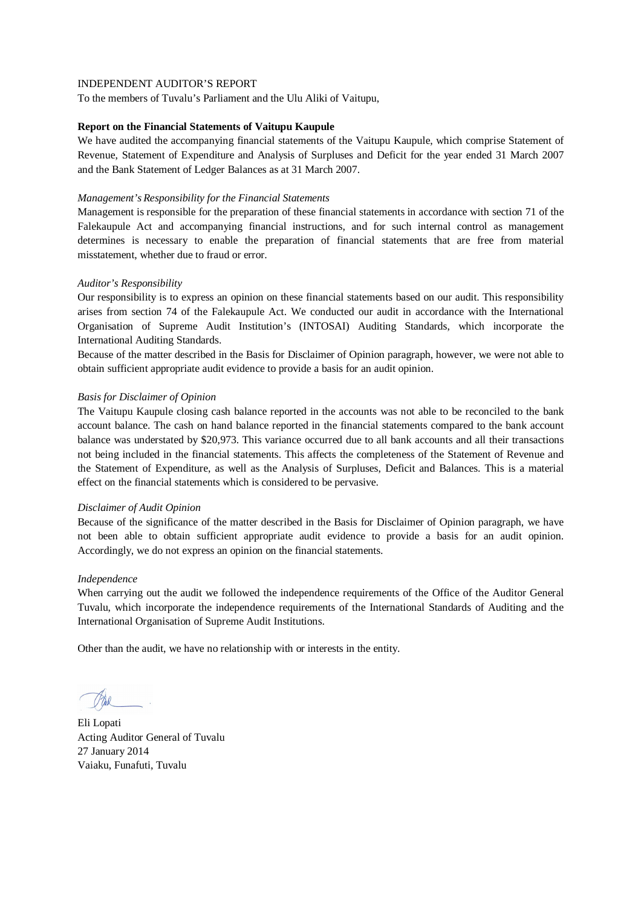INDEPENDENT AUDITOR'S REPORT

To the members of Tuvalu's Parliament and the Ulu Aliki of Vaitupu,

**Report on the Financial Statements of Vaitupu Kaupule**

We have audited the accompanying financial statements of the Vaitupu Kaupule, which comprise Statement of Revenue, Statement of Expenditure and Analysis of Surpluses and Deficit for the year ended 31 March 2007 and the Bank Statement of Ledger Balances as at 31 March 2007.

*Management's Responsibility for the Financial Statements*

Management is responsible for the preparation of these financial statements in accordance with section 71 of the Falekaupule Act and accompanying financial instructions, and for such internal control as management determines is necessary to enable the preparation of financial statements that are free from material misstatement, whether due to fraud or error.

*Auditor's Responsibility*

Our responsibility is to express an opinion on these financial statements based on our audit. This responsibility arises from section 74 of the Falekaupule Act. We conducted our audit in accordance with the International Organisation of Supreme Audit Institution's (INTOSAI) Auditing Standards, which incorporate the International Auditing Standards.

Because of the matter described in the Basis for Disclaimer of Opinion paragraph, however, we were not able to obtain sufficient appropriate audit evidence to provide a basis for an audit opinion.

*Basis for Disclaimer of Opinion*

The Vaitupu Kaupule closing cash balance reported in the accounts was not able to be reconciled to the bank account balance. The cash on hand balance reported in the financial statements compared to the bank account balance was understated by $20,973. This variance occurred due to all bank accounts and all their transactions not being included in the financial statements. This affects the completeness of the Statement of Revenue and the Statement of Expenditure, as well as the Analysis of Surpluses, Deficit and Balances. This is a material effect on the financial statements which is considered to be pervasive.

*Disclaimer of Audit Opinion*

Because of the significance of the matter described in the Basis for Disclaimer of Opinion paragraph, we have not been able to obtain sufficient appropriate audit evidence to provide a basis for an audit opinion. Accordingly, we do not express an opinion on the financial statements.

*Independence*

When carrying out the audit we followed the independence requirements of the Office of the Auditor General Tuvalu, which incorporate the independence requirements of the International Standards of Auditing and the International Organisation of Supreme Audit Institutions.

Other than the audit, we have no relationship with or interests in the entity.

Eli Lopati
Acting Auditor General of Tuvalu
27 January 2014
Vaiaku, Funafuti, Tuvalu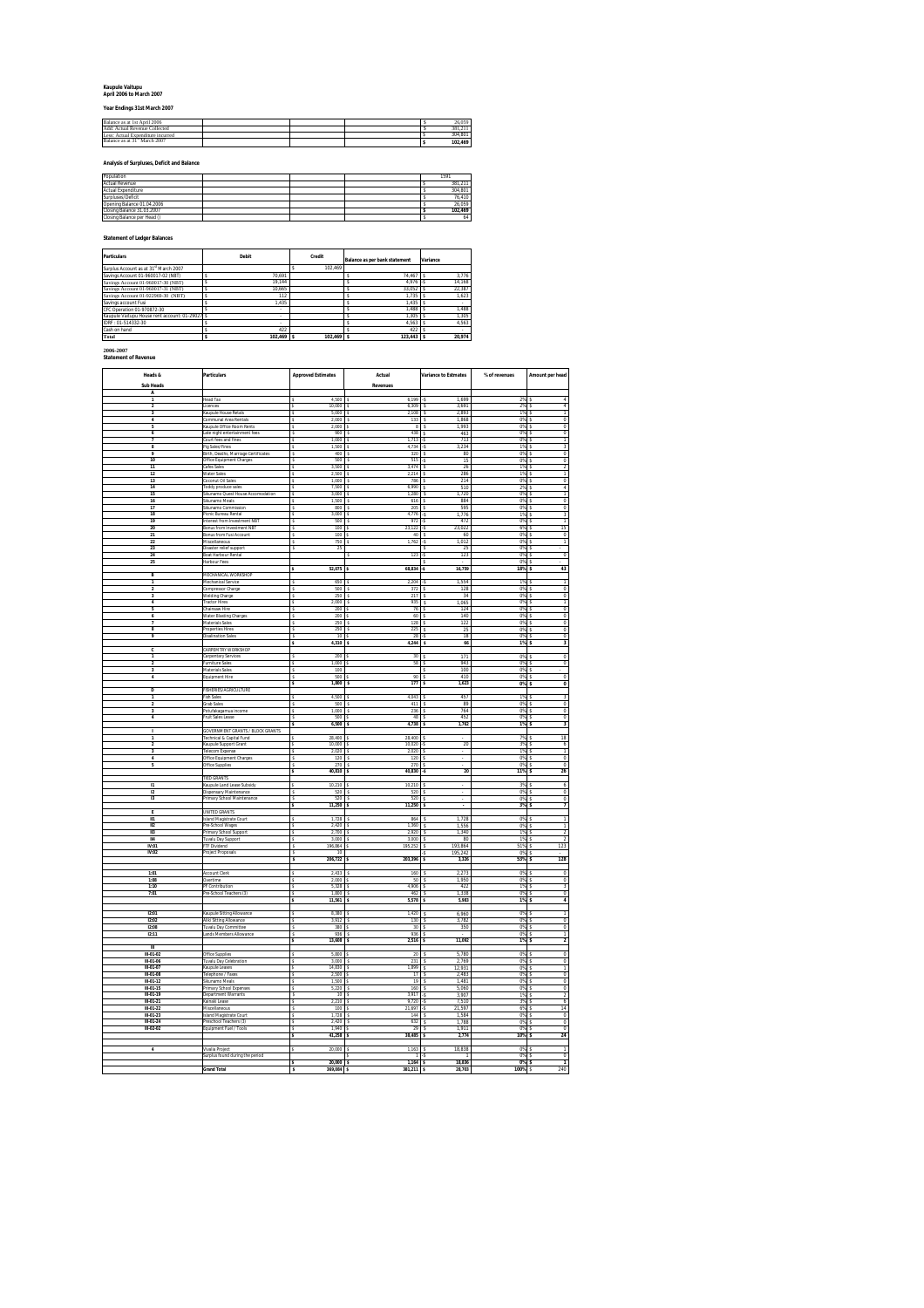# Kaupule Vaitupu
## April 2006 to March 2007

### Year Endings 31st March 2007

| | | | |
|---|---|---|---|
| Balance as at 1st April 2006 | | | $ 26,059 |
| Add: Actual Revenue Collected | | | $ 381,211 |
| Less: Actual Expenditure incurred | | | $ 304,801 |
| Balance as at 31st March 2007 | | | **$ 102,469** |

### Analysis of Surpluses, Deficit and Balance

| | | | |
|---|---|---|---|
| Population | | | 1591 |
| Actual Revenue | | | $ 381,211 |
| Actual Expenditure | | | $ 304,801 |
| Surpluses/Deficit | | | $ 76,410 |
| Opening Balance 01.04.2006 | | | $ 26,059 |
| Closing Balance 31.03.2007 | | | **$ 102,469** |
| Closing Balance per Head () | | | $ 64 |

### Statement of Ledger Balances

| Particulars | Debit | Credit | Balance as per bank statement | Variance |
|---|---|---|---|---|
| Surplus Account as at 31st March 2007 | | $ 102,469 | | |
| Savings Account 01-960017-02 (NBT) | $ 70,691 | | $ 74,467 | -$ 3,776 |
| Savings Account 01-960017-30 (NBT) | $ 19,144 | | $ 4,976 | $ 14,168 |
| Savings Account 01-960017-31 (NBT) | $ 10,665 | | $ 33,052 | -$ 22,387 |
| Savings Account 01-922968-30 (NBT) | $ 112 | | $ 1,735 | -$ 1,623 |
| Savings account Fuai | $ 1,435 | | $ 1,435 | $ - |
| CPC Operation 01-970872-30 | $ - | | $ 1,488 | -$ 1,488 |
| Kaupule Vaitupu House rent account: 01-29027 | $ - | | $ 26 | -$ 26 |
| IDRF : 01-514332-30 | $ - | | $ 1,305 | -$ 1,305 |
| Cash on hand | $ 422 | | $ 4,563 | -$ 4,563 |
| | | | $ 422 | $ - |
| **Total** | **$ 102,469** | **$ 102,469** | **$ 123,443** | **-$ 20,974** |

## 2006-2007
## Statement of Revenue

| Heads & Sub Heads | Particulars | Approved Estimates | Actual Revenues | Variance to Estimates | % of revenues | Amount per head |
|---|---|---|---|---|---|---|
| **A** | | | | | | |
| 1 | Head Tax | $ 4,500 | $ 6,199 | -$ 1,699 | 2% | $ 4 |
| 2 | Licences | $ 10,000 | $ 6,309 | $ 3,691 | 2% | $ 4 |
| 3 | Kaupule House Rentals | $ 5,000 | $ 2,108 | $ 2,893 | 1% | $ 1 |
| 4 | Communal Area Rentals | $ 2,000 | $ 133 | $ 1,868 | 0% | $ 0 |
| 5 | Kaupule Office Room Rents | $ 2,000 | $ 8 | $ 1,993 | 0% | $ 0 |
| 6 | Late night entertainment fees | $ 900 | $ 438 | $ 463 | 0% | $ 0 |
| 7 | Court fees and fines | $ 1,000 | $ 1,713 | -$ 713 | 0% | $ 1 |
| 8 | Pig Sales/Fines | $ 1,500 | $ 4,734 | -$ 3,234 | 1% | $ 3 |
| 9 | Birth, Deaths, Marriage Certificates | $ 400 | $ 320 | $ 80 | 0% | $ 0 |
| 10 | Office Equipment Charges | $ 500 | $ 515 | -$ 15 | 0% | $ 0 |
| 11 | Cafes Sales | $ 3,500 | $ 3,474 | $ 26 | 1% | $ 2 |
| 12 | Water Sales | $ 2,500 | $ 2,214 | $ 286 | 1% | $ 1 |
| 13 | Coconut Oil Sales | $ 1,000 | $ 786 | $ 214 | 0% | $ 0 |
| 14 | Toddy produce sales | $ 7,500 | $ 6,990 | $ 510 | 2% | $ 4 |
| 15 | Sikunamo Guest House Accomodation | $ 3,000 | $ 1,280 | $ 1,720 | 0% | $ 1 |
| 16 | Sikunamo Meals | $ 1,500 | $ 616 | $ 884 | 0% | $ 0 |
| 17 | Sikunamo Commission | $ 800 | $ 205 | $ 595 | 0% | $ 0 |
| 18 | Picnic Bureau Rental | $ 3,000 | $ 4,776 | -$ 1,776 | 1% | $ 3 |
| 19 | Interest from Investment NBT | $ 500 | $ 972 | -$ 472 | 0% | $ 1 |
| 20 | Bonus from Investment NBT | $ 100 | $ 23,122 | -$ 23,022 | 6% | $ 15 |
| 21 | Bonus from Fusi Account | $ 100 | $ 40 | $ 60 | 0% | $ 0 |
| 22 | Miscellaneous | $ 750 | $ 1,762 | -$ 1,012 | 0% | $ 1 |
| 23 | Disaster relief support | $ 25 | | $ 25 | 0% | $ - |
| 24 | Boat Harbour Rental | | $ 123 | -$ 123 | 0% | $ 0 |
| 25 | Harbour Fees | | | $ - | 0% | $ - |
| | | **$ 52,075** | **$ 68,834** | **-$ 16,759** | **18%** | **$ 43** |
| **B** | MECHANICAL WORKSHOP | | | | | |
| 1 | Mechanical Service | $ 650 | $ 2,204 | -$ 1,554 | 1% | $ 1 |
| 2 | Compressor Charge | $ 500 | $ 372 | $ 128 | 0% | $ 0 |
| 3 | Welding Charge | $ 250 | $ 217 | $ 34 | 0% | $ 0 |
| 4 | Tractor Hires | $ 2,000 | $ 935 | $ 1,065 | 0% | $ 1 |
| 5 | Chainsaw Hire | $ 200 | $ 76 | $ 124 | 0% | $ 0 |
| 6 | Water Blasting Charges | $ 200 | $ 60 | $ 140 | 0% | $ 0 |
| 7 | Materials Sales | $ 250 | $ 128 | $ 122 | 0% | $ 0 |
| 8 | Properties Hires | $ 250 | $ 225 | $ 25 | 0% | $ 0 |
| 9 | Disalination Sales | $ 10 | $ 28 | -$ 18 | 0% | $ 0 |
| | | **$ 4,310** | **$ 4,244** | **$ 66** | **1%** | **$ 3** |
| **C** | CARPENTRY WORKSHOP | | | | | |
| 1 | Carpentary Services | $ 200 | $ 30 | $ 171 | 0% | $ 0 |
| 2 | Furniture Sales | $ 1,000 | $ 58 | $ 943 | 0% | $ 0 |
| 3 | Materials Sales | $ 100 | | $ 100 | 0% | $ - |
| 4 | Equipment Hire | $ 500 | $ 90 | $ 410 | 0% | $ 0 |
| | | **$ 1,800** | **$ 177** | **$ 1,623** | **0%** | **$ 0** |
| **D** | FISHERIES/AGRICULTURE | | | | | |
| 1 | Fish Sales | $ 4,500 | $ 4,043 | $ 457 | 1% | $ 3 |
| 2 | Grab Sales | $ 500 | $ 411 | $ 89 | 0% | $ 0 |
| 3 | Pelu/lakagamua income | $ 1,000 | $ 236 | $ 764 | 0% | $ 0 |
| 4 | Fruit Sales Lease | $ 500 | $ 48 | $ 452 | 0% | $ 0 |
| | | **$ 6,500** | **$ 4,738** | **$ 1,762** | **1%** | **$ 3** |
| **I** | GOVERNMENT GRANTS / BLOCK GRANTS | | | | | |
| 1 | Technical & Capital Fund | $ 28,400 | $ 28,400 | $ - | 7% | $ 18 |
| 2 | Kaupule Support Grant | $ 10,000 | $ 10,020 | -$ 20 | 3% | $ 6 |
| 3 | Telecom Expense | $ 2,020 | $ 2,020 | $ - | 1% | $ 1 |
| 4 | Office Equipment Charges | $ 120 | $ 120 | $ - | 0% | $ 0 |
| 5 | Office Supplies | $ 270 | $ 270 | $ - | 0% | $ 0 |
| | | **$ 40,810** | **$ 40,830** | **-$ 20** | **11%** | **$ 26** |
| | TIED GRANTS | | | | | |
| I1 | Kaupule Land Lease Subsidy | $ 10,210 | $ 10,210 | $ - | 3% | $ 6 |
| I2 | Dispensary Maintenance | $ 520 | $ 520 | $ - | 0% | $ 0 |
| I3 | Primary School Maintenance | $ 520 | $ 520 | $ - | 0% | $ 0 |
| | | **$ 11,250** | **$ 11,250** | **$ -** | **3%** | **$ 7** |
| **E** | LIMITED GRANTS | | | | | |
| III1 | Island Magistrate Court | $ 1,728 | $ 864 | $ 1,728 | 0% | $ 1 |
| III2 | Pre-School Wages | $ 2,420 | $ 1,360 | $ 1,556 | 0% | $ 1 |
| III3 | Primary School Support | $ 2,760 | $ 2,920 | $ 1,340 | 1% | $ 2 |
| III4 | Tuvalu Day Support | $ 3,000 | $ 3,000 | $ 80 | 1% | $ 2 |
| IV:01 | FTF Dividend | $ 196,864 | $ 195,252 | $ 193,864 | 51% | $ 123 |
| IV:02 | Project Proposals | $ 10 | | $ 195,242 | 0% | $ - |
| | | **$ 206,722** | **$ 203,396** | **$ 3,326** | **53%** | **$ 128** |
| I:01 | Account Clerk | $ 2,433 | $ 160 | $ 2,273 | 0% | $ 0 |
| I:08 | Overtime | $ 2,000 | $ 50 | $ 1,950 | 0% | $ 0 |
| I:10 | PF Contribution | $ 5,328 | $ 4,906 | $ 422 | 1% | $ 3 |
| 7:01 | Pre-School Teachers (3) | $ 1,800 | $ 462 | $ 1,338 | 0% | $ 0 |
| | | **$ 11,561** | **$ 5,578** | **$ 5,983** | **1%** | **$ 4** |
| I2:01 | Kaupule Sitting Allowance | $ 8,380 | $ 1,420 | $ 6,960 | 0% | $ 1 |
| I2:02 | Aliki Sitting Allowance | $ 3,912 | $ 130 | $ 3,782 | 0% | $ 0 |
| I2:08 | Tuvalu Day Committee | $ 380 | $ 30 | $ 350 | 0% | $ 0 |
| I2:11 | Lands Members Allowance | $ 936 | $ 936 | $ - | 0% | $ 1 |
| | | **$ 13,608** | **$ 2,516** | **$ 11,092** | **1%** | **$ 2** |
| **III** | | | | | | |
| III-01-02 | Office Supplies | $ 5,800 | $ 20 | $ 5,780 | 0% | $ 0 |
| III-01-06 | Tuvalu Day Celebration | $ 3,000 | $ 231 | $ 2,769 | 0% | $ 0 |
| III-01-07 | Kaupule Leases | $ 14,830 | $ 1,899 | $ 12,931 | 0% | $ 1 |
| III-01-08 | Telephone / Faxes | $ 2,500 | $ 17 | $ 2,483 | 0% | $ 0 |
| III-01-12 | Sikunamo Meals | $ 1,500 | $ 19 | $ 1,481 | 0% | $ 0 |
| III-01-15 | Primary School Expenses | $ 5,220 | $ 160 | $ 5,060 | 0% | $ 0 |
| III-01-19 | Department Warrants | $ 10 | $ 3,917 | -$ 3,907 | 1% | $ 2 |
| III-01-21 | Kamaki Lease | $ 2,210 | $ 9,720 | -$ 7,510 | 3% | $ 6 |
| III-01-22 | Miscellaneous | $ 100 | $ 21,697 | -$ 21,597 | 6% | $ 14 |
| III-01-23 | Island Magistrate Court | $ 1,728 | $ 144 | $ 1,584 | 0% | $ 0 |
| III-01-24 | Preschool Teachers (3) | $ 2,420 | $ 632 | $ 1,788 | 0% | $ 0 |
| III-02-02 | Equipment Fuel / Tools | $ 1,940 | $ 29 | $ 1,911 | 0% | $ 0 |
| | | **$ 41,258** | **$ 38,485** | **$ 2,774** | **10%** | **$ 24** |
| 4 | Vivelia Project | $ 20,000 | $ 1,163 | $ 18,838 | 0% | $ 1 |
| | Surplus found during the period | | $ 1 | -$ 1 | 0% | $ 0 |
| | | **$ 20,000** | **$ 1,164** | **$ 18,836** | **0%** | **$ 1** |
| | **Grand Total** | **$ 369,094** | **$ 381,211** | **-$ 28,703** | **100%** | **$ 240** |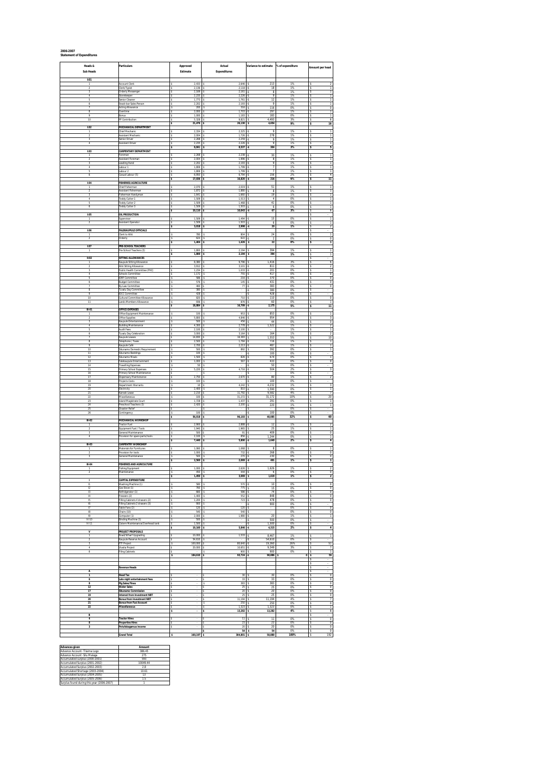# 2006-2007

## Statement of Expenditures

| Heads & Sub Heads | Particulars | Approved Estimate | Actual Expenditures | Variance to estimate | % of expenditure | Amount per head |
|---|---|---|---|---|---|---|
| **I:01** | | | | | | |
| 1 | Account Clerk | $ 2,433 | $ 2,646 | $ 213 | 1% | $ 2 |
| 2 | Clerk/Typist | $ 2,136 | $ 2,118 | $ 18 | 1% | $ 1 |
| 3 | Orderly Messenger | $ 2,169 | $ 2,161 | $ 8 | 1% | $ 1 |
| 4 | Storekeeper | $ 2,235 | $ 2,226 | $ 9 | 1% | $ 1 |
| 5 | Senior Cleaner | $ 1,773 | $ 1,761 | $ 12 | 1% | $ 1 |
| 6 | Seaki-bar Sales Person | $ 2,202 | $ 2,193 | $ 9 | 1% | $ 1 |
| 7 | Acting Allowance | $ 200 | $ 316 | $ 116 | 0% | $ 0 |
| 8 | Overtime | $ 2,000 | $ 1,703 | $ 297 | 1% | $ 1 |
| 9 | Bonus | $ 1,000 | $ 1,183 | $ 183 | 0% | $ 1 |
| 10 | PF Contribution | $ 5,328 | $ 9,821 | $ 4,493 | 3% | $ 6 |
| | | **$ 21,476** | **$ 26,130** | **$ 4,654** | **9%** | **$ 16** |
| **I:02** | **MECHANICAL DEPARTMENT** | | | | | |
| 1 | Chief Mechanic | $ 2,334 | $ 2,325 | $ 9 | 1% | $ 1 |
| 2 | Assistant Mechanic | $ 2,004 | $ 1,726 | $ 278 | 1% | $ 1 |
| 3 | Senior Driver | $ 2,268 | $ 2,259 | $ 8 | 1% | $ 1 |
| 4 | Assistant Driver | $ 2,235 | $ 2,226 | $ 9 | 1% | $ 1 |
| | | **$ 8,841** | **$ 8,537** | **$ 304** | **3%** | **$ 5** |
| **I:03** | **CARPENTRY DEPARTMENT** | | | | | |
| 1 | Foreman | $ 2,268 | $ 2,238 | $ 30 | 1% | $ 1 |
| 2 | Assistant Foreman | $ 2,004 | $ 1,996 | $ 8 | 1% | $ 1 |
| 3 | Leading Hand | $ 2,202 | $ 2,193 | $ 9 | 1% | $ 1 |
| 4 | Labour 1 | $ 1,806 | $ 1,799 | $ 7 | 1% | $ 1 |
| 5 | Labour 2 | $ 1,806 | $ 1,799 | $ 7 | 1% | $ 1 |
| 6 | Casual Labour (5) | $ 6,950 | $ 6,794 | $ 156 | 2% | $ 4 |
| | | **$ 17,036** | **$ 16,820** | **$ 216** | **6%** | **$ 11** |
| **I:04** | **FISHERIES/AGRICULTURE** | | | | | |
| 1 | Chief Fisherman | $ 2,070 | $ 2,019 | $ 51 | 1% | $ 1 |
| 2 | Assistant Fisherman | $ 1,872 | $ 1,880 | $ 8 | 1% | $ 1 |
| 3 | Fisherman Handyman | $ 1,641 | $ 1,660 | $ 19 | 1% | $ 1 |
| 4 | Toddy Cutter 1 | $ 1,509 | $ 1,513 | $ 4 | 0% | $ 1 |
| 5 | Toddy Cutter 2 | $ 1,509 | $ 1,468 | $ 41 | 0% | $ 1 |
| 6 | Toddy Cutter 3 | $ 1,509 | $ 1,503 | $ 6 | 0% | $ 1 |
| | | **$ 10,110** | **$ 10,043** | **$ 67** | **3%** | **$ 6** |
| **I:05** | **OIL PRODUCTION** | | | | | |
| 1 | Supervisor | $ 1,509 | $ 1,494 | $ 15 | 0% | $ 1 |
| 2 | Assistant Operator | $ 1,509 | $ 1,503 | $ 6 | 0% | $ 1 |
| | | **$ 3,018** | **$ 2,998** | **$ 20** | **1%** | **$ 2** |
| **I:06** | **FALEKAUPULE OFFICIALS** | | | | | |
| 1 | Clerk to Aliki | $ 780 | $ 804 | $ 24 | 0% | $ 1 |
| 2 | Orderly | $ 624 | $ 622 | $ 2 | 0% | $ 0 |
| | | **$ 1,404** | **$ 1,426** | **$ 22** | **0%** | **$ 1** |
| **I:07** | **PRE-SCHOOL TEACHERS** | | | | | |
| 1 | Pre-School Teachers (3) | $ 1,800 | $ 2,194 | $ 394 | 1% | $ 1 |
| | | **$ 1,800** | **$ 2,194** | **$ 394** | **1%** | **$ 1** |
| **II:02** | **SITTING ALLOWANCES** | | | | | |
| 1 | Kaupule Sitting Allowance | $ 8,380 | $ 9,796 | $ 1,416 | 3% | $ 6 |
| 2 | Aliki Sitting Allowance | $ 3,912 | $ 3,101 | $ 811 | 1% | $ 2 |
| 3 | Public Health Committee (PHC) | $ 1,234 | $ 1,033 | $ 201 | 0% | $ 1 |
| 4 | Schools Committee | $ 1,172 | $ 755 | $ 417 | 0% | $ 0 |
| 5 | IDRF Committee | $ 586 | $ 216 | $ 370 | 0% | $ 0 |
| 6 | Budget Committee | $ 576 | $ 145 | $ 431 | 0% | $ 0 |
| 7 | By-Law Committee | $ 460 | $ 77 | $ 383 | 0% | $ 0 |
| 8 | Tuvalu Day Committee | $ 380 | - | $ 380 | 0% | - |
| 9 | IDCC Committee | $ 428 | - | $ 428 | 0% | - |
| 10 | Cultural Committee Allowance | $ 820 | $ 710 | $ 110 | 0% | $ 0 |
| 11 | Lands Members Allowance | $ 936 | $ 876 | $ 60 | 0% | $ 1 |
| | | **$ 18,884** | **$ 16,709** | **$ 2,176** | **5%** | **$ 11** |
| **III-01** | **OFFICE EXPENSES** | | | | | |
| 1 | Office Equipment Maintenance | $ 100 | $ 953 | $ 853 | 0% | $ 1 |
| 2 | Office Supplies | $ 5,800 | $ 4,846 | $ 954 | 2% | $ 3 |
| 3 | Kaupule Entertainment | $ 500 | $ 456 | $ 44 | 0% | $ 0 |
| 4 | Building Maintenance | $ 4,300 | $ 2,778 | $ 1,522 | 1% | $ 2 |
| 5 | Audit Fees | $ 2,100 | $ 2,100 | - | 1% | $ 1 |
| 6 | Tuvalu Day Celebration | $ 3,000 | $ 3,164 | $ 164 | 1% | $ 2 |
| 7 | Kaupule Leases | $ 14,800 | $ 16,353 | $ 1,553 | 5% | $ 10 |
| 8 | Telephone / Faxes | $ 2,500 | $ 1,784 | $ 726 | 1% | $ 1 |
| 9 | Kaupule Cafe | $ 2,700 | $ 2,213 | $ 487 | 1% | $ 1 |
| 10 | Sikunamo Domestic Requirement | $ 500 | $ 892 | $ 392 | 0% | $ 1 |
| 11 | Sikunamo Buildings | $ 100 | - | $ 100 | 0% | - |
| 12 | Sikunamo Meals | $ 1,500 | $ 826 | $ 674 | 0% | $ 1 |
| 13 | Falekaupule Entertainment | $ 1,000 | $ 567 | $ 433 | 0% | $ 0 |
| 14 | Travelling Expenses | $ 50 | - | $ 50 | 0% | - |
| 15 | Primary School Expenses | $ 5,220 | $ 4,716 | $ 504 | 2% | $ 3 |
| 16 | Primary School Maintenance | - | - | - | 0% | - |
| 17 | Dispensary Maintenance | $ 2,750 | $ 2,670 | $ 80 | 1% | $ 2 |
| 18 | Projects Costs | $ 100 | - | $ 100 | 0% | - |
| 19 | Department Warrants | $ 10 | $ 4,242 | $ 4,232 | 1% | $ 3 |
| 20 | Electricity | $ 2,400 | $ 810 | $ 1,590 | 0% | $ 1 |
| 21 | Kainaki Lease | $ 2,210 | $ 11,792 | $ 9,582 | 4% | $ 7 |
| 22 | Miscellaneous | $ 100 | $ 31,272 | $ 31,172 | 10% | $ 20 |
| 23 | Island Magistrate Court | $ 1,728 | $ 1,437 | $ 291 | 0% | $ 1 |
| 24 | Preschool Teachers (3) | $ 2,420 | $ 2,200 | $ 220 | 1% | $ 1 |
| 25 | Disaster Relief | - | - | - | 0% | - |
| 26 | Contingency | $ 100 | - | $ 100 | 0% | - |
| | | **$ 56,018** | **$ 96,103** | **$ 40,085** | **32%** | **$ 60** |
| **III-02** | **MECHANICAL WORKSHOP** | | | | | |
| 1 | Tractor Fuel | $ 2,900 | $ 2,888 | $ 12 | 1% | $ 2 |
| 2 | Equipment Fuel / Tools | $ 1,940 | $ 1,965 | $ 25 | 1% | $ 1 |
| 3 | General Maintenance | $ 500 | $ 91 | $ 409 | 0% | $ 0 |
| 4 | Provision for spare parts/tools | $ 2,100 | $ 856 | $ 1,244 | 0% | $ 1 |
| | | **$ 7,440** | **$ 5,800** | **$ 1,640** | **2%** | **$ 4** |
| **III-03** | **CARPENTRY WORKSHOP** | | | | | |
| 1 | Materials for Furnitures | $ 1,060 | $ 1,068 | $ 8 | 0% | $ 1 |
| 2 | Provision for tools | $ 1,000 | $ 732 | $ 268 | 0% | $ 0 |
| 3 | General Maintenance | $ 500 | $ 270 | $ 230 | 0% | $ 0 |
| | | **$ 2,560** | **$ 2,069** | **$ 491** | **1%** | **$ 1** |
| **III-04** | **FISHERIES AND AGRICULTURE** | | | | | |
| 1 | Fishing Equipment | $ 1,000 | $ 2,626 | $ 1,626 | 1% | $ 2 |
| 2 | Maintenance | $ 450 | $ 444 | $ 6 | 0% | $ 0 |
| | | **$ 1,450** | **$ 3,069** | **$ 1,619** | **1%** | **$ 2** |
| **II** | **CAPITAL EXPENDITURE** | | | | | |
| I1 | Washing Machine (1) | $ 580 | $ 570 | $ 10 | 0% | $ 0 |
| I2 | Gas Stove (1) | $ 760 | $ 775 | $ 15 | 0% | $ 0 |
| I3 | Refridgerator (1) | $ 660 | $ 586 | $ 74 | 0% | $ 0 |
| I4 | Freezers (2) | $ 1,400 | $ 552 | $ 848 | 0% | $ 0 |
| I5 | Filing Cabinets 4 drawers (2) | $ 1,200 | $ 723 | $ 478 | 0% | $ 0 |
| I6 | Filling Cabinets 2 drawers (3) | $ 900 | - | $ 900 | 0% | - |
| I7 | Table Fans (2) | $ 120 | $ 120 | - | 0% | $ 0 |
| I8 | Chairs (10) | $ 540 | $ 540 | - | 0% | $ 0 |
| I9 | Computer (1) | $ 2,000 | $ 1,980 | $ 20 | 1% | $ 1 |
| IV-10 | Binding Machine (1) | $ 500 | - | $ 500 | 0% | - |
| IV-11 | Cistern Maintenance/Overhead tank | $ 1,500 | - | $ 1,500 | 0% | - |
| | | **$ 10,160** | **$ 5,846** | **$ 4,315** | **2%** | **$ 4** |
| **V** | **PROJECT PROPOSALS** | | | | | |
| 1 | Road/Wharf Upgrading | $ 10,000 | $ 1,533 | $ 8,467 | 1% | $ 1 |
| 2 | Kaupule Reserve Account | $ 54,610 | - | $ 54,610 | 0% | - |
| 3 | FTF Project | $ 100,000 | $ 80,640 | $ 19,360 | 26% | $ 51 |
| 4 | Vvalia Project | $ 20,000 | $ 10,651 | $ 9,349 | 3% | $ 7 |
| 6 | Filing Cabinets | - | $ 900 | $ 900 | 0% | - |
| | | **$ 184,610** | **$ 93,724** | **$ 90,886** | **0** | **$ 59** |
| | **Revenue Heads** | | | | | |
| **A** | | | | | | |
| **3** | **Head Tax** | - | $ 30 | $ 30 | 0% | $ 0 |
| **6** | **Late night entertainment fees** | - | $ 33 | $ 33 | 0% | $ 0 |
| **8** | **Pig Sales/Fines** | - | $ 383 | $ 383 | 0% | $ 0 |
| **12** | **Water Sales** | - | $ 25 | $ 25 | 0% | $ 0 |
| **17** | **Sikunamo Commission** | - | $ 20 | $ 20 | 0% | $ 0 |
| **19** | **Interest from Investment NBT** | - | $ 25 | $ 25 | 0% | $ 0 |
| **20** | **Bonus from Investment NBT** | - | $ 11,194 | $ 11,194 | 4% | $ 7 |
| **21** | **Bonus from Fusi Account** | - | $ 250 | $ 250 | 0% | $ 0 |
| **22** | **Miscellaneous** | - | $ 1,323 | $ 1,323 | 0% | $ 1 |
| | | **$ -** | **$ 13,282** | **$ 13,282** | **4%** | **$ 8** |
| **B** | | | | | | |
| **4** | **Tractor Hires** | - | $ 11 | $ 11 | 0% | $ 0 |
| **8** | **Properties Hires** | - | $ 23 | $ 23 | 0% | $ 0 |
| **3** | **Petufakaganua income** | - | $ 20 | $ 20 | 0% | $ 0 |
| | | | **$ 54** | **$ 54** | **0%** | **$ 0** |
| | **Grand Total** | **$ 360,197** | **$ 304,801** | **$ 50,080** | **100%** | **$ 192** |

| Advances given | Amount |
|---|---|
| Advance Account- Tilaima Logo | 386.45 |
| Advance Account -Siru Malaga | 275 |
| Accumulated surplus (2000-2001) | 593 |
| Accumulated Surplus (2001-2002) | 10049.44 |
| Accumulated Surplus (2002-2003) | 2.8 |
| Accumulated Shortage (2003-2004) | 10.61 |
| Accumulated Surplus (2004-2005) | 13 |
| Accumulated Surplus (2005-2006) | 1.5 |
| Surplus found during this year (2006-2007) | 1 |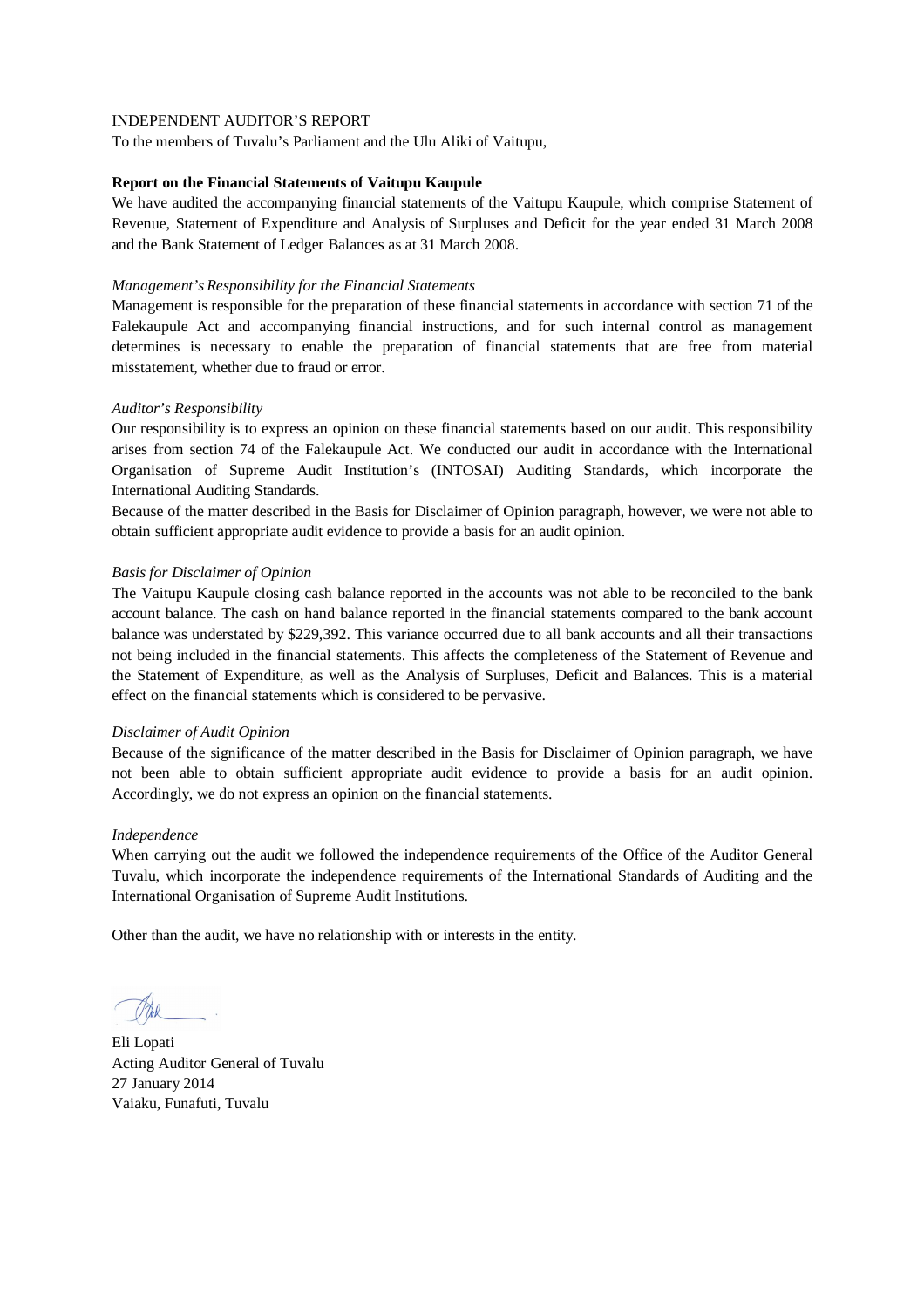INDEPENDENT AUDITOR'S REPORT

To the members of Tuvalu's Parliament and the Ulu Aliki of Vaitupu,

**Report on the Financial Statements of Vaitupu Kaupule**

We have audited the accompanying financial statements of the Vaitupu Kaupule, which comprise Statement of Revenue, Statement of Expenditure and Analysis of Surpluses and Deficit for the year ended 31 March 2008 and the Bank Statement of Ledger Balances as at 31 March 2008.

*Management's Responsibility for the Financial Statements*

Management is responsible for the preparation of these financial statements in accordance with section 71 of the Falekaupule Act and accompanying financial instructions, and for such internal control as management determines is necessary to enable the preparation of financial statements that are free from material misstatement, whether due to fraud or error.

*Auditor's Responsibility*

Our responsibility is to express an opinion on these financial statements based on our audit. This responsibility arises from section 74 of the Falekaupule Act. We conducted our audit in accordance with the International Organisation of Supreme Audit Institution's (INTOSAI) Auditing Standards, which incorporate the International Auditing Standards.

Because of the matter described in the Basis for Disclaimer of Opinion paragraph, however, we were not able to obtain sufficient appropriate audit evidence to provide a basis for an audit opinion.

*Basis for Disclaimer of Opinion*

The Vaitupu Kaupule closing cash balance reported in the accounts was not able to be reconciled to the bank account balance. The cash on hand balance reported in the financial statements compared to the bank account balance was understated by $229,392. This variance occurred due to all bank accounts and all their transactions not being included in the financial statements. This affects the completeness of the Statement of Revenue and the Statement of Expenditure, as well as the Analysis of Surpluses, Deficit and Balances. This is a material effect on the financial statements which is considered to be pervasive.

*Disclaimer of Audit Opinion*

Because of the significance of the matter described in the Basis for Disclaimer of Opinion paragraph, we have not been able to obtain sufficient appropriate audit evidence to provide a basis for an audit opinion. Accordingly, we do not express an opinion on the financial statements.

*Independence*

When carrying out the audit we followed the independence requirements of the Office of the Auditor General Tuvalu, which incorporate the independence requirements of the International Standards of Auditing and the International Organisation of Supreme Audit Institutions.

Other than the audit, we have no relationship with or interests in the entity.

Eli Lopati
Acting Auditor General of Tuvalu
27 January 2014
Vaiaku, Funafuti, Tuvalu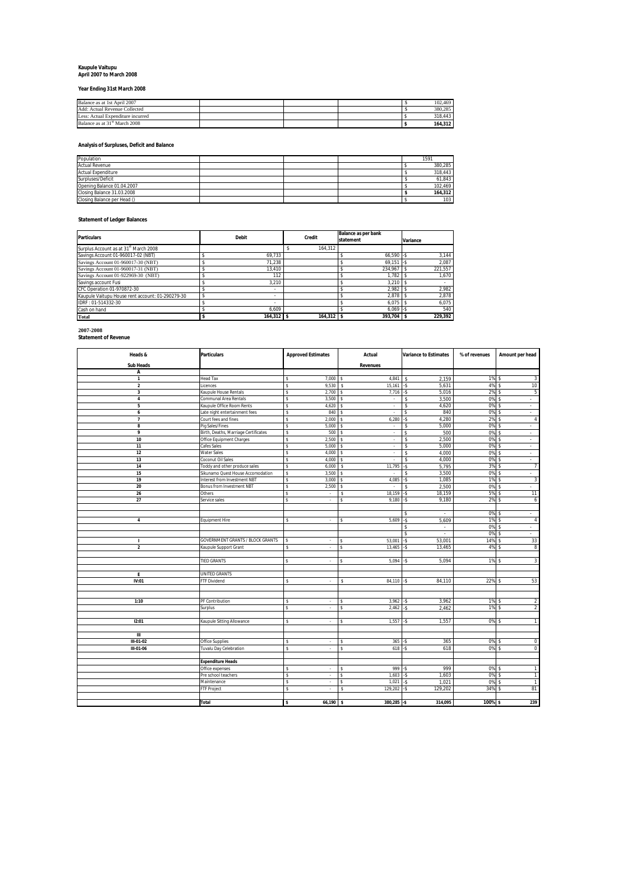**Kaupule Vaitupu**
**April 2007 to March 2008**

**Year Ending 31st March 2008**

| | | | | |
|---|---|---|---|---|
| Balance as at 1st April 2007 | | | | $ 102,469 |
| Add: Actual Revenue Collected | | | | $ 380,285 |
| Less: Actual Expenditure incurred | | | | $ 318,443 |
| Balance as at 31st March 2008 | | | | **$ 164,312** |

**Analysis of Surpluses, Deficit and Balance**

| | | | | |
|---|---|---|---|---|
| Population | | | | 1591 |
| Actual Revenue | | | | $ 380,285 |
| Actual Expenditure | | | | $ 318,443 |
| Surpluses/Deficit | | | | $ 61,843 |
| Opening Balance 01.04.2007 | | | | $ 102,469 |
| Closing Balance 31.03.2008 | | | | **$ 164,312** |
| Closing Balance per Head () | | | | $ 103 |

**Statement of Ledger Balances**

| Particulars | Debit | Credit | Balance as per bank statement | Variance |
|---|---|---|---|---|
| Surplus Account as at 31st March 2008 | | $ 164,312 | | |
| Savings Account 01-960017-02 (NBT) | $ 69,733 | | $ 66,590 | -$ 3,144 |
| Savings Account 01-960017-30 (NBT) | $ 71,238 | | $ 69,151 | -$ 2,087 |
| Savings Account 01-960017-31 (NBT) | $ 13,410 | | $ 234,967 | $ 221,557 |
| Savings Account 01-922969-30 (NBT) | $ 112 | | $ 1,782 | $ 1,670 |
| Savings account Fusi | $ 3,210 | | $ 3,210 | $ - |
| CFC Operation 01-970872-30 | $ - | | $ 2,982 | $ 2,982 |
| Kaupule Vaitupu House rent account: 01-290279-30 | $ - | | $ 2,878 | $ 2,878 |
| IDRF : 01-514332-30 | $ - | | $ 6,075 | $ 6,075 |
| Cash on hand | $ 6,609 | | $ 6,069 | -$ 540 |
| **Total** | **$ 164,312** | **$ 164,312** | **$ 393,704** | **$ 229,392** |

**2007-2008**
**Statement of Revenue**

| Heads & Sub Heads | Particulars | Approved Estimates | Actual Revenues | Variance to Estimates | % of revenues | Amount per head |
|---|---|---|---|---|---|---|
| A | | | | | | |
| 1 | Head Tax | $ 7,000 | $ 4,841 | $ 2,159 | 1% | $ 3 |
| 2 | Licences | $ 9,530 | $ 15,161 | -$ 5,631 | 4% | $ 10 |
| 3 | Kaupule House Rentals | $ 2,700 | $ 7,716 | -$ 5,016 | 2% | $ 5 |
| 4 | Communal Area Rentals | $ 3,500 | $ - | $ 3,500 | 0% | $ - |
| 5 | Kaupule Office Room Rents | $ 4,620 | $ - | $ 4,620 | 0% | $ - |
| 6 | Late night entertainment fees | $ 840 | $ - | $ 840 | 0% | $ - |
| 7 | Court fees and fines | $ 2,000 | $ 6,280 | -$ 4,280 | 2% | $ 4 |
| 8 | Pig Sales/Fines | $ 5,000 | $ - | $ 5,000 | 0% | $ - |
| 9 | Birth, Deaths, Marriage Certificates | $ 500 | $ - | $ 500 | 0% | $ - |
| 10 | Office Equipment Charges | $ 2,500 | $ - | $ 2,500 | 0% | $ - |
| 11 | Cafes Sales | $ 5,000 | $ - | $ 5,000 | 0% | $ - |
| 12 | Water Sales | $ 4,000 | $ - | $ 4,000 | 0% | $ - |
| 13 | Coconut Oil Sales | $ 4,000 | $ - | $ 4,000 | 0% | $ - |
| 14 | Toddy and other produce sales | $ 6,000 | $ 11,795 | -$ 5,795 | 3% | $ 7 |
| 15 | Sikunamo Quest House Accomodation | $ 3,500 | $ - | $ 3,500 | 0% | $ - |
| 19 | Interest from Investment NBT | $ 3,000 | $ 4,085 | -$ 1,085 | 1% | $ 3 |
| 20 | Bonus from Investment NBT | $ 2,500 | $ - | $ 2,500 | 0% | $ - |
| 26 | Others | $ - | $ 18,159 | -$ 18,159 | 5% | $ 11 |
| 27 | Service sales | $ - | $ 9,180 | -$ 9,180 | 2% | $ 6 |
| | | | | | | |
| | | | | $ - | 0% | $ - |
| 4 | Equipment Hire | $ - | $ 5,609 | -$ 5,609 | 1% | $ 4 |
| | | | | $ - | 0% | $ - |
| | | | | $ - | 0% | $ - |
| I | GOVERNMENT GRANTS / BLOCK GRANTS | $ - | $ 53,001 | -$ 53,001 | 14% | $ 33 |
| 2 | Kaupule Support Grant | $ - | $ 13,465 | -$ 13,465 | 4% | $ 8 |
| | | | | | | |
| | TIED GRANTS | $ - | $ 5,094 | -$ 5,094 | 1% | $ 3 |
| | | | | | | |
| E | UNITED GRANTS | | | | | |
| IV:01 | FTF Dividend | $ - | $ 84,110 | -$ 84,110 | 22% | $ 53 |
| | | | | | | |
| 1:10 | PF Contribution | $ - | $ 3,962 | -$ 3,962 | 1% | $ 2 |
| | Surplus | $ - | $ 2,462 | -$ 2,462 | 1% | $ 2 |
| | | | | | | |
| I2:01 | Kaupule Sitting Allowance | $ - | $ 1,557 | -$ 1,557 | 0% | $ 1 |
| | | | | | | |
| III | | | | | | |
| III-01-02 | Office Supplies | $ - | $ 365 | -$ 365 | 0% | $ 0 |
| III-01-06 | Tuvalu Day Celebration | $ - | $ 618 | -$ 618 | 0% | $ 0 |
| | | | | | | |
| | **Expenditure Heads** | | | | | |
| | Office expenses | $ - | $ 999 | -$ 999 | 0% | $ 1 |
| | Pre school teachers | $ - | $ 1,603 | -$ 1,603 | 0% | $ 1 |
| | Maintenance | $ - | $ 1,021 | -$ 1,021 | 0% | $ 1 |
| | FTF Project | $ - | $ 129,202 | -$ 129,202 | 34% | $ 81 |
| | | | | | | |
| | **Total** | **$ 66,190** | **$ 380,285** | **-$ 314,095** | **100%** | **$ 239** |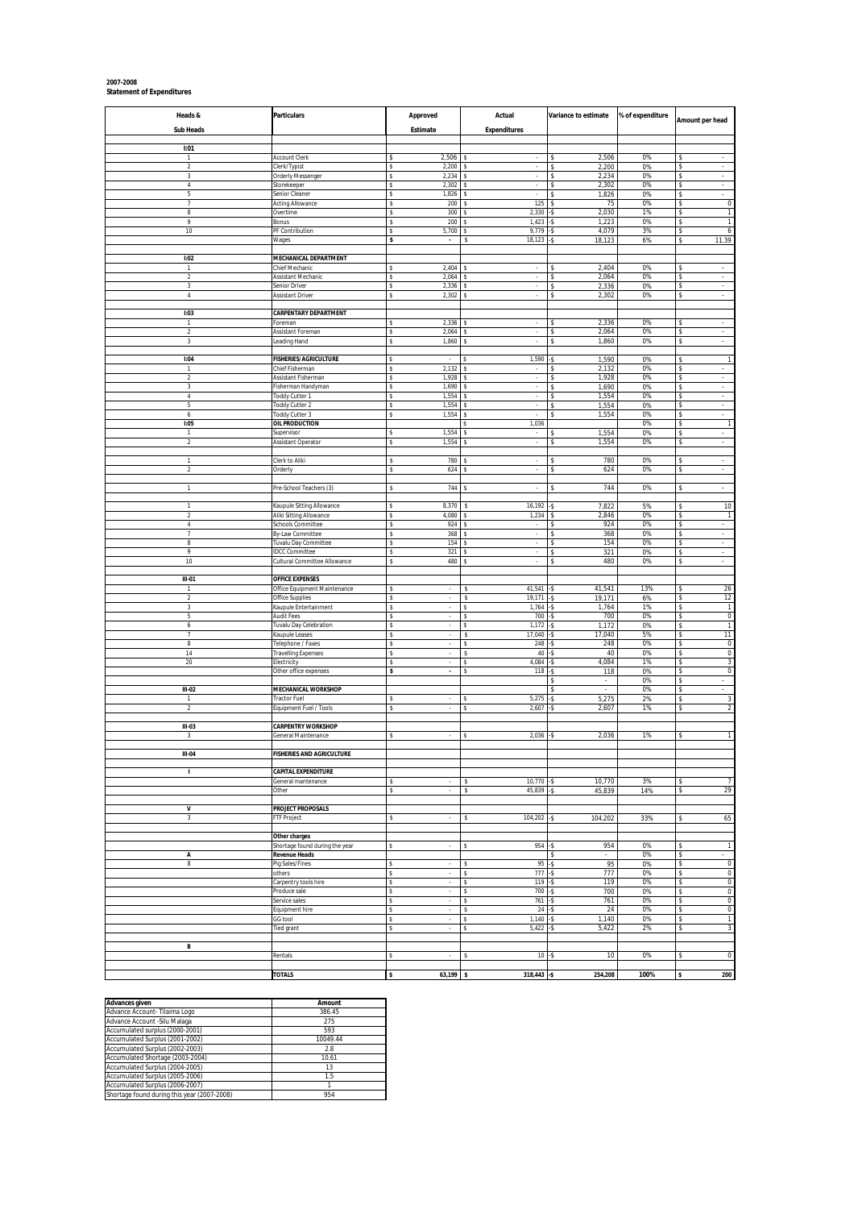**2007-2008**
**Statement of Expenditures**

| Heads & Sub Heads | Particulars | Approved Estimate | Actual Expenditures | Variance to estimate | % of expenditure | Amount per head |
|---|---|---|---|---|---|---|
| **I:01** | | | | | | |
| 1 | Account Clerk | $ 2,506 | $ - | $ 2,506 | 0% | $ - |
| 2 | Clerk/Typist | $ 2,200 | $ - | $ 2,200 | 0% | $ - |
| 3 | Orderly Messenger | $ 2,234 | $ - | $ 2,234 | 0% | $ - |
| 4 | Storekeeper | $ 2,302 | $ - | $ 2,302 | 0% | $ - |
| 5 | Senior Cleaner | $ 1,826 | $ - | $ 1,826 | 0% | $ - |
| 7 | Acting Allowance | $ 200 | $ 125 | $ 75 | 0% | $ 0 |
| 8 | Overtime | $ 300 | $ 2,330 | -$ 2,030 | 1% | $ 1 |
| 9 | Bonus | $ 200 | $ 1,423 | -$ 1,223 | 0% | $ 1 |
| 10 | PF Contribution | $ 5,700 | $ 9,779 | -$ 4,079 | 3% | $ 6 |
| | Wages | $ - | $ 18,123 | -$ 18,123 | 6% | $ 11.39 |
| **I:02** | **MECHANICAL DEPARTMENT** | | | | | |
| 1 | Chief Mechanic | $ 2,404 | $ - | $ 2,404 | 0% | $ - |
| 2 | Assistant Mechanic | $ 2,064 | $ - | $ 2,064 | 0% | $ - |
| 3 | Senior Driver | $ 2,336 | $ - | $ 2,336 | 0% | $ - |
| 4 | Assistant Driver | $ 2,302 | $ - | $ 2,302 | 0% | $ - |
| **I:03** | **CARPENTARY DEPARTMENT** | | | | | |
| 1 | Foreman | $ 2,336 | $ - | $ 2,336 | 0% | $ - |
| 2 | Assistant Foreman | $ 2,064 | $ - | $ 2,064 | 0% | $ - |
| 3 | Leading Hand | $ 1,860 | $ - | $ 1,860 | 0% | $ - |
| **I:04** | **FISHERIES/AGRICULTURE** | $ - | $ 1,590 | -$ 1,590 | 0% | $ 1 |
| 1 | Chief Fisherman | $ 2,132 | $ - | $ 2,132 | 0% | $ - |
| 2 | Assistant Fisherman | $ 1,928 | $ - | $ 1,928 | 0% | $ - |
| 3 | Fisherman Handyman | $ 1,690 | $ - | $ 1,690 | 0% | $ - |
| 4 | Toddy Cutter 1 | $ 1,554 | $ - | $ 1,554 | 0% | $ - |
| 5 | Toddy Cutter 2 | $ 1,554 | $ - | $ 1,554 | 0% | $ - |
| 6 | Toddy Cutter 3 | $ 1,554 | $ - | $ 1,554 | 0% | $ - |
| **I:05** | **OIL PRODUCTION** | | $ 1,036 | | 0% | $ 1 |
| 1 | Supervisor | $ 1,554 | $ - | $ 1,554 | 0% | $ - |
| 2 | Assistant Operator | $ 1,554 | $ - | $ 1,554 | 0% | $ - |
| 1 | Clerk to Aliki | $ 780 | $ - | $ 780 | 0% | $ - |
| 2 | Orderly | $ 624 | $ - | $ 624 | 0% | $ - |
| 1 | Pre-School Teachers (3) | $ 744 | $ - | $ 744 | 0% | $ - |
| 1 | Kaupule Sitting Allowance | $ 8,370 | $ 16,192 | -$ 7,822 | 5% | $ 10 |
| 2 | Aliki Sitting Allowance | $ 4,080 | $ 1,234 | $ 2,846 | 0% | $ 1 |
| 4 | Schools Committee | $ 924 | $ - | $ 924 | 0% | $ - |
| 7 | By-Law Committee | $ 368 | $ - | $ 368 | 0% | $ - |
| 8 | Tuvalu Day Committee | $ 154 | $ - | $ 154 | 0% | $ - |
| 9 | IDCC Committee | $ 321 | $ - | $ 321 | 0% | $ - |
| 10 | Cultural Committee Allowance | $ 480 | $ - | $ 480 | 0% | $ - |
| **III-01** | **OFFICE EXPENSES** | | | | | |
| 1 | Office Equipment Maintenance | $ - | $ 41,541 | -$ 41,541 | 13% | $ 26 |
| 2 | Office Supplies | $ - | $ 19,171 | -$ 19,171 | 6% | $ 12 |
| 3 | Kaupule Entertainment | $ - | $ 1,764 | -$ 1,764 | 1% | $ 1 |
| 5 | Audit Fees | $ - | $ 700 | -$ 700 | 0% | $ 0 |
| 6 | Tuvalu Day Celebration | $ - | $ 1,172 | -$ 1,172 | 0% | $ 1 |
| 7 | Kaupule Leases | $ - | $ 17,040 | -$ 17,040 | 5% | $ 11 |
| 8 | Telephone / Faxes | $ - | $ 248 | -$ 248 | 0% | $ 0 |
| 14 | Travelling Expenses | $ - | $ 40 | -$ 40 | 0% | $ 0 |
| 20 | Electricity | $ - | $ 4,084 | -$ 4,084 | 1% | $ 3 |
| | Other office expenses | $ - | $ 118 | -$ 118 | 0% | $ 0 |
| | | | | $ - | 0% | $ - |
| **III-02** | **MECHANICAL WORKSHOP** | | | $ - | 0% | $ - |
| 1 | Tractor Fuel | $ - | $ 5,275 | -$ 5,275 | 2% | $ 3 |
| 2 | Equipment Fuel / Tools | $ - | $ 2,607 | -$ 2,607 | 1% | $ 2 |
| **III-03** | **CARPENTRY WORKSHOP** | | | | | |
| 3 | General Maintenance | $ - | $ 2,036 | -$ 2,036 | 1% | $ 1 |
| **III-04** | **FISHERIES AND AGRICULTURE** | | | | | |
| **I** | **CAPITAL EXPENDITURE** | | | | | |
| | General mantenance | $ - | $ 10,770 | -$ 10,770 | 3% | $ 7 |
| | Other | $ - | $ 45,839 | -$ 45,839 | 14% | $ 29 |
| **V** | **PROJECT PROPOSALS** | | | | | |
| 3 | FTF Project | $ - | $ 104,202 | -$ 104,202 | 33% | $ 65 |
| | **Other charges** | | | | | |
| | Shortage found during the year | $ - | $ 954 | -$ 954 | 0% | $ 1 |
| **A** | **Revenue Heads** | | | $ - | 0% | $ - |
| 8 | Pig Sales/Fines | $ - | $ 95 | -$ 95 | 0% | $ 0 |
| | others | $ - | $ 777 | -$ 777 | 0% | $ 0 |
| | Carpentry tools hire | $ - | $ 119 | -$ 119 | 0% | $ 0 |
| | Produce sale | $ - | $ 700 | -$ 700 | 0% | $ 0 |
| | Service sales | $ - | $ 761 | -$ 761 | 0% | $ 0 |
| | Equipment hire | $ - | $ 24 | -$ 24 | 0% | $ 0 |
| | GG tool | $ - | $ 1,140 | -$ 1,140 | 0% | $ 1 |
| | Tied grant | $ - | $ 5,422 | -$ 5,422 | 2% | $ 3 |
| **B** | | | | | | |
| | Rentals | $ - | $ 10 | -$ 10 | 0% | $ 0 |
| | **TOTALS** | **$ 63,199** | **$ 318,443** | **-$ 254,208** | **100%** | **$ 200** |

| Advances given | Amount |
|---|---|
| Advance Account- Tilaima Logo | 386.45 |
| Advance Account -Silu Malaga | 275 |
| Accumulated surplus (2000-2001) | 593 |
| Accumulated Surplus (2001-2002) | 10049.44 |
| Accumulated Surplus (2002-2003) | 2.8 |
| Accumulated Shortage (2003-2004) | 10.61 |
| Accumulated Surplus (2004-2005) | 13 |
| Accumulated Surplus (2005-2006) | 1.5 |
| Accumulated Surplus (2006-2007) | 1 |
| Shortage found during this year (2007-2008) | 954 |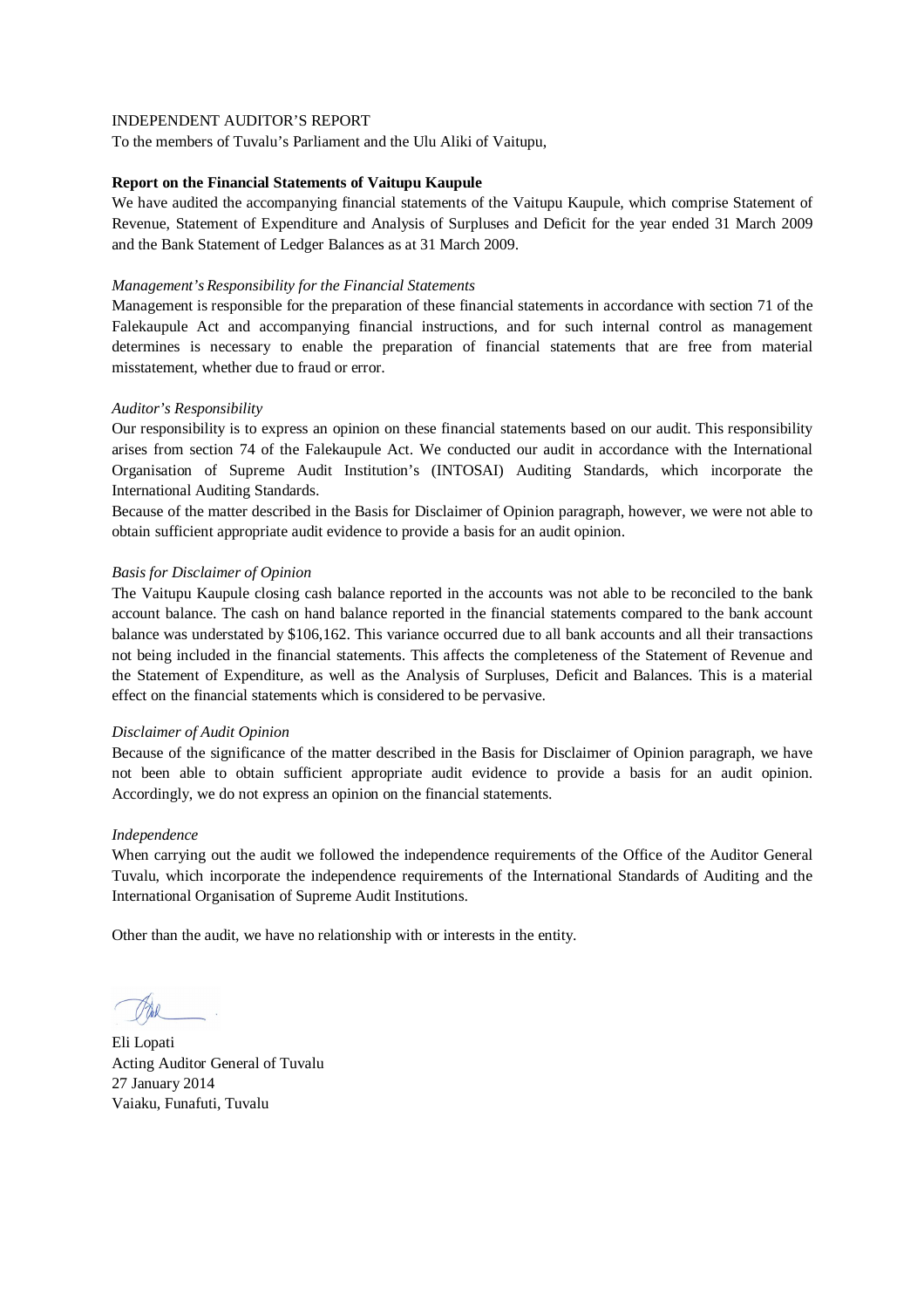INDEPENDENT AUDITOR'S REPORT

To the members of Tuvalu's Parliament and the Ulu Aliki of Vaitupu,

**Report on the Financial Statements of Vaitupu Kaupule**

We have audited the accompanying financial statements of the Vaitupu Kaupule, which comprise Statement of Revenue, Statement of Expenditure and Analysis of Surpluses and Deficit for the year ended 31 March 2009 and the Bank Statement of Ledger Balances as at 31 March 2009.

*Management's Responsibility for the Financial Statements*

Management is responsible for the preparation of these financial statements in accordance with section 71 of the Falekaupule Act and accompanying financial instructions, and for such internal control as management determines is necessary to enable the preparation of financial statements that are free from material misstatement, whether due to fraud or error.

*Auditor's Responsibility*

Our responsibility is to express an opinion on these financial statements based on our audit. This responsibility arises from section 74 of the Falekaupule Act. We conducted our audit in accordance with the International Organisation of Supreme Audit Institution's (INTOSAI) Auditing Standards, which incorporate the International Auditing Standards.

Because of the matter described in the Basis for Disclaimer of Opinion paragraph, however, we were not able to obtain sufficient appropriate audit evidence to provide a basis for an audit opinion.

*Basis for Disclaimer of Opinion*

The Vaitupu Kaupule closing cash balance reported in the accounts was not able to be reconciled to the bank account balance. The cash on hand balance reported in the financial statements compared to the bank account balance was understated by $106,162. This variance occurred due to all bank accounts and all their transactions not being included in the financial statements. This affects the completeness of the Statement of Revenue and the Statement of Expenditure, as well as the Analysis of Surpluses, Deficit and Balances. This is a material effect on the financial statements which is considered to be pervasive.

*Disclaimer of Audit Opinion*

Because of the significance of the matter described in the Basis for Disclaimer of Opinion paragraph, we have not been able to obtain sufficient appropriate audit evidence to provide a basis for an audit opinion. Accordingly, we do not express an opinion on the financial statements.

*Independence*

When carrying out the audit we followed the independence requirements of the Office of the Auditor General Tuvalu, which incorporate the independence requirements of the International Standards of Auditing and the International Organisation of Supreme Audit Institutions.

Other than the audit, we have no relationship with or interests in the entity.

Eli Lopati
Acting Auditor General of Tuvalu
27 January 2014
Vaiaku, Funafuti, Tuvalu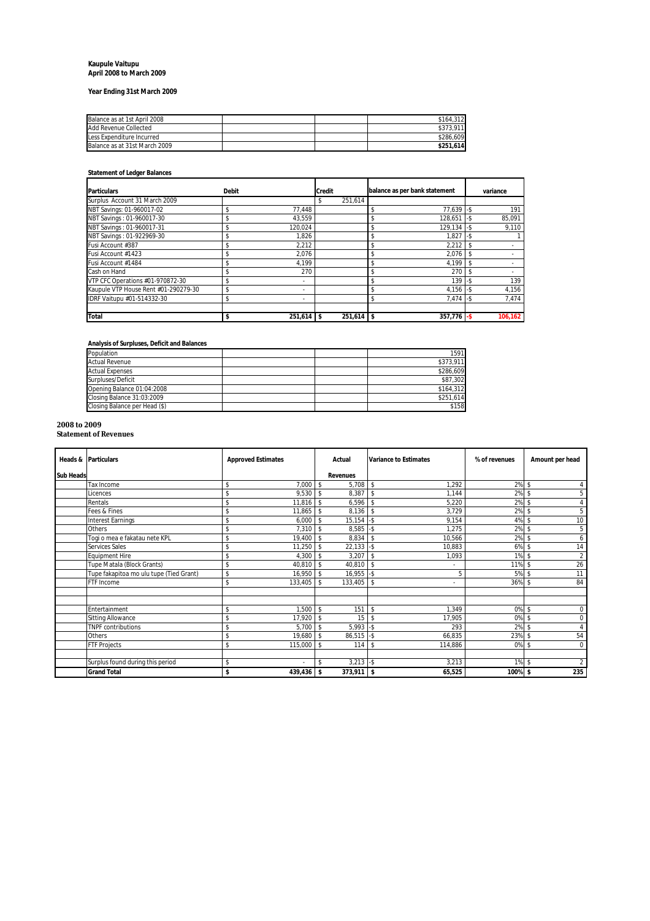**Kaupule Vaitupu**
**April 2008 to March 2009**

**Year Ending 31st March 2009**

| | | | |
|---|---|---|---|
| Balance as at 1st April 2008 | | | $164,312 |
| Add Revenue Collected | | | $373,911 |
| Less Expenditure Incurred | | | $286,609 |
| Balance as at 31st March 2009 | | | **$251,614** |

**Statement of Ledger Balances**

| Particulars | Debit | Credit | balance as per bank statement | variance |
|---|---|---|---|---|
| Surplus Account 31 March 2009 | | $ 251,614 | | |
| NBT Savings: 01-960017-02 | $ 77,448 | | $ 77,639 | -$ 191 |
| NBT Savings : 01-960017-30 | $ 43,559 | | $ 128,651 | -$ 85,091 |
| NBT Savings : 01-960017-31 | $ 120,024 | | $ 129,134 | -$ 9,110 |
| NBT Savings : 01-922969-30 | $ 1,826 | | $ 1,827 | -$ 1 |
| Fusi Account #387 | $ 2,212 | | $ 2,212 | $ - |
| Fusi Account #1423 | $ 2,076 | | $ 2,076 | $ - |
| Fusi Account #1484 | $ 4,199 | | $ 4,199 | $ - |
| Cash on Hand | $ 270 | | $ 270 | $ - |
| VTP CFC Operations #01-970872-30 | $ - | | $ 139 | -$ 139 |
| Kaupule VTP House Rent #01-290279-30 | $ - | | $ 4,156 | -$ 4,156 |
| IDRF Vaitupu #01-514332-30 | $ - | | $ 7,474 | -$ 7,474 |
| | | | | |
| **Total** | **$ 251,614** | **$ 251,614** | **$ 357,776** | **-$ 106,162** |

**Analysis of Surpluses, Deficit and Balances**

| | | | |
|---|---|---|---|
| Population | | | 1591 |
| Actual Revenue | | | $373,911 |
| Actual Expenses | | | $286,609 |
| Surpluses/Deficit | | | $87,302 |
| Opening Balance 01:04:2008 | | | $164,312 |
| Closing Balance 31:03:2009 | | | $251,614 |
| Closing Balance per Head ($) | | | $158 |

**2008 to 2009**
**Statement of Revenues**

| Heads & Sub Heads | Particulars | Approved Estimates | Actual Revenues | Variance to Estimates | % of revenues | Amount per head |
|---|---|---|---|---|---|---|
| | Tax Income | $ 7,000 | $ 5,708 | $ 1,292 | 2% | $ 4 |
| | Licences | $ 9,530 | $ 8,387 | $ 1,144 | 2% | $ 5 |
| | Rentals | $ 11,816 | $ 6,596 | $ 5,220 | 2% | $ 4 |
| | Fees & Fines | $ 11,865 | $ 8,136 | $ 3,729 | 2% | $ 5 |
| | Interest Earnings | $ 6,000 | $ 15,154 | -$ 9,154 | 4% | $ 10 |
| | Others | $ 7,310 | $ 8,585 | -$ 1,275 | 2% | $ 5 |
| | Togi o mea e fakatau nete KPL | $ 19,400 | $ 8,834 | $ 10,566 | 2% | $ 6 |
| | Services Sales | $ 11,250 | $ 22,133 | -$ 10,883 | 6% | $ 14 |
| | Equipment Hire | $ 4,300 | $ 3,207 | $ 1,093 | 1% | $ 2 |
| | Tupe Matala (Block Grants) | $ 40,810 | $ 40,810 | $ - | 11% | $ 26 |
| | Tupe fakapitoa mo ulu tupe (Tied Grant) | $ 16,950 | $ 16,955 | -$ 5 | 5% | $ 11 |
| | FTF Income | $ 133,405 | $ 133,405 | $ - | 36% | $ 84 |
| | | | | | | |
| | | | | | | |
| | Entertainment | $ 1,500 | $ 151 | $ 1,349 | 0% | $ 0 |
| | Sitting Allowance | $ 17,920 | $ 15 | $ 17,905 | 0% | $ 0 |
| | TNPF contributions | $ 5,700 | $ 5,993 | -$ 293 | 2% | $ 4 |
| | Others | $ 19,680 | $ 86,515 | -$ 66,835 | 23% | $ 54 |
| | FTF Projects | $ 115,000 | $ 114 | $ 114,886 | 0% | $ 0 |
| | | | | | | |
| | Surplus found during this period | $ - | $ 3,213 | -$ 3,213 | 1% | $ 2 |
| | **Grand Total** | **$ 439,436** | **$ 373,911** | **$ 65,525** | **100%** | **$ 235** |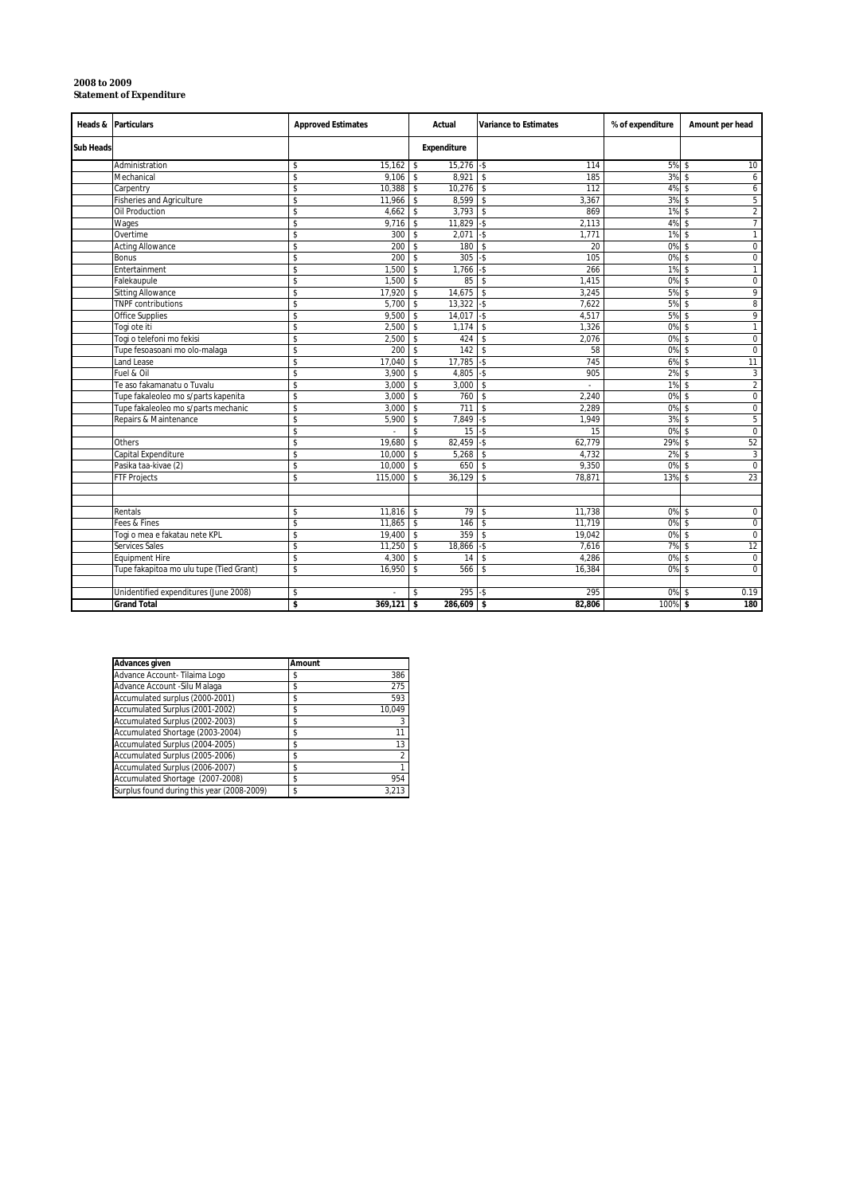**2008 to 2009**
**Statement of Expenditure**

| Heads & Sub Heads | Particulars | Approved Estimates | Actual Expenditure | Variance to Estimates | % of expenditure | Amount per head |
|---|---|---|---|---|---|---|
| | Administration | $ 15,162 | $ 15,276 | -$ 114 | 5% | $ 10 |
| | Mechanical | $ 9,106 | $ 8,921 | $ 185 | 3% | $ 6 |
| | Carpentry | $ 10,388 | $ 10,276 | $ 112 | 4% | $ 6 |
| | Fisheries and Agriculture | $ 11,966 | $ 8,599 | $ 3,367 | 3% | $ 5 |
| | Oil Production | $ 4,662 | $ 3,793 | $ 869 | 1% | $ 2 |
| | Wages | $ 9,716 | $ 11,829 | -$ 2,113 | 4% | $ 7 |
| | Overtime | $ 300 | $ 2,071 | -$ 1,771 | 1% | $ 1 |
| | Acting Allowance | $ 200 | $ 180 | $ 20 | 0% | $ 0 |
| | Bonus | $ 200 | $ 305 | -$ 105 | 0% | $ 0 |
| | Entertainment | $ 1,500 | $ 1,766 | -$ 266 | 1% | $ 1 |
| | Falekaupule | $ 1,500 | $ 85 | $ 1,415 | 0% | $ 0 |
| | Sitting Allowance | $ 17,920 | $ 14,675 | $ 3,245 | 5% | $ 9 |
| | TNPF contributions | $ 5,700 | $ 13,322 | -$ 7,622 | 5% | $ 8 |
| | Office Supplies | $ 9,500 | $ 14,017 | -$ 4,517 | 5% | $ 9 |
| | Togi ote iti | $ 2,500 | $ 1,174 | $ 1,326 | 0% | $ 1 |
| | Togi o telefoni mo fekisi | $ 2,500 | $ 424 | $ 2,076 | 0% | $ 0 |
| | Tupe fesoasoani mo olo-malaga | $ 200 | $ 142 | $ 58 | 0% | $ 0 |
| | Land Lease | $ 17,040 | $ 17,785 | -$ 745 | 6% | $ 11 |
| | Fuel & Oil | $ 3,900 | $ 4,805 | -$ 905 | 2% | $ 3 |
| | Te aso fakamanatu o Tuvalu | $ 3,000 | $ 3,000 | $ - | 1% | $ 2 |
| | Tupe fakaleoleo mo s/parts kapenita | $ 3,000 | $ 760 | $ 2,240 | 0% | $ 0 |
| | Tupe fakaleoleo mo s/parts mechanic | $ 3,000 | $ 711 | $ 2,289 | 0% | $ 0 |
| | Repairs & Maintenance | $ 5,900 | $ 7,849 | -$ 1,949 | 3% | $ 5 |
| | | $ - | $ 15 | -$ 15 | 0% | $ 0 |
| | Others | $ 19,680 | $ 82,459 | -$ 62,779 | 29% | $ 52 |
| | Capital Expenditure | $ 10,000 | $ 5,268 | $ 4,732 | 2% | $ 3 |
| | Pasika taa-kivae (2) | $ 10,000 | $ 650 | $ 9,350 | 0% | $ 0 |
| | FTF Projects | $ 115,000 | $ 36,129 | $ 78,871 | 13% | $ 23 |
| | | | | | | |
| | | | | | | |
| | Rentals | $ 11,816 | $ 79 | $ 11,738 | 0% | $ 0 |
| | Fees & Fines | $ 11,865 | $ 146 | $ 11,719 | 0% | $ 0 |
| | Togi o mea e fakatau nete KPL | $ 19,400 | $ 359 | $ 19,042 | 0% | $ 0 |
| | Services Sales | $ 11,250 | $ 18,866 | -$ 7,616 | 7% | $ 12 |
| | Equipment Hire | $ 4,300 | $ 14 | $ 4,286 | 0% | $ 0 |
| | Tupe fakapitoa mo ulu tupe (Tied Grant) | $ 16,950 | $ 566 | $ 16,384 | 0% | $ 0 |
| | | | | | | |
| | Unidentified expenditures (June 2008) | $ - | $ 295 | -$ 295 | 0% | $ 0.19 |
| | **Grand Total** | **$ 369,121** | **$ 286,609** | **$ 82,806** | **100%** | **$ 180** |

| Advances given | Amount |
|---|---|
| Advance Account- Tilaima Logo | $ 386 |
| Advance Account -Silu Malaga | $ 275 |
| Accumulated surplus (2000-2001) | $ 593 |
| Accumulated Surplus (2001-2002) | $ 10,049 |
| Accumulated Surplus (2002-2003) | $ 3 |
| Accumulated Shortage (2003-2004) | $ 11 |
| Accumulated Surplus (2004-2005) | $ 13 |
| Accumulated Surplus (2005-2006) | $ 2 |
| Accumulated Surplus (2006-2007) | $ 1 |
| Accumulated Shortage (2007-2008) | $ 954 |
| Surplus found during this year (2008-2009) | $ 3,213 |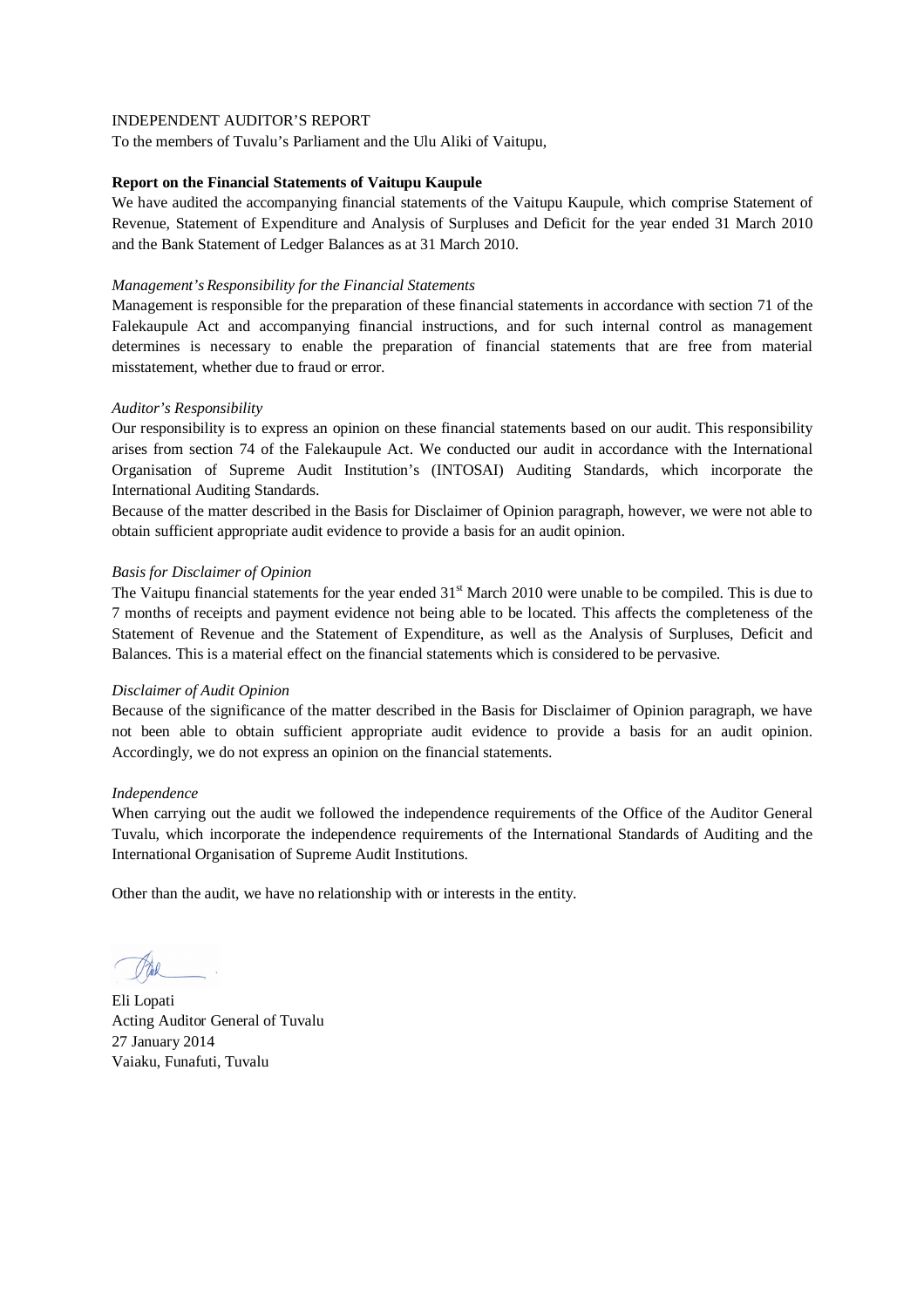INDEPENDENT AUDITOR'S REPORT

To the members of Tuvalu's Parliament and the Ulu Aliki of Vaitupu,

**Report on the Financial Statements of Vaitupu Kaupule**

We have audited the accompanying financial statements of the Vaitupu Kaupule, which comprise Statement of Revenue, Statement of Expenditure and Analysis of Surpluses and Deficit for the year ended 31 March 2010 and the Bank Statement of Ledger Balances as at 31 March 2010.

*Management's Responsibility for the Financial Statements*

Management is responsible for the preparation of these financial statements in accordance with section 71 of the Falekaupule Act and accompanying financial instructions, and for such internal control as management determines is necessary to enable the preparation of financial statements that are free from material misstatement, whether due to fraud or error.

*Auditor's Responsibility*

Our responsibility is to express an opinion on these financial statements based on our audit. This responsibility arises from section 74 of the Falekaupule Act. We conducted our audit in accordance with the International Organisation of Supreme Audit Institution's (INTOSAI) Auditing Standards, which incorporate the International Auditing Standards.

Because of the matter described in the Basis for Disclaimer of Opinion paragraph, however, we were not able to obtain sufficient appropriate audit evidence to provide a basis for an audit opinion.

*Basis for Disclaimer of Opinion*

The Vaitupu financial statements for the year ended 31st March 2010 were unable to be compiled. This is due to 7 months of receipts and payment evidence not being able to be located. This affects the completeness of the Statement of Revenue and the Statement of Expenditure, as well as the Analysis of Surpluses, Deficit and Balances. This is a material effect on the financial statements which is considered to be pervasive.

*Disclaimer of Audit Opinion*

Because of the significance of the matter described in the Basis for Disclaimer of Opinion paragraph, we have not been able to obtain sufficient appropriate audit evidence to provide a basis for an audit opinion. Accordingly, we do not express an opinion on the financial statements.

*Independence*

When carrying out the audit we followed the independence requirements of the Office of the Auditor General Tuvalu, which incorporate the independence requirements of the International Standards of Auditing and the International Organisation of Supreme Audit Institutions.

Other than the audit, we have no relationship with or interests in the entity.

Eli Lopati
Acting Auditor General of Tuvalu
27 January 2014
Vaiaku, Funafuti, Tuvalu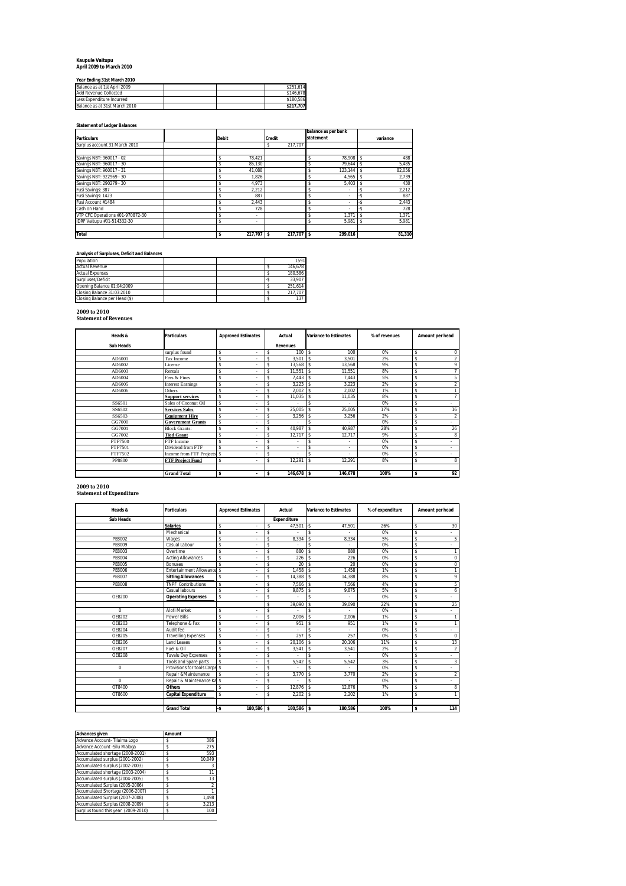**Kaupule Vaitupu**
**April 2009 to March 2010**

**Year Ending 31st March 2010**

| | | | |
|---|---|---|---|
| Balance as at 1st April 2009 | | | $251,614 |
| Add Revenue Collected | | | $146,678 |
| Less Expenditure Incurred | | | $180,586 |
| Balance as at 31st March 2010 | | | **$217,707** |

**Statement of Ledger Balances**

| Particulars | | Debit | Credit | balance as per bank statement | variance |
|---|---|---|---|---|---|
| Surplus account 31 March 2010 | | | $ 217,707 | | |
| | | | | | |
| Savings NBT: 960017 - 02 | | $ 78,421 | | $ 78,908 | $ 488 |
| Savings NBT: 960017 - 30 | | $ 85,130 | | $ 79,644 | -$ 5,485 |
| Savings NBT: 960017 - 31 | | $ 41,088 | | $ 123,144 | $ 82,056 |
| Savings NBT: 922969 - 30 | | $ 1,826 | | $ 4,565 | $ 2,739 |
| Savings NBT: 290279 - 30 | | $ 4,973 | | $ 5,403 | $ 430 |
| Fusi Savings: 387 | | $ 2,212 | | $ - | -$ 2,212 |
| Fusi Savings: 1423 | | $ 887 | | $ - | -$ 887 |
| Fusi Account #1484 | | $ 2,443 | | $ - | -$ 2,443 |
| Cash on Hand | | $ 728 | | $ - | -$ 728 |
| VTP CFC Operations #01-970872-30 | | $ - | | $ 1,371 | $ 1,371 |
| TDRF Vaitupu #01-514332-30 | | $ - | | $ 5,981 | $ 5,981 |
| | | | | | |
| **Total** | | **$ 217,707** | **$ 217,707** | **$ 299,016** | **81,310** |

**Analysis of Surpluses, Deficit and Balances**

| | | | |
|---|---|---|---|
| Population | | | 1591 |
| Actual Revenue | | | $ 146,678 |
| Actual Expenses | | | $ 180,586 |
| Surpluses/Deficit | | | -$ 33,907 |
| Opening Balance 01:04:2009 | | | $ 251,614 |
| Closing Balance 31:03:2010 | | | $ 217,707 |
| Closing Balance per Head ($) | | | $ 137 |

**2009 to 2010**
**Statement of Revenues**

| Heads & Sub Heads | Particulars | Approved Estimates | Actual Revenues | Variance to Estimates | % of revenues | Amount per head |
|---|---|---|---|---|---|---|
| | surplus found | $ - | $ 100 | $ 100 | 0% | $ 0 |
| AD6001 | Tax Income | $ - | $ 3,501 | $ 3,501 | 2% | $ 2 |
| AD6002 | License | $ - | $ 13,568 | $ 13,568 | 9% | $ 9 |
| AD6003 | Rentals | $ - | $ 11,551 | $ 11,551 | 8% | $ 7 |
| AD6004 | Fees & Fines | $ - | $ 7,443 | $ 7,443 | 5% | $ 5 |
| AD6005 | Interest Earnings | $ - | $ 3,223 | $ 3,223 | 2% | $ 2 |
| AD6006 | Others | $ - | $ 2,002 | $ 2,002 | 1% | $ 1 |
| | **Support services** | $ - | $ 11,035 | $ 11,035 | 8% | $ 7 |
| SS6501 | Sales of Coconut Oil | $ - | $ - | $ - | 0% | $ - |
| SS6502 | **Services Sales** | $ - | $ 25,005 | $ 25,005 | 17% | $ 16 |
| SS6503 | **Equipment Hire** | $ - | $ 3,256 | $ 3,256 | 2% | $ 2 |
| GG7000 | **Government Grants** | $ - | $ - | $ - | 0% | $ - |
| GG7001 | Block Grants: | $ - | $ 40,987 | $ 40,987 | 28% | $ 26 |
| GG7002 | **Tied Grant** | $ - | $ 12,717 | $ 12,717 | 9% | $ 8 |
| FTF7500 | FTF Income | $ - | $ - | $ - | 0% | $ - |
| FTF7501 | Dividend from FTF | $ - | $ - | $ - | 0% | $ - |
| FTF7502 | Income from FTF Projects | $ - | $ - | $ - | 0% | $ - |
| PP8800 | **FTF Project Fund** | $ - | $ 12,291 | $ 12,291 | 8% | $ 8 |
| | | | | | | |
| | **Grand Total** | **$ -** | **$ 146,678** | **$ 146,678** | **100%** | **$ 92** |

**2009 to 2010**
**Statement of Expenditure**

| Heads & Sub Heads | Particulars | Approved Estimates | Actual Expenditure | Variance to Estimates | % of expenditure | Amount per head |
|---|---|---|---|---|---|---|
| | **Salaries** | $ - | $ 47,501 | -$ 47,501 | 26% | $ 30 |
| | Mechanical | $ - | $ - | $ - | 0% | $ - |
| PE8002 | Wages | $ - | $ 8,334 | $ 8,334 | 5% | $ 5 |
| PE8009 | Casual Labour | $ - | $ - | $ - | 0% | $ - |
| PE8003 | Overtime | $ - | $ 880 | $ 880 | 0% | $ 1 |
| PE8004 | Acting Allowances | $ - | $ 226 | $ 226 | 0% | $ 0 |
| PE8005 | Bonuses | $ - | $ 20 | $ 20 | 0% | $ 0 |
| PE8006 | Entertainment Allowance | $ - | $ 1,458 | $ 1,458 | 1% | $ 1 |
| PE8007 | **Sitting Allowances** | $ - | $ 14,388 | $ 14,388 | 8% | $ 9 |
| PE8008 | TNPF Contributions | $ - | $ 7,566 | $ 7,566 | 4% | $ 5 |
| | Casual labours | $ - | $ 9,875 | $ 9,875 | 5% | $ 6 |
| OE8200 | **Operating Expenses** | $ - | $ - | $ - | 0% | $ - |
| | | | $ 39,090 | $ 39,090 | 22% | $ 25 |
| 0 | Alofi Market | $ - | $ - | $ - | 0% | $ - |
| OE8202 | Power Bills | $ - | $ 2,006 | $ 2,006 | 1% | $ 1 |
| OE8203 | Telephone & Fax | $ - | $ 951 | $ 951 | 1% | $ 1 |
| OE8204 | Audit fee | $ - | $ - | $ - | 0% | $ - |
| OE8205 | Travelling Expenses | $ - | $ 257 | $ 257 | 0% | $ 0 |
| OE8206 | Land Leases | $ - | $ 20,106 | $ 20,106 | 11% | $ 13 |
| OE8207 | Fuel & Oil | $ - | $ 3,541 | $ 3,541 | 2% | $ 2 |
| OE8208 | Tuvalu Day Expenses | $ - | $ - | $ - | 0% | $ - |
| | Tools and Spare parts | $ - | $ 5,542 | $ 5,542 | 3% | $ 3 |
| 0 | Provisions for tools Carpe | $ - | $ - | $ - | 0% | $ - |
| | Repair &Maintenance | $ - | $ 3,770 | $ 3,770 | 2% | $ 2 |
| 0 | Repair & Maintenance Ka | $ - | $ - | $ - | 0% | $ - |
| OT8400 | **Others** | $ - | $ 12,876 | $ 12,876 | 7% | $ 8 |
| OT8600 | **Capital Expenditure** | $ - | $ 2,202 | $ 2,202 | 1% | $ 1 |
| | | | | | | |
| | **Grand Total** | **-$ 180,586** | **$ 180,586** | **$ 180,586** | **100%** | **$ 114** |

| Advances given | Amount |
|---|---|
| Advance Account- Tilaima Logo | $ 386 |
| Advance Account -Silu Malaga | $ 275 |
| Accumulated shortage (2000-2001) | $ 593 |
| Accumulated surplus (2001-2002) | $ 10,049 |
| Accumulated surplus (2002-2003) | $ 3 |
| Accumulated shortage (2003-2004) | $ 11 |
| Accumulated surplus (2004-2005) | $ 13 |
| Accumulated Surplus (2005-2006) | $ 2 |
| Accumulated Shortage (2006-2007) | $ 1 |
| Accumulated Surplus (2007-2008) | $ 1,498 |
| Accumulated Surplus (2008-2009) | $ 3,213 |
| Surplus found this year (2009-2010) | $ 100 |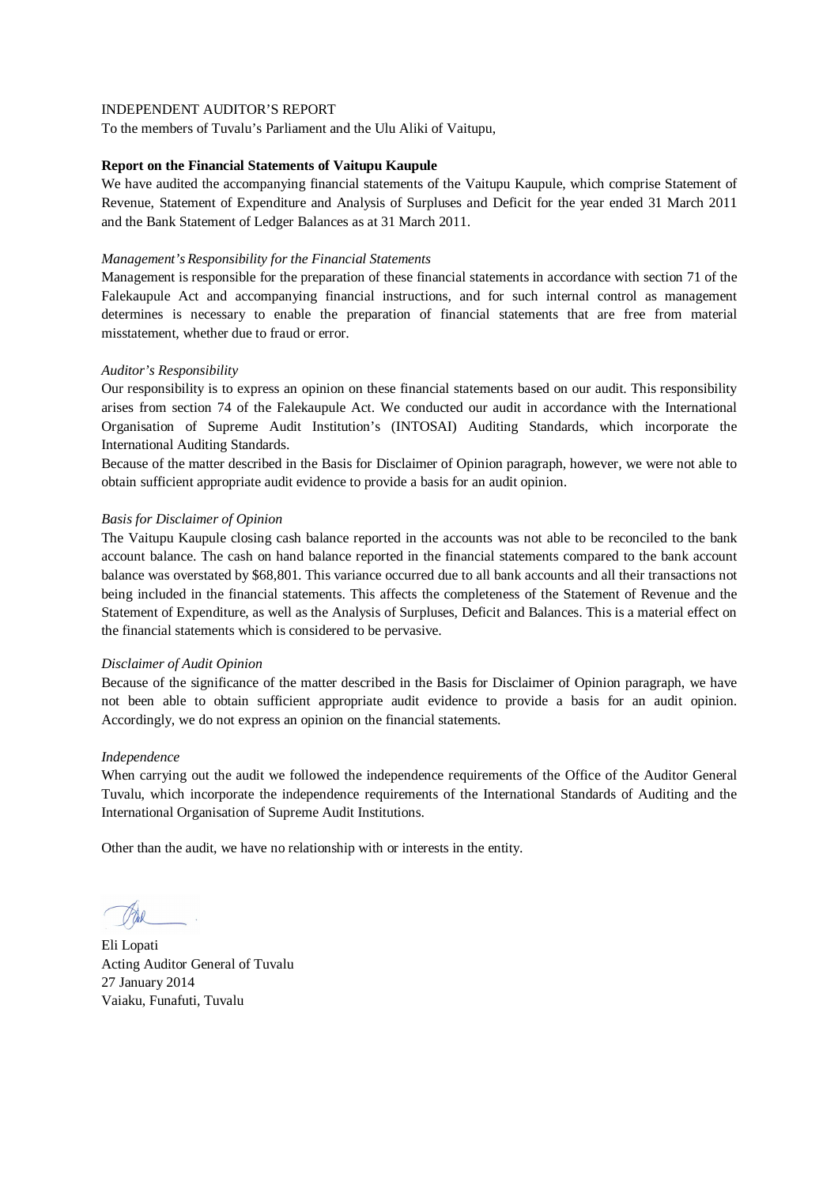INDEPENDENT AUDITOR'S REPORT

To the members of Tuvalu's Parliament and the Ulu Aliki of Vaitupu,

**Report on the Financial Statements of Vaitupu Kaupule**

We have audited the accompanying financial statements of the Vaitupu Kaupule, which comprise Statement of Revenue, Statement of Expenditure and Analysis of Surpluses and Deficit for the year ended 31 March 2011 and the Bank Statement of Ledger Balances as at 31 March 2011.

*Management's Responsibility for the Financial Statements*

Management is responsible for the preparation of these financial statements in accordance with section 71 of the Falekaupule Act and accompanying financial instructions, and for such internal control as management determines is necessary to enable the preparation of financial statements that are free from material misstatement, whether due to fraud or error.

*Auditor's Responsibility*

Our responsibility is to express an opinion on these financial statements based on our audit. This responsibility arises from section 74 of the Falekaupule Act. We conducted our audit in accordance with the International Organisation of Supreme Audit Institution's (INTOSAI) Auditing Standards, which incorporate the International Auditing Standards.

Because of the matter described in the Basis for Disclaimer of Opinion paragraph, however, we were not able to obtain sufficient appropriate audit evidence to provide a basis for an audit opinion.

*Basis for Disclaimer of Opinion*

The Vaitupu Kaupule closing cash balance reported in the accounts was not able to be reconciled to the bank account balance. The cash on hand balance reported in the financial statements compared to the bank account balance was overstated by $68,801. This variance occurred due to all bank accounts and all their transactions not being included in the financial statements. This affects the completeness of the Statement of Revenue and the Statement of Expenditure, as well as the Analysis of Surpluses, Deficit and Balances. This is a material effect on the financial statements which is considered to be pervasive.

*Disclaimer of Audit Opinion*

Because of the significance of the matter described in the Basis for Disclaimer of Opinion paragraph, we have not been able to obtain sufficient appropriate audit evidence to provide a basis for an audit opinion. Accordingly, we do not express an opinion on the financial statements.

*Independence*

When carrying out the audit we followed the independence requirements of the Office of the Auditor General Tuvalu, which incorporate the independence requirements of the International Standards of Auditing and the International Organisation of Supreme Audit Institutions.

Other than the audit, we have no relationship with or interests in the entity.

Eli Lopati
Acting Auditor General of Tuvalu
27 January 2014
Vaiaku, Funafuti, Tuvalu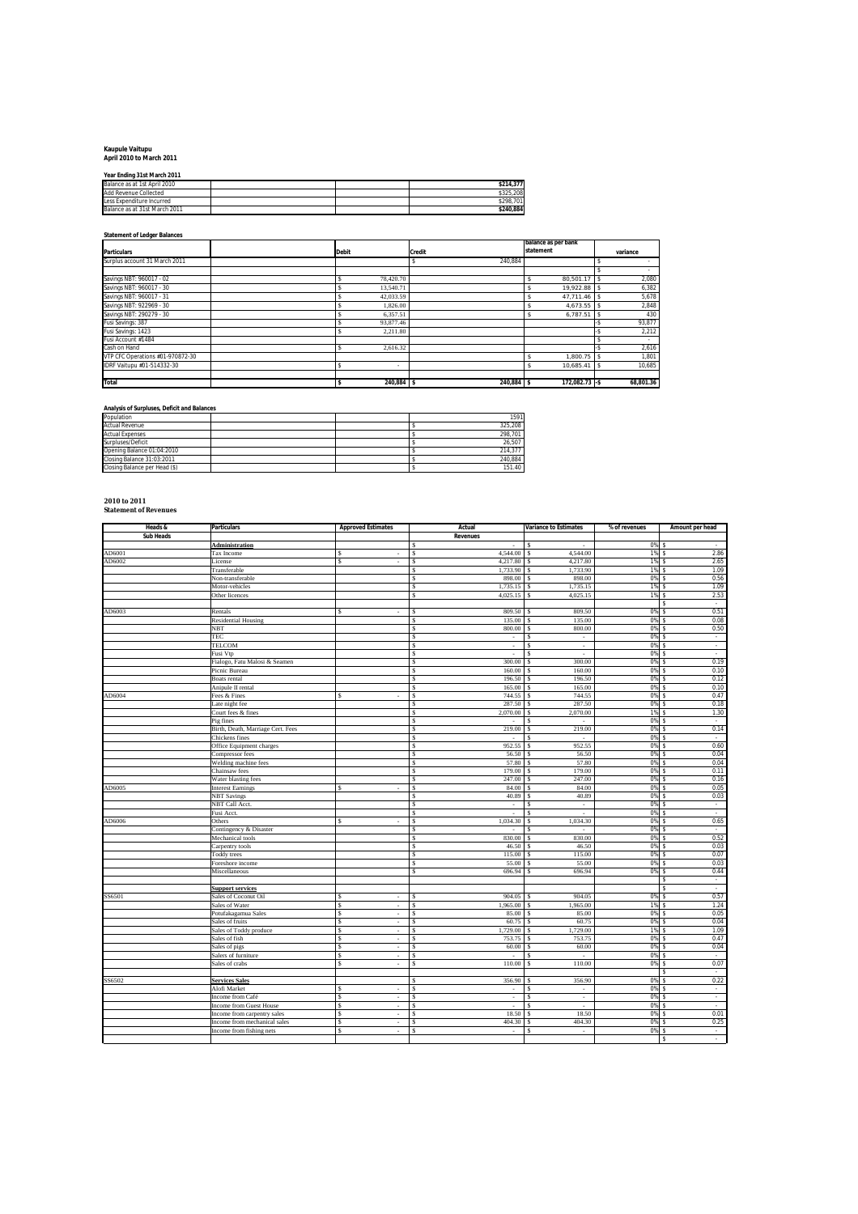**Kaupule Vaitupu**
**April 2010 to March 2011**

**Year Ending 31st March 2011**

| | | | |
|---|---|---|---|
| Balance as at 1st April 2010 | | | $214,377 |
| Add Revenue Collected | | | $325,208 |
| Less Expenditure Incurred | | | $298,701 |
| Balance as at 31st March 2011 | | | $240,884 |

**Statement of Ledger Balances**

| Particulars | | Debit | Credit | balance as per bank statement | variance |
|---|---|---|---|---|---|
| Surplus account 31 March 2011 | | | $ 240,884 | | $ - |
| | | | | | $ - |
| Savings NBT: 960017 - 02 | | $ 78,420.70 | | $ 80,501.17 | $ 2,080 |
| Savings NBT: 960017 - 30 | | $ 13,540.71 | | $ 19,922.88 | $ 6,382 |
| Savings NBT: 960017 - 31 | | $ 42,033.59 | | $ 47,711.46 | $ 5,678 |
| Savings NBT: 922969 - 30 | | $ 1,826.00 | | $ 4,673.55 | $ 2,848 |
| Savings NBT: 290279 - 30 | | $ 6,357.51 | | $ 6,787.51 | $ 430 |
| Fusi Savings: 387 | | $ 93,877.46 | | | -$ 93,877 |
| Fusi Savings: 1423 | | $ 2,211.80 | | | -$ 2,212 |
| Fusi Account #1484 | | | | | $ - |
| Cash on Hand | | $ 2,616.32 | | | -$ 2,616 |
| VTP CFC Operations #01-970872-30 | | | | $ 1,800.75 | $ 1,801 |
| IDRF Vaitupu #01-514332-30 | | $ - | | $ 10,685.41 | $ 10,685 |
| | | | | | |
| **Total** | | **$ 240,884** | **$ 240,884** | **$ 172,082.73** | **-$ 68,801.36** |

**Analysis of Surpluses, Deficit and Balances**

| | | | |
|---|---|---|---|
| Population | | | 1591 |
| Actual Revenue | | | $ 325,208 |
| Actual Expenses | | | $ 298,701 |
| Surpluses/Deficit | | | $ 26,507 |
| Opening Balance 01:04:2010 | | | $ 214,377 |
| Closing Balance 31:03:2011 | | | $ 240,884 |
| Closing Balance per Head ($) | | | $ 151.40 |

**2010 to 2011**
**Statement of Revenues**

| Heads & Sub Heads | Particulars | Approved Estimates | Actual Revenues | Variance to Estimates | % of revenues | Amount per head |
|---|---|---|---|---|---|---|
| | **Administration** | | $ - | $ - | 0% | $ - |
| AD6001 | Tax Income | $ - | $ 4,544.00 | $ 4,544.00 | 1% | $ 2.86 |
| AD6002 | License | $ - | $ 4,217.80 | $ 4,217.80 | 1% | $ 2.65 |
| | Transferable | | $ 1,733.90 | $ 1,733.90 | 1% | $ 1.09 |
| | Non-transferable | | $ 898.00 | $ 898.00 | 0% | $ 0.56 |
| | Motor-vehicles | | $ 1,735.15 | $ 1,735.15 | 1% | $ 1.09 |
| | Other licences | | $ 4,025.15 | $ 4,025.15 | 1% | $ 2.53 |
| | | | | | | $ - |
| AD6003 | Rentals | $ - | $ 809.50 | $ 809.50 | 0% | $ 0.51 |
| | Residential Housing | | $ 135.00 | $ 135.00 | 0% | $ 0.08 |
| | NBT | | $ 800.00 | $ 800.00 | 0% | $ 0.50 |
| | TEC | | $ - | $ - | 0% | $ - |
| | TELCOM | | $ - | $ - | 0% | $ - |
| | Fusi Vtp | | $ - | $ - | 0% | $ - |
| | Fialogo, Fatu Malosi & Seamen | | $ 300.00 | $ 300.00 | 0% | $ 0.19 |
| | Picnic Bureau | | $ 160.00 | $ 160.00 | 0% | $ 0.10 |
| | Boats rental | | $ 196.50 | $ 196.50 | 0% | $ 0.12 |
| | Anipule II rental | | $ 165.00 | $ 165.00 | 0% | $ 0.10 |
| AD6004 | Fees & Fines | $ - | $ 744.55 | $ 744.55 | 0% | $ 0.47 |
| | Late night fee | | $ 287.50 | $ 287.50 | 0% | $ 0.18 |
| | Court fees & fines | | $ 2,070.00 | $ 2,070.00 | 1% | $ 1.30 |
| | Pig fines | | $ - | $ - | 0% | $ - |
| | Birth, Death, Marriage Cert. Fees | | $ 219.00 | $ 219.00 | 0% | $ 0.14 |
| | Chickens fines | | $ - | $ - | 0% | $ - |
| | Office Equipment charges | | $ 952.55 | $ 952.55 | 0% | $ 0.60 |
| | Compressor fees | | $ 56.50 | $ 56.50 | 0% | $ 0.04 |
| | Welding machine fees | | $ 57.80 | $ 57.80 | 0% | $ 0.04 |
| | Chainsaw fees | | $ 179.00 | $ 179.00 | 0% | $ 0.11 |
| | Water blasting fees | | $ 247.00 | $ 247.00 | 0% | $ 0.16 |
| AD6005 | Interest Earnings | $ - | $ 84.00 | $ 84.00 | 0% | $ 0.05 |
| | NBT Savings | | $ 40.89 | $ 40.89 | 0% | $ 0.03 |
| | NBT Call Acct. | | $ - | $ - | 0% | $ - |
| | Fusi Acct. | | $ - | $ - | 0% | $ - |
| AD6006 | Others | $ - | $ 1,034.30 | $ 1,034.30 | 0% | $ 0.65 |
| | Contingency & Disaster | | $ - | $ - | 0% | $ - |
| | Mechanical tools | | $ 830.00 | $ 830.00 | 0% | $ 0.52 |
| | Carpentry tools | | $ 46.50 | $ 46.50 | 0% | $ 0.03 |
| | Toddy trees | | $ 115.00 | $ 115.00 | 0% | $ 0.07 |
| | Foreshore income | | $ 55.00 | $ 55.00 | 0% | $ 0.03 |
| | Miscellaneous | | $ 696.94 | $ 696.94 | 0% | $ 0.44 |
| | | | | | | $ - |
| | **Support services** | | | | | $ - |
| SS6501 | Sales of Coconut Oil | $ - | $ 904.05 | $ 904.05 | 0% | $ 0.57 |
| | Sales of Water | $ - | $ 1,965.00 | $ 1,965.00 | 1% | $ 1.24 |
| | Potufakagamua Sales | $ - | $ 85.00 | $ 85.00 | 0% | $ 0.05 |
| | Sales of fruits | $ - | $ 60.75 | $ 60.75 | 0% | $ 0.04 |
| | Sales of Toddy produce | $ - | $ 1,729.00 | $ 1,729.00 | 1% | $ 1.09 |
| | Sales of fish | $ - | $ 753.75 | $ 753.75 | 0% | $ 0.47 |
| | Sales of pigs | $ - | $ 60.00 | $ 60.00 | 0% | $ 0.04 |
| | Salers of furniture | $ - | $ - | $ - | 0% | $ - |
| | Sales of crabs | $ - | $ 110.00 | $ 110.00 | 0% | $ 0.07 |
| | | | | | | $ - |
| SS6502 | **Services Sales** | | $ 356.90 | $ 356.90 | 0% | $ 0.22 |
| | Alofi Market | $ - | $ - | $ - | 0% | $ - |
| | Income from Café | $ - | $ - | $ - | 0% | $ - |
| | Income from Guest House | $ - | $ - | $ - | 0% | $ - |
| | Income from carpentry sales | $ - | $ 18.50 | $ 18.50 | 0% | $ 0.01 |
| | Income from mechanical sales | $ - | $ 404.30 | $ 404.30 | 0% | $ 0.25 |
| | Income from fishing nets | $ - | $ - | $ - | 0% | $ - |
| | | | | | | $ - |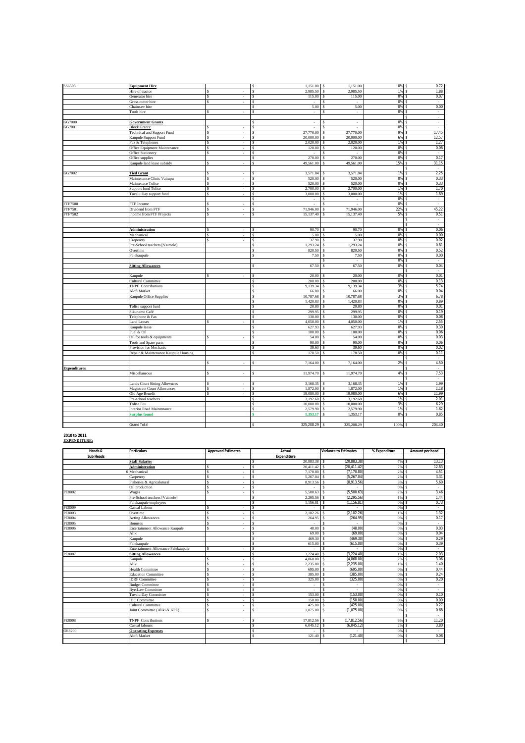| | | | | | | |
|---|---|---|---|---|---|---|
| SS6503 | **Equipment Hire** | | $ 1,151.00 | $ 1,151.00 | 0% | $ 0.72 |
| | Hire of tractor | $ - | $ 2,985.50 | $ 2,985.50 | 1% | $ 1.88 |
| | Generator hire | $ - | $ 115.00 | $ 115.00 | 0% | $ 0.07 |
| | Grass-cutter hire | $ - | $ - | $ - | 0% | $ - |
| | Chainsaw hire | | $ 5.00 | $ 5.00 | 0% | $ 0.00 |
| | Tools hire | $ - | $ - | $ - | 0% | $ - |
| | | | | | | $ - |
| GG7000 | **Government Grants** | | $ - | $ - | 0% | $ - |
| GG7001 | Block Grants: | $ - | $ - | $ - | 0% | $ - |
| | Technical and Support Fund | $ - | $ 27,770.00 | $ 27,770.00 | 9% | $ 17.45 |
| | Kaupule Support Fund | $ - | $ 20,000.00 | $ 20,000.00 | 6% | $ 12.57 |
| | Fax & Telephones | $ - | $ 2,020.00 | $ 2,020.00 | 1% | $ 1.27 |
| | Office Equipment Maintenance | $ - | $ 120.00 | $ 120.00 | 0% | $ 0.08 |
| | Office Stationery | $ - | $ - | $ - | 0% | $ - |
| | Office supplies | | $ 270.00 | $ 270.00 | 0% | $ 0.17 |
| | Kaupule land lease subsidy | $ - | $ 49,561.00 | $ 49,561.00 | 15% | $ 31.15 |
| | | | | | | $ - |
| GG7002 | **Tied Grant** | $ - | $ 3,571.84 | $ 3,571.84 | 1% | $ 2.25 |
| | Maintenance Clinic Vaitupu | $ - | $ 520.00 | $ 520.00 | 0% | $ 0.33 |
| | Maintenace Tolise | $ - | $ 520.00 | $ 520.00 | 0% | $ 0.33 |
| | Support fund Tolise | $ - | $ 2,700.00 | $ 2,700.00 | 1% | $ 1.70 |
| | Tuvalu Day support fund | $ - | $ 3,000.00 | $ 3,000.00 | 1% | $ 1.89 |
| | | | $ - | $ - | 0% | $ - |
| FTF7500 | FTF Income | $ - | $ - | $ - | 0% | $ - |
| FTF7501 | Dividend from FTF | $ - | $ 71,946.00 | $ 71,946.00 | 22% | $ 45.22 |
| FTF7502 | Income from FTF Projects | $ - | $ 15,137.40 | $ 15,137.40 | 5% | $ 9.51 |
| | | | | | | $ - |
| | | | | | | $ - |
| | **Administration** | $ - | $ 90.70 | $ 90.70 | 0% | $ 0.06 |
| | Mechanical | $ - | $ 5.00 | $ 5.00 | 0% | $ 0.00 |
| | Carpentry | $ - | $ 37.90 | $ 37.90 | 0% | $ 0.02 |
| | Pre-School teachers [Vaimele] | | $ 1,293.24 | $ 1,293.24 | 0% | $ 0.81 |
| | Overtime | | $ 820.50 | $ 820.50 | 0% | $ 0.52 |
| | Falekaupule | | $ 7.50 | $ 7.50 | 0% | $ 0.00 |
| | | | | $ - | 0% | $ - |
| | **Sitting Allowances** | | $ 67.50 | $ 67.50 | 0% | $ 0.04 |
| | | | | | | $ - |
| | Kaupule | $ - | $ 20.00 | $ 20.00 | 0% | $ 0.01 |
| | Cultural Committee | | $ 200.00 | $ 200.00 | 0% | $ 0.13 |
| | TNPF Contributions | | $ 9,139.34 | $ 9,139.34 | 3% | $ 5.74 |
| | Alofi Market | | $ 66.00 | $ 66.00 | 0% | $ 0.04 |
| | Kaupule Office Supplies | | $ 10,787.68 | $ 10,787.68 | 3% | $ 6.78 |
| | | | $ 1,420.83 | $ 1,420.83 | 0% | $ 0.89 |
| | Tolise support fund | | $ 20.80 | $ 20.80 | 0% | $ 0.01 |
| | Sikunamo Café | | $ 299.95 | $ 299.95 | 0% | $ 0.19 |
| | Telephone & Fax | | $ 130.00 | $ 130.00 | 0% | $ 0.08 |
| | Land Leases | $ - | $ 4,050.00 | $ 4,050.00 | 1% | $ 2.55 |
| | Kaupule lease | | $ 627.93 | $ 627.93 | 0% | $ 0.39 |
| | Fuel & Oil | | $ 100.00 | $ 100.00 | 0% | $ 0.06 |
| | Oil for tools & equipments | $ - | $ 54.00 | $ 54.00 | 0% | $ 0.03 |
| | Tools and Spare parts | | $ 90.00 | $ 90.00 | 0% | $ 0.06 |
| | Provision for Mechanic | | $ 39.60 | $ 39.60 | 0% | $ 0.02 |
| | Repair & Maintenance Kaupule Housing | | $ 178.50 | $ 178.50 | 0% | $ 0.11 |
| | | | | | | $ - |
| | | $ - | $ 7,164.00 | $ 7,164.00 | 2% | $ 4.50 |
| **Expenditures** | | | | | | $ - |
| | Miscellaneous | $ - | $ 11,974.70 | $ 11,974.70 | 4% | $ 7.53 |
| | | | | | | $ - |
| | Lands Court Sitting Allownces | $ - | $ 3,168.35 | $ 3,168.35 | 1% | $ 1.99 |
| | Magistrate Court Allowances | $ - | $ 1,872.00 | $ 1,872.00 | 1% | $ 1.18 |
| | Old Age Benefit | $ - | $ 19,080.00 | $ 19,080.00 | 6% | $ 11.99 |
| | Pre-school teachers | | $ 3,192.68 | $ 3,192.68 | 1% | $ 2.01 |
| | Tolise Fou | | $ 10,000.00 | $ 10,000.00 | 3% | $ 6.29 |
| | Interior Road Maintenance | | $ 2,579.90 | $ 2,579.90 | 1% | $ 1.62 |
| | **Surplus found** | | **$ 1,353.17** | $ 1,353.17 | 0% | $ 0.85 |
| | | | | | | |
| | Grand Total | | $ 325,208.29 | $ 325,208.29 | 100% | $ 204.40 |

**2010 to 2011**
**EXPENDITURE:**

| Heads & Sub Heads | Particulars | Approved Estimates | Actual Expenditure | Variance to Estimates | % Expenditure | Amount per head |
|---|---|---|---|---|---|---|
| | **Staff Salaries** | | $ 20,883.38 | $ (20,883.38) | 7% | $ 13.13 |
| | **Administration** | $ - | $ 20,411.42 | $ (20,411.42) | 7% | $ 12.83 |
| 0 | Mechanical | $ - | $ 7,170.80 | $ (7,170.80) | 2% | $ 4.51 |
| | Carpentry | $ - | $ 5,267.04 | $ (5,267.04) | 2% | $ 3.31 |
| | Fisheries & Agriculutural | $ - | $ 8,913.56 | $ (8,913.56) | 3% | $ 5.60 |
| | Oil production | $ - | $ - | $ - | 0% | $ - |
| PE8002 | Wages | $ - | $ 5,500.63 | $ (5,500.63) | 2% | $ 3.46 |
| | Pre-School teachers [Vaimele] | | $ 2,295.56 | $ (2,295.56) | 1% | $ 1.44 |
| | Falekaupule employees | | $ 1,156.81 | $ (1,156.81) | 0% | $ 0.73 |
| PE8009 | Casual Labour | $ - | $ - | $ - | 0% | $ - |
| PE8003 | Overtime | $ - | $ 2,102.26 | $ (2,102.26) | 1% | $ 1.32 |
| PE8004 | Acting Allowances | $ - | $ 264.95 | $ (264.95) | 0% | $ 0.17 |
| PE8005 | Bonuses | $ - | $ - | $ - | 0% | $ - |
| PE8006 | Entertainment Allowance Kaupule | $ - | $ 48.00 | $ (48.00) | 0% | $ 0.03 |
| | Aliki | | $ 69.00 | $ (69.00) | 0% | $ 0.04 |
| | Kaupule | | $ 469.30 | $ (469.30) | 0% | $ 0.29 |
| | Falekaupule | | $ 615.00 | $ (615.00) | 0% | $ 0.39 |
| | Entertainment Allowance Falekaupule | $ - | $ - | $ - | 0% | $ - |
| PE8007 | **Sitting Allowances** | | $ 3,224.40 | $ (3,224.40) | 1% | $ 2.03 |
| | Kaupule | $ - | $ 4,868.00 | $ (4,868.00) | 2% | $ 3.06 |
| | Aliki | $ - | $ 2,235.00 | $ (2,235.00) | 1% | $ 1.40 |
| | Health Committee | $ - | $ 695.00 | $ (695.00) | 0% | $ 0.44 |
| | Education Committee | $ - | $ 385.00 | $ (385.00) | 0% | $ 0.24 |
| | IDRF Committee | $ - | $ 325.00 | $ (325.00) | 0% | $ 0.20 |
| | Budget Committee | $ - | $ - | $ - | 0% | $ - |
| | Bye-Law Committee | $ - | $ - | $ - | 0% | $ - |
| | Tuvalu Day Committee | $ - | $ 153.00 | $ (153.00) | 0% | $ 0.10 |
| | IDC Committee | $ - | $ 150.00 | $ (150.00) | 0% | $ 0.09 |
| | Cultural Committee | $ - | $ 425.00 | $ (425.00) | 0% | $ 0.27 |
| | Joint Committee (Aliki & KPL) | $ - | $ 1,075.00 | $ (1,075.00) | 0% | $ 0.68 |
| | | | | | | $ - |
| PE8008 | TNPF Contributions | $ - | $ 17,812.56 | $ (17,812.56) | 6% | $ 11.20 |
| | Casual labours | | $ 6,045.12 | $ (6,045.12) | 2% | $ 3.80 |
| OE8200 | **Operating Expenses** | | $ - | $ - | 0% | $ - |
| | Alofi Market | | $ 121.40 | $ (121.40) | 0% | $ 0.08 |
| | | | | | | $ - |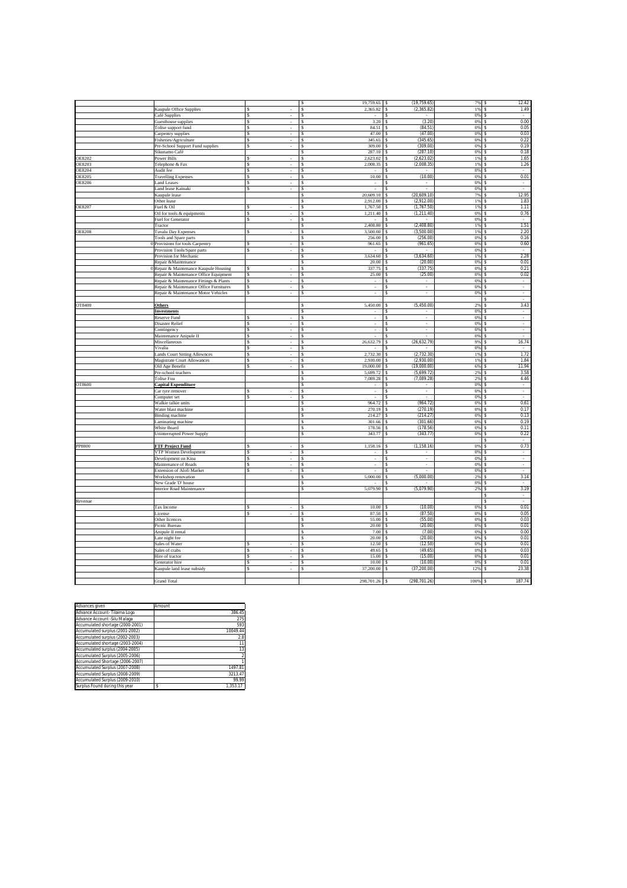| | | | | | | |
|---|---|---|---|---|---|---|
| | | | $ 19,759.65 | $ (19,759.65) | 7% | $ 12.42 |
| | Kaupule Office Supplies | $ - | $ 2,365.82 | $ (2,365.82) | 1% | $ 1.49 |
| | Café Supplies | $ - | $ - | $ - | 0% | $ - |
| | Guesthouse supplies | $ - | $ 3.20 | $ (3.20) | 0% | $ 0.00 |
| | Tolise support fund | $ - | $ 84.51 | $ (84.51) | 0% | $ 0.05 |
| | Carpentry supplies | $ - | $ 47.00 | $ (47.00) | 0% | $ 0.03 |
| | Fisheries/Agriculture | $ - | $ 345.65 | $ (345.65) | 0% | $ 0.22 |
| | Pre-School Support Fund supplies | $ - | $ 309.00 | $ (309.00) | 0% | $ 0.19 |
| | Sikunamo Café | | $ 287.10 | $ (287.10) | 0% | $ 0.18 |
| OE8202 | Power Bills | $ - | $ 2,623.02 | $ (2,623.02) | 1% | $ 1.65 |
| OE8203 | Telephone & Fax | $ - | $ 2,008.35 | $ (2,008.35) | 1% | $ 1.26 |
| OE8204 | Audit fee | $ - | $ - | $ - | 0% | $ - |
| OE8205 | Travelling Expenses | $ - | $ 10.00 | $ (10.00) | 0% | $ 0.01 |
| OE8206 | Land Leases | $ - | $ - | $ - | 0% | $ - |
| | Land lease Kainaki | $ - | $ - | $ - | 0% | $ - |
| | Kaupule lease | | $ 20,609.10 | $ (20,609.10) | 7% | $ 12.95 |
| | Other lease | | $ 2,912.00 | $ (2,912.00) | 1% | $ 1.83 |
| OE8207 | Fuel & Oil | $ - | $ 1,767.50 | $ (1,767.50) | 1% | $ 1.11 |
| | Oil for tools & equipments | $ - | $ 1,211.40 | $ (1,211.40) | 0% | $ 0.76 |
| | Fuel for Generator | $ - | $ - | $ - | 0% | $ - |
| | Tractor | | $ 2,408.80 | $ (2,408.80) | 1% | $ 1.51 |
| OE8208 | Tuvalu Day Expenses | $ - | $ 3,500.00 | $ (3,500.00) | 1% | $ 2.20 |
| | Tools and Spare parts | | $ 256.00 | $ (256.00) | 0% | $ 0.16 |
| 0 | Provisions for tools Carpentry | $ - | $ 961.65 | $ (961.65) | 0% | $ 0.60 |
| | Provision Tools/Spare parts | $ - | $ - | $ - | 0% | $ - |
| | Provision for Mechanic | | $ 3,634.60 | $ (3,634.60) | 1% | $ 2.28 |
| | Repair &Maintenance | | $ 20.00 | $ (20.00) | 0% | $ 0.01 |
| 0 | Repair & Maintenance Kaupule Housing | $ - | $ 337.75 | $ (337.75) | 0% | $ 0.21 |
| | Repair & Maintenance Office Equipment | $ - | $ 25.00 | $ (25.00) | 0% | $ 0.02 |
| | Repair & Maintenance Fittings & Plants | $ - | $ - | $ - | 0% | $ - |
| | Repair & Maintenance Office Furnitures | $ - | $ - | $ - | 0% | $ - |
| | Repair & Maintenance Motor Vehicles | $ - | $ - | $ - | 0% | $ - |
| | | | | | | $ - |
| OT8400 | **Others** | | $ 5,450.00 | $ (5,450.00) | 2% | $ 3.43 |
| | **Investments** | | $ - | $ - | 0% | $ - |
| | Reserve Fund | $ - | $ - | $ - | 0% | $ - |
| | Disaster Relief | $ - | $ - | $ - | 0% | $ - |
| | Contingency | $ - | $ - | $ - | 0% | $ - |
| | Maintenance Anipule II | $ - | $ - | $ - | 0% | $ - |
| | Miscellaneous | $ - | $ 26,632.79 | $ (26,632.79) | 9% | $ 16.74 |
| | Vivalia | $ - | $ - | $ - | 0% | $ - |
| | Lands Court Sitting Allownces | $ - | $ 2,732.30 | $ (2,732.30) | 1% | $ 1.72 |
| | Magistrate Court Allowances | $ - | $ 2,930.00 | $ (2,930.00) | 1% | $ 1.84 |
| | Old Age Benefit | $ - | $ 19,000.00 | $ (19,000.00) | 6% | $ 11.94 |
| | Pre-school teachers | | $ 5,699.72 | $ (5,699.72) | 2% | $ 3.58 |
| | Tolise Fou | | $ 7,089.28 | $ (7,089.28) | 2% | $ 4.46 |
| OT8600 | **Capital Expenditure** | | $ - | $ - | 0% | $ - |
| | Car tyre remover | $ - | $ - | $ - | 0% | $ - |
| | Computer set | $ - | $ - | $ - | 0% | $ - |
| | Walkie talkie units | | $ 964.72 | $ (964.72) | 0% | $ 0.61 |
| | Water blast machine | | $ 270.19 | $ (270.19) | 0% | $ 0.17 |
| | Binding machine | | $ 214.27 | $ (214.27) | 0% | $ 0.13 |
| | Laminating machine | | $ 301.66 | $ (301.66) | 0% | $ 0.19 |
| | White Board | | $ 178.56 | $ (178.56) | 0% | $ 0.11 |
| | Uninterrupted Power Supply | | $ 343.77 | $ (343.77) | 0% | $ 0.22 |
| | | | | | | $ - |
| PP8800 | **FTF Project Fund** | $ - | $ 1,158.16 | $ (1,158.16) | 0% | $ 0.73 |
| | VTP Women Development | $ - | $ - | $ - | 0% | $ - |
| | Development on Kioa | $ - | $ - | $ - | 0% | $ - |
| | Maintenance of Roads | $ - | $ - | $ - | 0% | $ - |
| | Extension of Alofi Market | $ - | $ - | $ - | 0% | $ - |
| | Workshop renovation | | $ 5,000.00 | $ (5,000.00) | 2% | $ 3.14 |
| | New Grade 'D' house | | $ - | $ - | 0% | $ - |
| | Interior Road Maintenance | | $ 5,079.90 | $ (5,079.90) | 2% | $ 3.19 |
| | | | | | | $ - |
| Revenue | | | | | | $ - |
| | Tax Income | $ - | $ 10.00 | $ (10.00) | 0% | $ 0.01 |
| | License | $ - | $ 87.50 | $ (87.50) | 0% | $ 0.05 |
| | Other licences | | $ 55.00 | $ (55.00) | 0% | $ 0.03 |
| | Picnic Bureau | | $ 20.00 | $ (20.00) | 0% | $ 0.01 |
| | Anipule II rental | | $ 7.00 | $ (7.00) | 0% | $ 0.00 |
| | Late night fee | | $ 20.00 | $ (20.00) | 0% | $ 0.01 |
| | Sales of Water | $ - | $ 12.50 | $ (12.50) | 0% | $ 0.01 |
| | Sales of crabs | $ - | $ 49.65 | $ (49.65) | 0% | $ 0.03 |
| | Hire of tractor | $ - | $ 15.00 | $ (15.00) | 0% | $ 0.01 |
| | Generator hire | $ - | $ 10.00 | $ (10.00) | 0% | $ 0.01 |
| | Kaupule land lease subsidy | $ - | $ 37,200.00 | $ (37,200.00) | 12% | $ 23.38 |
| | | | | | | |
| | Grand Total | | 298,701.26 | $ (298,701.26) | 100% | $ 187.74 |

| Advances given | Amount |
|---|---|
| Advance Account- Tilaima Logo | 386.45 |
| Advance Account -Silu Malaga | 275 |
| Accumulated shortage (2000-2001) | 593 |
| Accumulated surplus (2001-2002) | 10049.44 |
| Accumulated surplus (2002-2003) | 2.8 |
| Accumulated shortage (2003-2004) | 11 |
| Accumulated surplus (2004-2005) | 13 |
| Accumulated Surplus (2005-2006) | 2 |
| Accumulated Shortage (2006-2007) | 1 |
| Accumulated Surplus (2007-2008) | 1497.81 |
| Accumulated Surplus (2008-2009) | 3213.47 |
| Accumulated Surplus (2009-2010) | 99.99 |
| Surplus Found during this year | $ 1,353.17 |